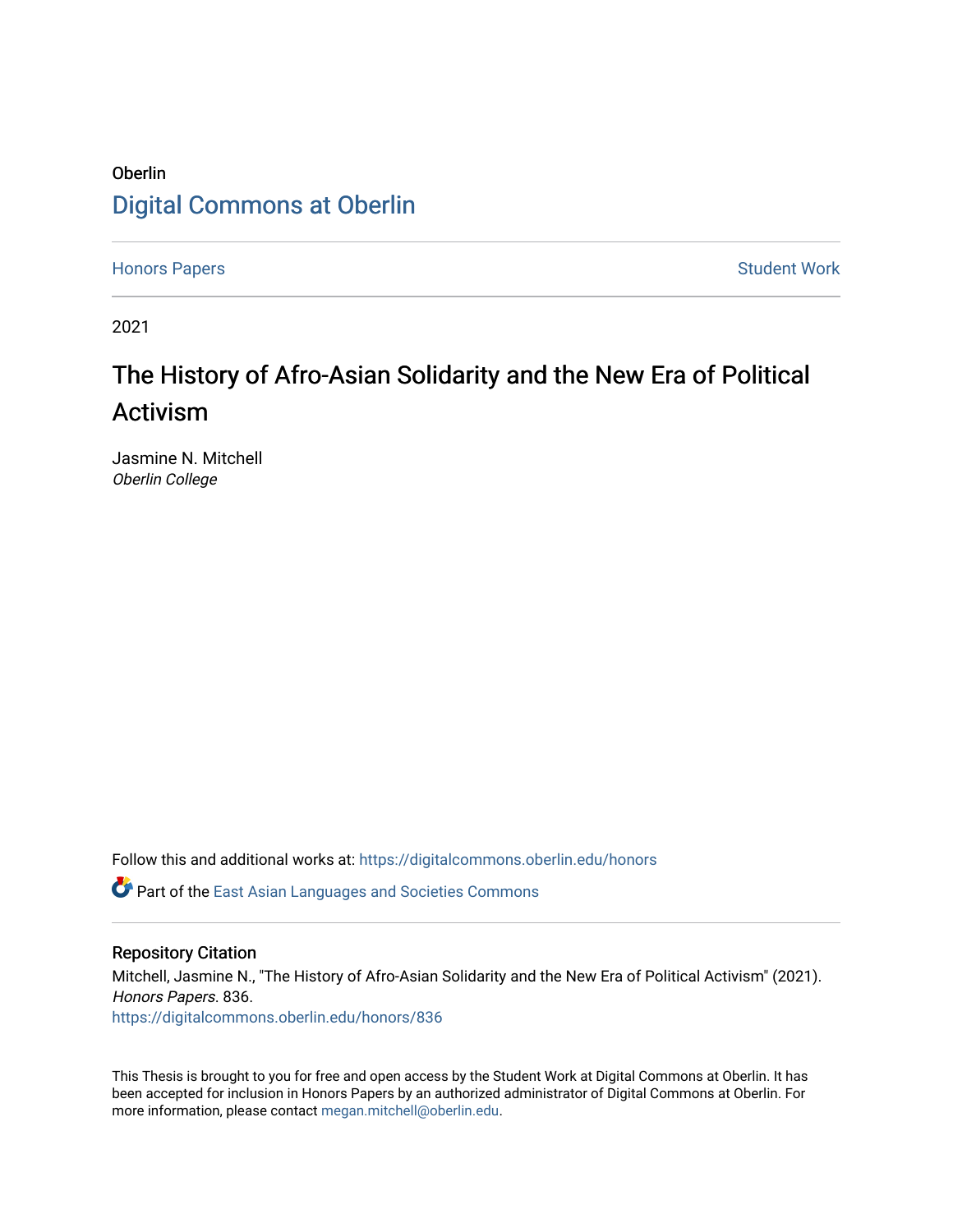Oberlin

# Digital Commons at Oberlin

Honors Papers

Student Work

2021

# The History of Afro-Asian Solidarity and the New Era of Political Activism

Jasmine N. Mitchell
*Oberlin College*

Follow this and additional works at: https://digitalcommons.oberlin.edu/honors

Part of the East Asian Languages and Societies Commons

## Repository Citation

Mitchell, Jasmine N., "The History of Afro-Asian Solidarity and the New Era of Political Activism" (2021). *Honors Papers*. 836.
https://digitalcommons.oberlin.edu/honors/836

This Thesis is brought to you for free and open access by the Student Work at Digital Commons at Oberlin. It has been accepted for inclusion in Honors Papers by an authorized administrator of Digital Commons at Oberlin. For more information, please contact megan.mitchell@oberlin.edu.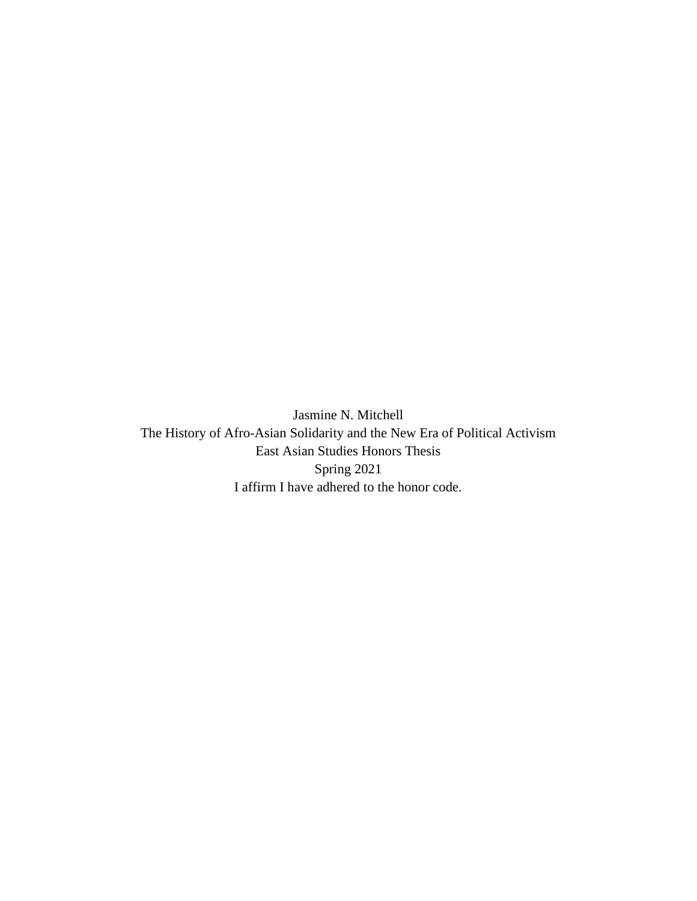Jasmine N. Mitchell

The History of Afro-Asian Solidarity and the New Era of Political Activism

East Asian Studies Honors Thesis

Spring 2021

I affirm I have adhered to the honor code.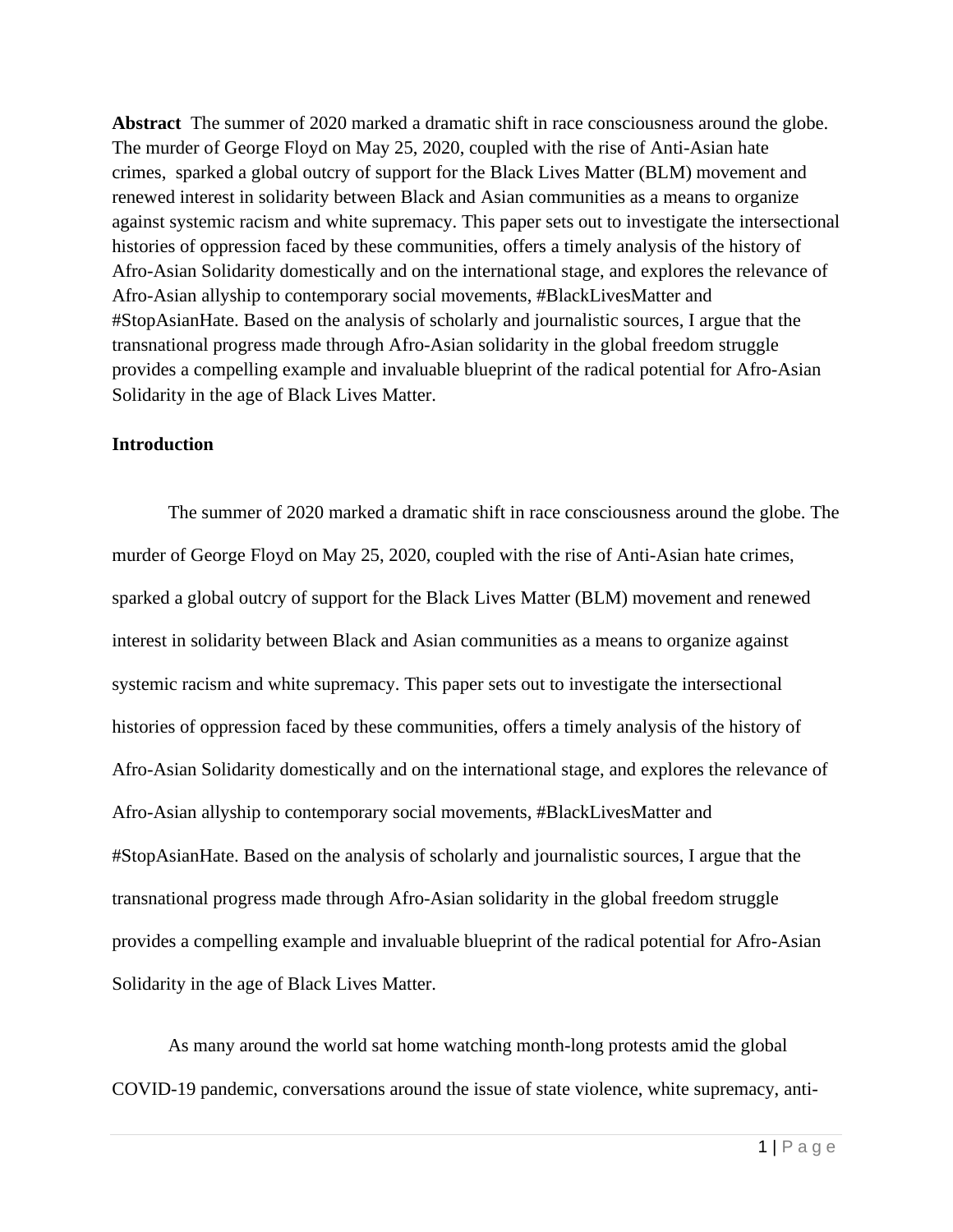**Abstract** The summer of 2020 marked a dramatic shift in race consciousness around the globe. The murder of George Floyd on May 25, 2020, coupled with the rise of Anti-Asian hate crimes, sparked a global outcry of support for the Black Lives Matter (BLM) movement and renewed interest in solidarity between Black and Asian communities as a means to organize against systemic racism and white supremacy. This paper sets out to investigate the intersectional histories of oppression faced by these communities, offers a timely analysis of the history of Afro-Asian Solidarity domestically and on the international stage, and explores the relevance of Afro-Asian allyship to contemporary social movements, #BlackLivesMatter and #StopAsianHate. Based on the analysis of scholarly and journalistic sources, I argue that the transnational progress made through Afro-Asian solidarity in the global freedom struggle provides a compelling example and invaluable blueprint of the radical potential for Afro-Asian Solidarity in the age of Black Lives Matter.

**Introduction**

The summer of 2020 marked a dramatic shift in race consciousness around the globe. The murder of George Floyd on May 25, 2020, coupled with the rise of Anti-Asian hate crimes, sparked a global outcry of support for the Black Lives Matter (BLM) movement and renewed interest in solidarity between Black and Asian communities as a means to organize against systemic racism and white supremacy. This paper sets out to investigate the intersectional histories of oppression faced by these communities, offers a timely analysis of the history of Afro-Asian Solidarity domestically and on the international stage, and explores the relevance of Afro-Asian allyship to contemporary social movements, #BlackLivesMatter and #StopAsianHate. Based on the analysis of scholarly and journalistic sources, I argue that the transnational progress made through Afro-Asian solidarity in the global freedom struggle provides a compelling example and invaluable blueprint of the radical potential for Afro-Asian Solidarity in the age of Black Lives Matter.

As many around the world sat home watching month-long protests amid the global COVID-19 pandemic, conversations around the issue of state violence, white supremacy, anti-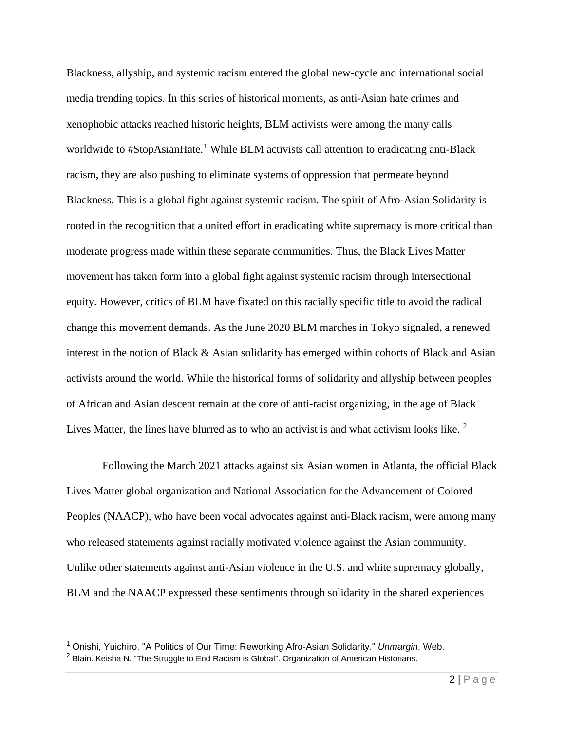Blackness, allyship, and systemic racism entered the global new-cycle and international social media trending topics. In this series of historical moments, as anti-Asian hate crimes and xenophobic attacks reached historic heights, BLM activists were among the many calls worldwide to #StopAsianHate.[1] While BLM activists call attention to eradicating anti-Black racism, they are also pushing to eliminate systems of oppression that permeate beyond Blackness. This is a global fight against systemic racism. The spirit of Afro-Asian Solidarity is rooted in the recognition that a united effort in eradicating white supremacy is more critical than moderate progress made within these separate communities. Thus, the Black Lives Matter movement has taken form into a global fight against systemic racism through intersectional equity. However, critics of BLM have fixated on this racially specific title to avoid the radical change this movement demands. As the June 2020 BLM marches in Tokyo signaled, a renewed interest in the notion of Black & Asian solidarity has emerged within cohorts of Black and Asian activists around the world. While the historical forms of solidarity and allyship between peoples of African and Asian descent remain at the core of anti-racist organizing, in the age of Black Lives Matter, the lines have blurred as to who an activist is and what activism looks like. [2]

Following the March 2021 attacks against six Asian women in Atlanta, the official Black Lives Matter global organization and National Association for the Advancement of Colored Peoples (NAACP), who have been vocal advocates against anti-Black racism, were among many who released statements against racially motivated violence against the Asian community. Unlike other statements against anti-Asian violence in the U.S. and white supremacy globally, BLM and the NAACP expressed these sentiments through solidarity in the shared experiences

---

[1] Onishi, Yuichiro. "A Politics of Our Time: Reworking Afro-Asian Solidarity." *Unmargin*. Web.

[2] Blain. Keisha N. "The Struggle to End Racism is Global". Organization of American Historians.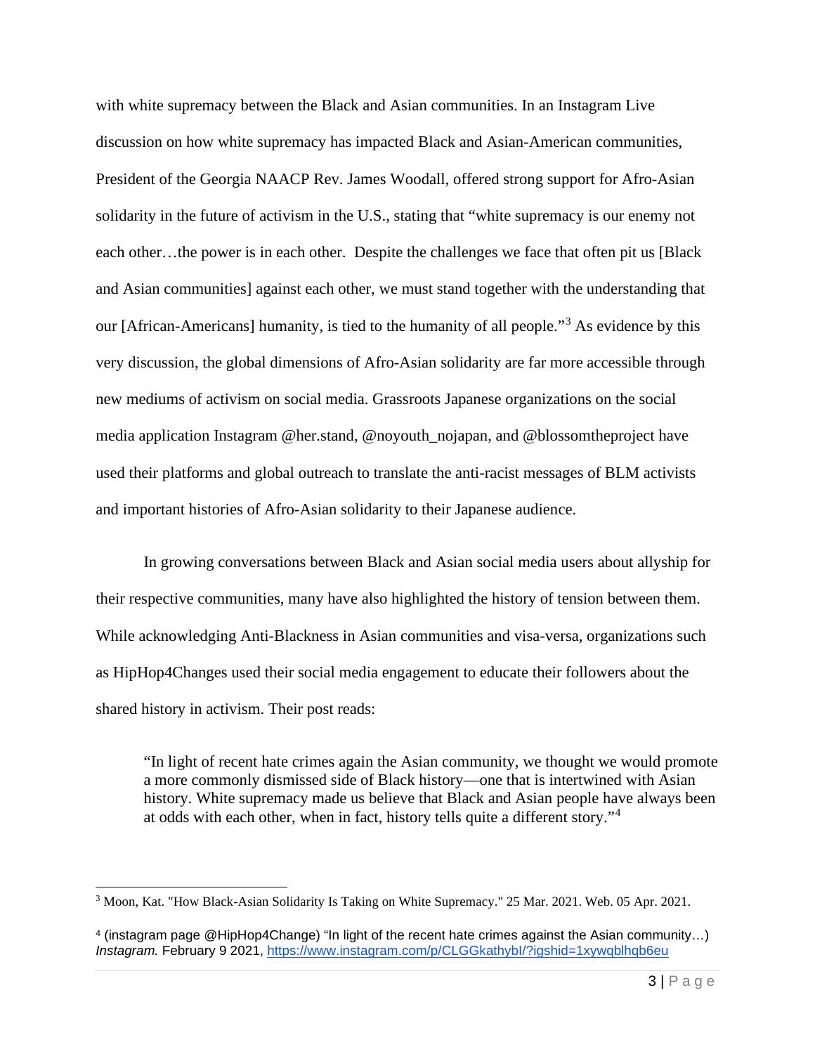with white supremacy between the Black and Asian communities. In an Instagram Live discussion on how white supremacy has impacted Black and Asian-American communities, President of the Georgia NAACP Rev. James Woodall, offered strong support for Afro-Asian solidarity in the future of activism in the U.S., stating that "white supremacy is our enemy not each other…the power is in each other.  Despite the challenges we face that often pit us [Black and Asian communities] against each other, we must stand together with the understanding that our [African-Americans] humanity, is tied to the humanity of all people."[3] As evidence by this very discussion, the global dimensions of Afro-Asian solidarity are far more accessible through new mediums of activism on social media. Grassroots Japanese organizations on the social media application Instagram @her.stand, @noyouth_nojapan, and @blossomtheproject have used their platforms and global outreach to translate the anti-racist messages of BLM activists and important histories of Afro-Asian solidarity to their Japanese audience.

In growing conversations between Black and Asian social media users about allyship for their respective communities, many have also highlighted the history of tension between them. While acknowledging Anti-Blackness in Asian communities and visa-versa, organizations such as HipHop4Changes used their social media engagement to educate their followers about the shared history in activism. Their post reads:

> "In light of recent hate crimes again the Asian community, we thought we would promote a more commonly dismissed side of Black history—one that is intertwined with Asian history. White supremacy made us believe that Black and Asian people have always been at odds with each other, when in fact, history tells quite a different story."[4]

---

[3] Moon, Kat. "How Black-Asian Solidarity Is Taking on White Supremacy." 25 Mar. 2021. Web. 05 Apr. 2021.

[4] (instagram page @HipHop4Change) "In light of the recent hate crimes against the Asian community…) *Instagram.* February 9 2021, https://www.instagram.com/p/CLGGkathybI/?igshid=1xywqblhqb6eu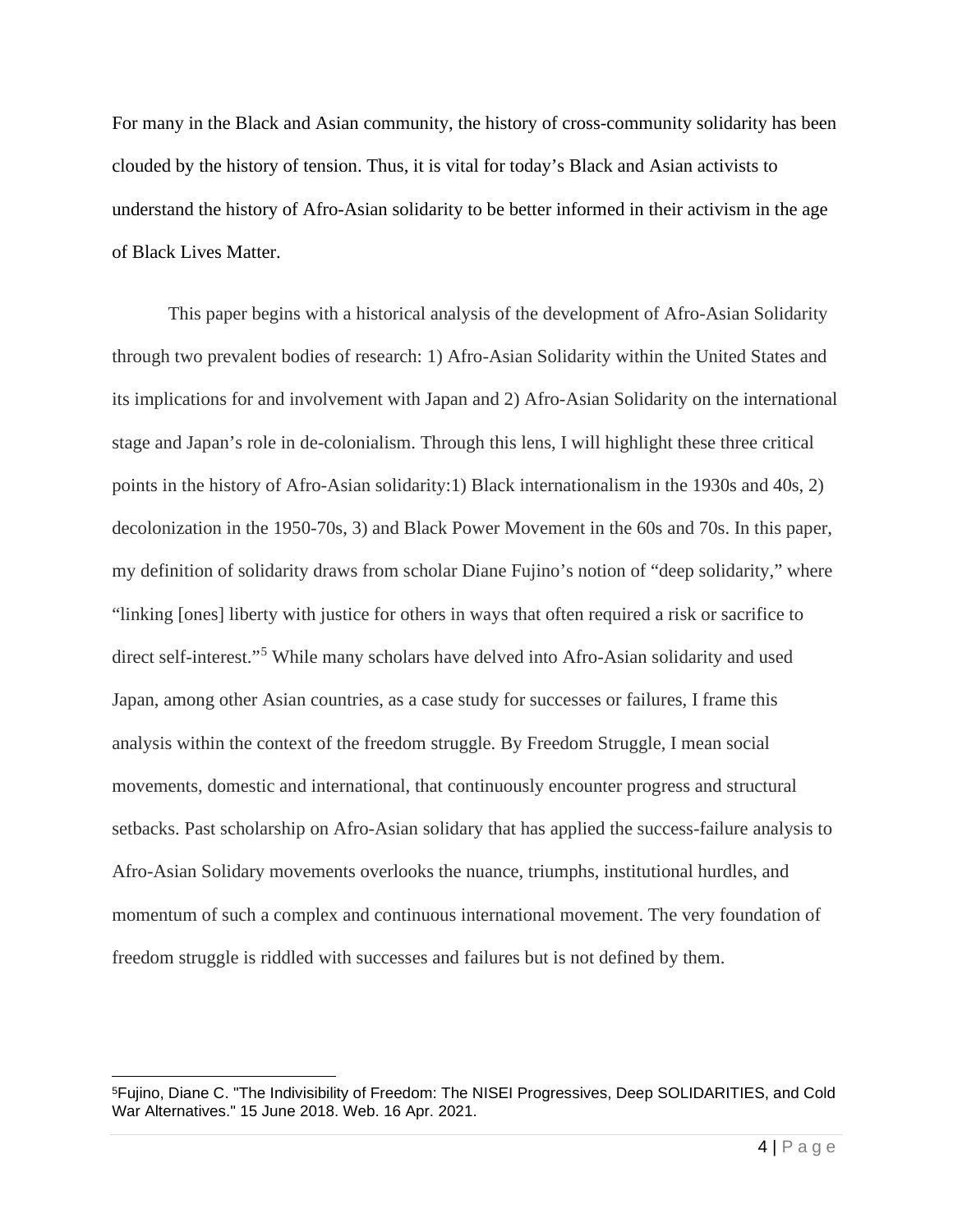For many in the Black and Asian community, the history of cross-community solidarity has been clouded by the history of tension. Thus, it is vital for today's Black and Asian activists to understand the history of Afro-Asian solidarity to be better informed in their activism in the age of Black Lives Matter.

This paper begins with a historical analysis of the development of Afro-Asian Solidarity through two prevalent bodies of research: 1) Afro-Asian Solidarity within the United States and its implications for and involvement with Japan and 2) Afro-Asian Solidarity on the international stage and Japan's role in de-colonialism. Through this lens, I will highlight these three critical points in the history of Afro-Asian solidarity:1) Black internationalism in the 1930s and 40s, 2) decolonization in the 1950-70s, 3) and Black Power Movement in the 60s and 70s. In this paper, my definition of solidarity draws from scholar Diane Fujino's notion of "deep solidarity," where "linking [ones] liberty with justice for others in ways that often required a risk or sacrifice to direct self-interest."[5] While many scholars have delved into Afro-Asian solidarity and used Japan, among other Asian countries, as a case study for successes or failures, I frame this analysis within the context of the freedom struggle. By Freedom Struggle, I mean social movements, domestic and international, that continuously encounter progress and structural setbacks. Past scholarship on Afro-Asian solidary that has applied the success-failure analysis to Afro-Asian Solidary movements overlooks the nuance, triumphs, institutional hurdles, and momentum of such a complex and continuous international movement. The very foundation of freedom struggle is riddled with successes and failures but is not defined by them.

---

[5]Fujino, Diane C. "The Indivisibility of Freedom: The NISEI Progressives, Deep SOLIDARITIES, and Cold War Alternatives." 15 June 2018. Web. 16 Apr. 2021.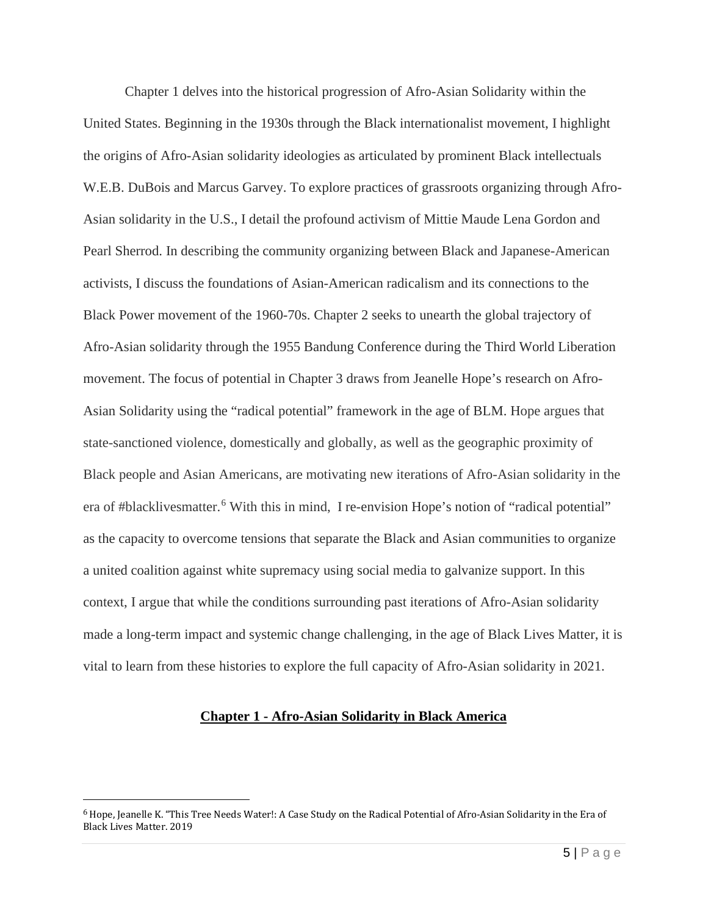Chapter 1 delves into the historical progression of Afro-Asian Solidarity within the United States. Beginning in the 1930s through the Black internationalist movement, I highlight the origins of Afro-Asian solidarity ideologies as articulated by prominent Black intellectuals W.E.B. DuBois and Marcus Garvey. To explore practices of grassroots organizing through Afro-Asian solidarity in the U.S., I detail the profound activism of Mittie Maude Lena Gordon and Pearl Sherrod. In describing the community organizing between Black and Japanese-American activists, I discuss the foundations of Asian-American radicalism and its connections to the Black Power movement of the 1960-70s. Chapter 2 seeks to unearth the global trajectory of Afro-Asian solidarity through the 1955 Bandung Conference during the Third World Liberation movement. The focus of potential in Chapter 3 draws from Jeanelle Hope's research on Afro-Asian Solidarity using the "radical potential" framework in the age of BLM. Hope argues that state-sanctioned violence, domestically and globally, as well as the geographic proximity of Black people and Asian Americans, are motivating new iterations of Afro-Asian solidarity in the era of #blacklivesmatter.[6] With this in mind, I re-envision Hope's notion of "radical potential" as the capacity to overcome tensions that separate the Black and Asian communities to organize a united coalition against white supremacy using social media to galvanize support. In this context, I argue that while the conditions surrounding past iterations of Afro-Asian solidarity made a long-term impact and systemic change challenging, in the age of Black Lives Matter, it is vital to learn from these histories to explore the full capacity of Afro-Asian solidarity in 2021.

## Chapter 1 - Afro-Asian Solidarity in Black America

[6] Hope, Jeanelle K. "This Tree Needs Water!: A Case Study on the Radical Potential of Afro-Asian Solidarity in the Era of Black Lives Matter. 2019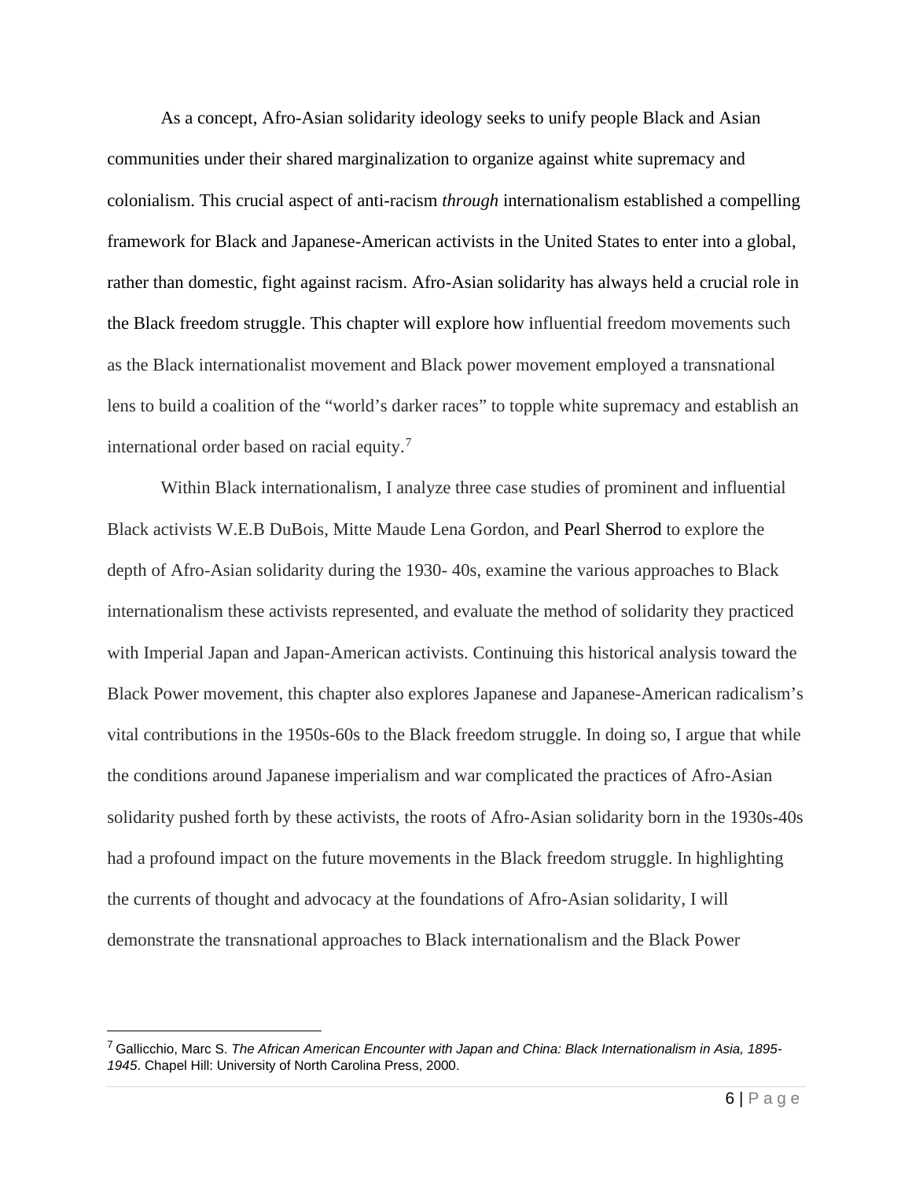As a concept, Afro-Asian solidarity ideology seeks to unify people Black and Asian communities under their shared marginalization to organize against white supremacy and colonialism. This crucial aspect of anti-racism *through* internationalism established a compelling framework for Black and Japanese-American activists in the United States to enter into a global, rather than domestic, fight against racism. Afro-Asian solidarity has always held a crucial role in the Black freedom struggle. This chapter will explore how influential freedom movements such as the Black internationalist movement and Black power movement employed a transnational lens to build a coalition of the "world's darker races" to topple white supremacy and establish an international order based on racial equity.[7]

Within Black internationalism, I analyze three case studies of prominent and influential Black activists W.E.B DuBois, Mitte Maude Lena Gordon, and Pearl Sherrod to explore the depth of Afro-Asian solidarity during the 1930- 40s, examine the various approaches to Black internationalism these activists represented, and evaluate the method of solidarity they practiced with Imperial Japan and Japan-American activists. Continuing this historical analysis toward the Black Power movement, this chapter also explores Japanese and Japanese-American radicalism's vital contributions in the 1950s-60s to the Black freedom struggle. In doing so, I argue that while the conditions around Japanese imperialism and war complicated the practices of Afro-Asian solidarity pushed forth by these activists, the roots of Afro-Asian solidarity born in the 1930s-40s had a profound impact on the future movements in the Black freedom struggle. In highlighting the currents of thought and advocacy at the foundations of Afro-Asian solidarity, I will demonstrate the transnational approaches to Black internationalism and the Black Power

[7] Gallicchio, Marc S. *The African American Encounter with Japan and China: Black Internationalism in Asia, 1895-1945*. Chapel Hill: University of North Carolina Press, 2000.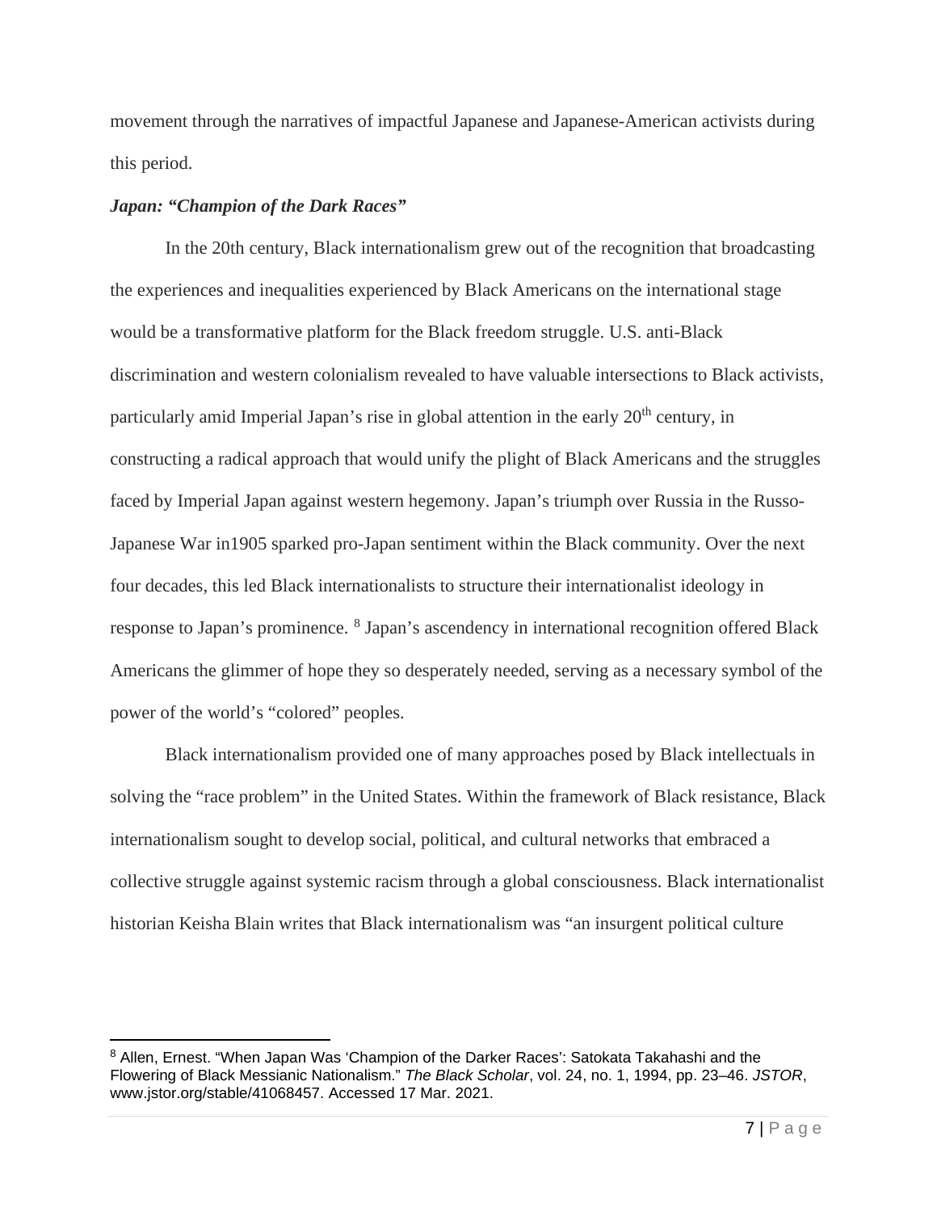movement through the narratives of impactful Japanese and Japanese-American activists during this period.

### *Japan: "Champion of the Dark Races"*

In the 20th century, Black internationalism grew out of the recognition that broadcasting the experiences and inequalities experienced by Black Americans on the international stage would be a transformative platform for the Black freedom struggle. U.S. anti-Black discrimination and western colonialism revealed to have valuable intersections to Black activists, particularly amid Imperial Japan's rise in global attention in the early 20th century, in constructing a radical approach that would unify the plight of Black Americans and the struggles faced by Imperial Japan against western hegemony. Japan's triumph over Russia in the Russo-Japanese War in1905 sparked pro-Japan sentiment within the Black community. Over the next four decades, this led Black internationalists to structure their internationalist ideology in response to Japan's prominence. [8] Japan's ascendency in international recognition offered Black Americans the glimmer of hope they so desperately needed, serving as a necessary symbol of the power of the world's "colored" peoples.

Black internationalism provided one of many approaches posed by Black intellectuals in solving the "race problem" in the United States. Within the framework of Black resistance, Black internationalism sought to develop social, political, and cultural networks that embraced a collective struggle against systemic racism through a global consciousness. Black internationalist historian Keisha Blain writes that Black internationalism was "an insurgent political culture

---

[8] Allen, Ernest. "When Japan Was 'Champion of the Darker Races': Satokata Takahashi and the Flowering of Black Messianic Nationalism." *The Black Scholar*, vol. 24, no. 1, 1994, pp. 23–46. *JSTOR*, www.jstor.org/stable/41068457. Accessed 17 Mar. 2021.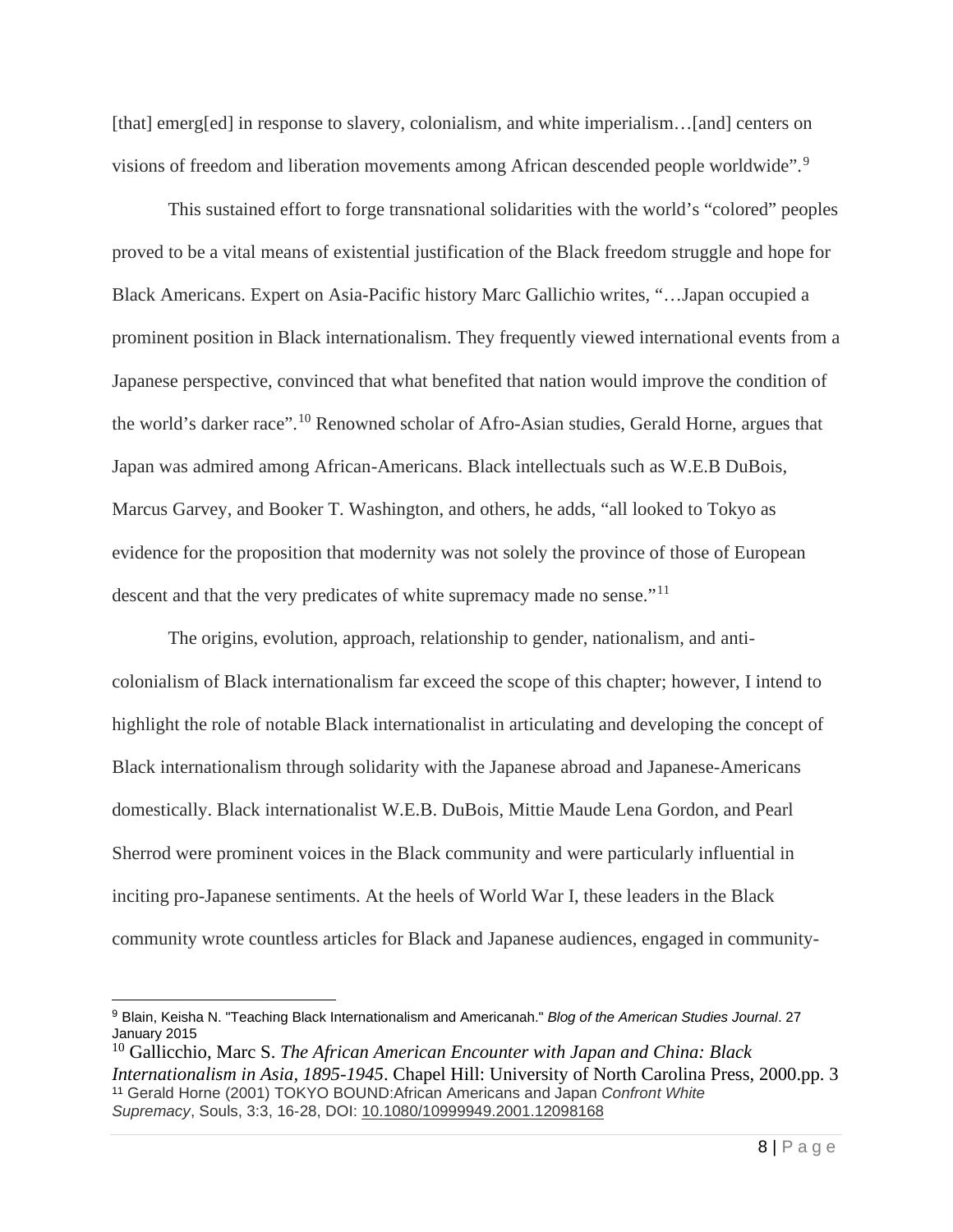[that] emerg[ed] in response to slavery, colonialism, and white imperialism…[and] centers on visions of freedom and liberation movements among African descended people worldwide".[9]

This sustained effort to forge transnational solidarities with the world's "colored" peoples proved to be a vital means of existential justification of the Black freedom struggle and hope for Black Americans. Expert on Asia-Pacific history Marc Gallichio writes, "…Japan occupied a prominent position in Black internationalism. They frequently viewed international events from a Japanese perspective, convinced that what benefited that nation would improve the condition of the world's darker race".[10] Renowned scholar of Afro-Asian studies, Gerald Horne, argues that Japan was admired among African-Americans. Black intellectuals such as W.E.B DuBois, Marcus Garvey, and Booker T. Washington, and others, he adds, "all looked to Tokyo as evidence for the proposition that modernity was not solely the province of those of European descent and that the very predicates of white supremacy made no sense."[11]

The origins, evolution, approach, relationship to gender, nationalism, and anti-colonialism of Black internationalism far exceed the scope of this chapter; however, I intend to highlight the role of notable Black internationalist in articulating and developing the concept of Black internationalism through solidarity with the Japanese abroad and Japanese-Americans domestically. Black internationalist W.E.B. DuBois, Mittie Maude Lena Gordon, and Pearl Sherrod were prominent voices in the Black community and were particularly influential in inciting pro-Japanese sentiments. At the heels of World War I, these leaders in the Black community wrote countless articles for Black and Japanese audiences, engaged in community-

---

[9] Blain, Keisha N. "Teaching Black Internationalism and Americanah." *Blog of the American Studies Journal*. 27 January 2015

[10] Gallicchio, Marc S. *The African American Encounter with Japan and China: Black Internationalism in Asia, 1895-1945*. Chapel Hill: University of North Carolina Press, 2000.pp. 3

[11] Gerald Horne (2001) TOKYO BOUND:African Americans and Japan *Confront White Supremacy*, Souls, 3:3, 16-28, DOI: 10.1080/10999949.2001.12098168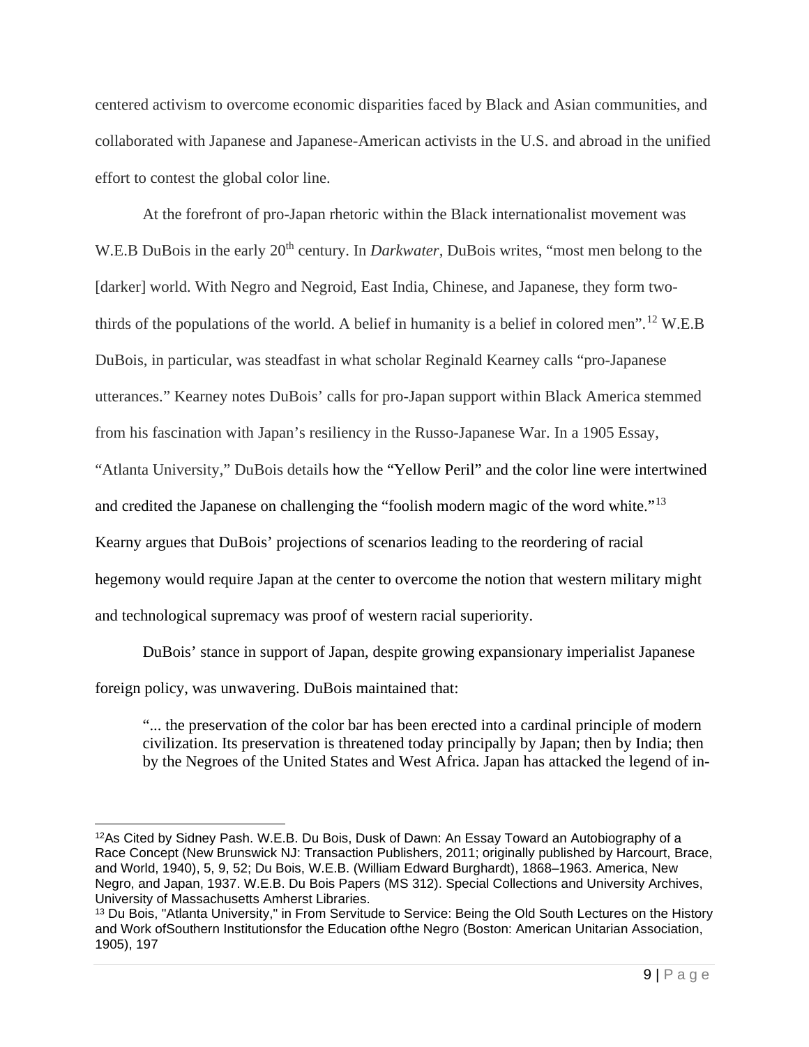centered activism to overcome economic disparities faced by Black and Asian communities, and collaborated with Japanese and Japanese-American activists in the U.S. and abroad in the unified effort to contest the global color line.

At the forefront of pro-Japan rhetoric within the Black internationalist movement was W.E.B DuBois in the early 20th century. In *Darkwater*, DuBois writes, "most men belong to the [darker] world. With Negro and Negroid, East India, Chinese, and Japanese, they form two-thirds of the populations of the world. A belief in humanity is a belief in colored men".[12] W.E.B DuBois, in particular, was steadfast in what scholar Reginald Kearney calls "pro-Japanese utterances." Kearney notes DuBois' calls for pro-Japan support within Black America stemmed from his fascination with Japan's resiliency in the Russo-Japanese War. In a 1905 Essay, "Atlanta University," DuBois details how the "Yellow Peril" and the color line were intertwined and credited the Japanese on challenging the "foolish modern magic of the word white."[13] Kearny argues that DuBois' projections of scenarios leading to the reordering of racial hegemony would require Japan at the center to overcome the notion that western military might and technological supremacy was proof of western racial superiority.

DuBois' stance in support of Japan, despite growing expansionary imperialist Japanese foreign policy, was unwavering. DuBois maintained that:

> "... the preservation of the color bar has been erected into a cardinal principle of modern civilization. Its preservation is threatened today principally by Japan; then by India; then by the Negroes of the United States and West Africa. Japan has attacked the legend of in-

---

[12] As Cited by Sidney Pash. W.E.B. Du Bois, Dusk of Dawn: An Essay Toward an Autobiography of a Race Concept (New Brunswick NJ: Transaction Publishers, 2011; originally published by Harcourt, Brace, and World, 1940), 5, 9, 52; Du Bois, W.E.B. (William Edward Burghardt), 1868–1963. America, New Negro, and Japan, 1937. W.E.B. Du Bois Papers (MS 312). Special Collections and University Archives, University of Massachusetts Amherst Libraries.

[13] Du Bois, "Atlanta University," in From Servitude to Service: Being the Old South Lectures on the History and Work ofSouthern Institutionsfor the Education ofthe Negro (Boston: American Unitarian Association, 1905), 197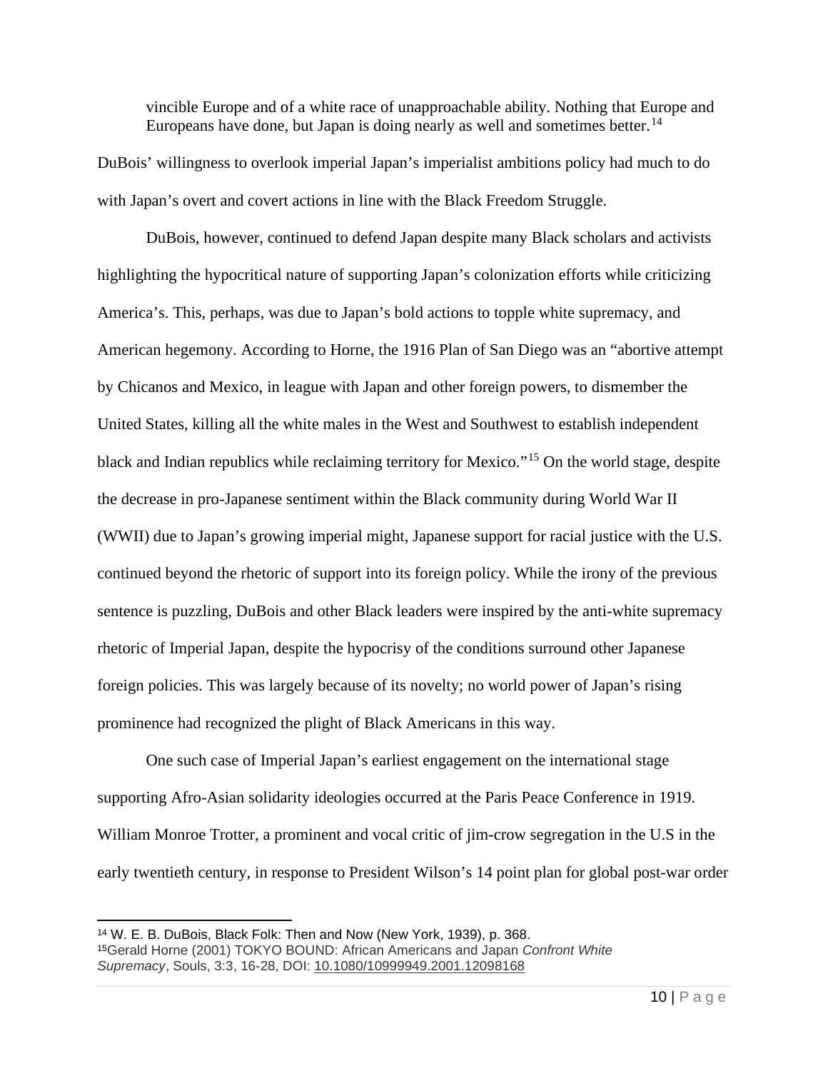> vincible Europe and of a white race of unapproachable ability. Nothing that Europe and Europeans have done, but Japan is doing nearly as well and sometimes better.[14]

DuBois' willingness to overlook imperial Japan's imperialist ambitions policy had much to do with Japan's overt and covert actions in line with the Black Freedom Struggle.

DuBois, however, continued to defend Japan despite many Black scholars and activists highlighting the hypocritical nature of supporting Japan's colonization efforts while criticizing America's. This, perhaps, was due to Japan's bold actions to topple white supremacy, and American hegemony. According to Horne, the 1916 Plan of San Diego was an "abortive attempt by Chicanos and Mexico, in league with Japan and other foreign powers, to dismember the United States, killing all the white males in the West and Southwest to establish independent black and Indian republics while reclaiming territory for Mexico."[15] On the world stage, despite the decrease in pro-Japanese sentiment within the Black community during World War II (WWII) due to Japan's growing imperial might, Japanese support for racial justice with the U.S. continued beyond the rhetoric of support into its foreign policy. While the irony of the previous sentence is puzzling, DuBois and other Black leaders were inspired by the anti-white supremacy rhetoric of Imperial Japan, despite the hypocrisy of the conditions surround other Japanese foreign policies. This was largely because of its novelty; no world power of Japan's rising prominence had recognized the plight of Black Americans in this way.

One such case of Imperial Japan's earliest engagement on the international stage supporting Afro-Asian solidarity ideologies occurred at the Paris Peace Conference in 1919. William Monroe Trotter, a prominent and vocal critic of jim-crow segregation in the U.S in the early twentieth century, in response to President Wilson's 14 point plan for global post-war order

---

[14] W. E. B. DuBois, Black Folk: Then and Now (New York, 1939), p. 368.

[15] Gerald Horne (2001) TOKYO BOUND: African Americans and Japan *Confront White Supremacy*, Souls, 3:3, 16-28, DOI: 10.1080/10999949.2001.12098168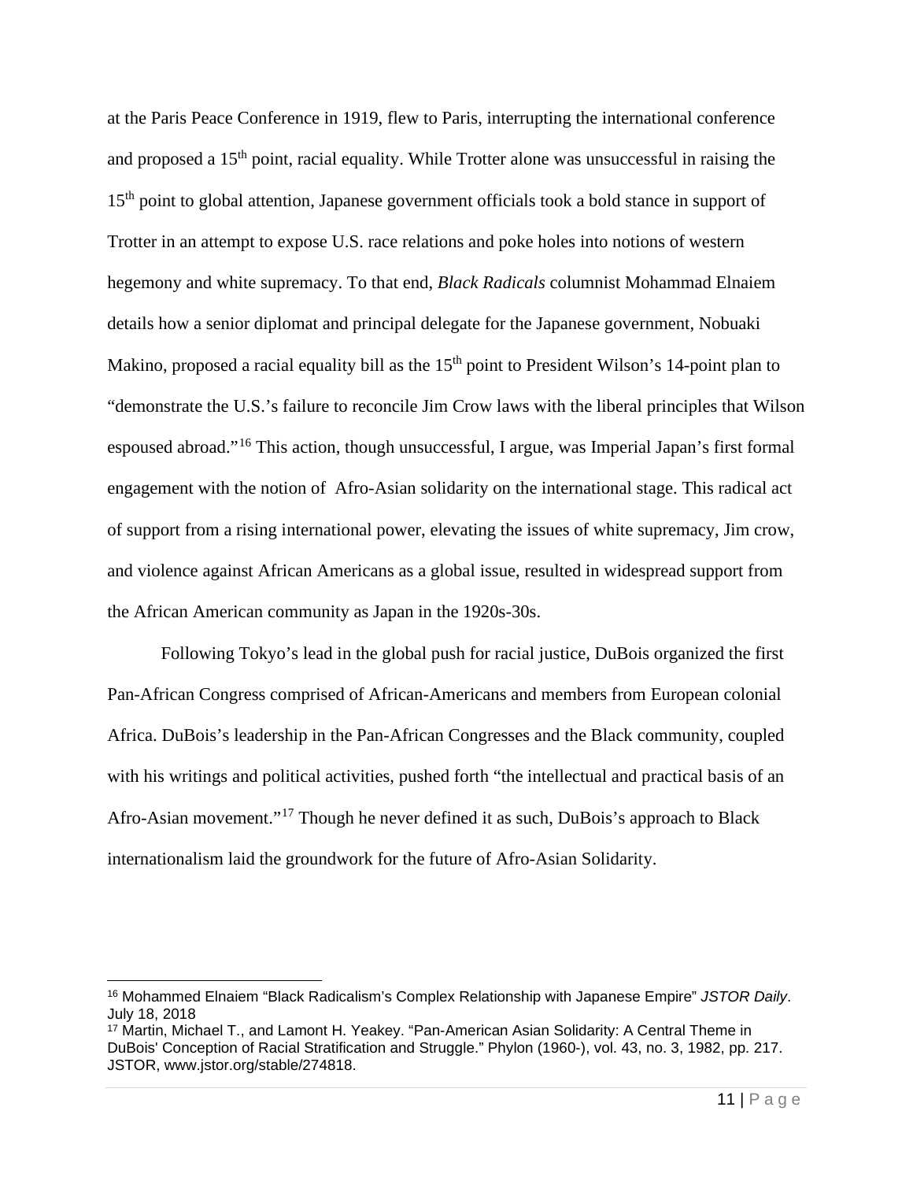at the Paris Peace Conference in 1919, flew to Paris, interrupting the international conference and proposed a 15th point, racial equality. While Trotter alone was unsuccessful in raising the 15th point to global attention, Japanese government officials took a bold stance in support of Trotter in an attempt to expose U.S. race relations and poke holes into notions of western hegemony and white supremacy. To that end, *Black Radicals* columnist Mohammad Elnaiem details how a senior diplomat and principal delegate for the Japanese government, Nobuaki Makino, proposed a racial equality bill as the 15th point to President Wilson's 14-point plan to "demonstrate the U.S.'s failure to reconcile Jim Crow laws with the liberal principles that Wilson espoused abroad."[16] This action, though unsuccessful, I argue, was Imperial Japan's first formal engagement with the notion of Afro-Asian solidarity on the international stage. This radical act of support from a rising international power, elevating the issues of white supremacy, Jim crow, and violence against African Americans as a global issue, resulted in widespread support from the African American community as Japan in the 1920s-30s.

Following Tokyo's lead in the global push for racial justice, DuBois organized the first Pan-African Congress comprised of African-Americans and members from European colonial Africa. DuBois's leadership in the Pan-African Congresses and the Black community, coupled with his writings and political activities, pushed forth "the intellectual and practical basis of an Afro-Asian movement."[17] Though he never defined it as such, DuBois's approach to Black internationalism laid the groundwork for the future of Afro-Asian Solidarity.

---

[16] Mohammed Elnaiem "Black Radicalism's Complex Relationship with Japanese Empire" *JSTOR Daily*. July 18, 2018

[17] Martin, Michael T., and Lamont H. Yeakey. "Pan-American Asian Solidarity: A Central Theme in DuBois' Conception of Racial Stratification and Struggle." Phylon (1960-), vol. 43, no. 3, 1982, pp. 217. JSTOR, www.jstor.org/stable/274818.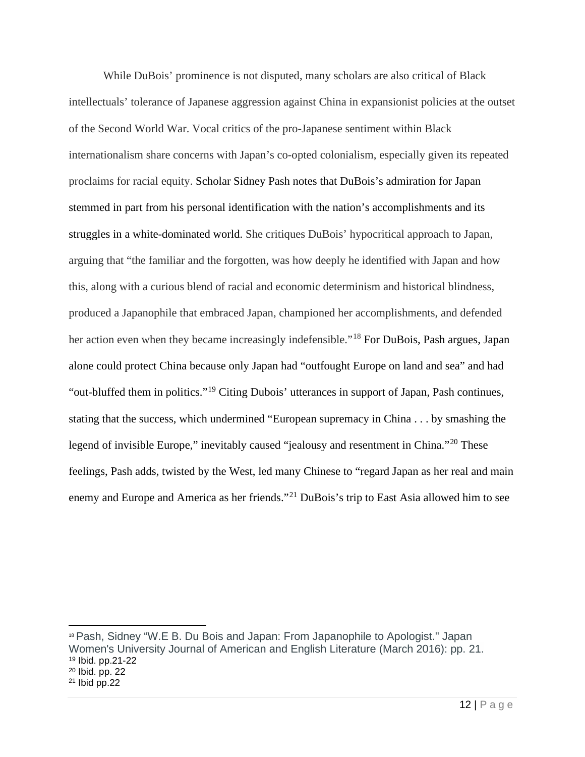While DuBois' prominence is not disputed, many scholars are also critical of Black intellectuals' tolerance of Japanese aggression against China in expansionist policies at the outset of the Second World War. Vocal critics of the pro-Japanese sentiment within Black internationalism share concerns with Japan's co-opted colonialism, especially given its repeated proclaims for racial equity. Scholar Sidney Pash notes that DuBois's admiration for Japan stemmed in part from his personal identification with the nation's accomplishments and its struggles in a white-dominated world. She critiques DuBois' hypocritical approach to Japan, arguing that "the familiar and the forgotten, was how deeply he identified with Japan and how this, along with a curious blend of racial and economic determinism and historical blindness, produced a Japanophile that embraced Japan, championed her accomplishments, and defended her action even when they became increasingly indefensible."[18] For DuBois, Pash argues, Japan alone could protect China because only Japan had "outfought Europe on land and sea" and had "out-bluffed them in politics."[19] Citing Dubois' utterances in support of Japan, Pash continues, stating that the success, which undermined "European supremacy in China . . . by smashing the legend of invisible Europe," inevitably caused "jealousy and resentment in China."[20] These feelings, Pash adds, twisted by the West, led many Chinese to "regard Japan as her real and main enemy and Europe and America as her friends."[21] DuBois's trip to East Asia allowed him to see

---

[18] Pash, Sidney "W.E B. Du Bois and Japan: From Japanophile to Apologist." Japan Women's University Journal of American and English Literature (March 2016): pp. 21.

[19] Ibid. pp.21-22

[20] Ibid. pp. 22

[21] Ibid pp.22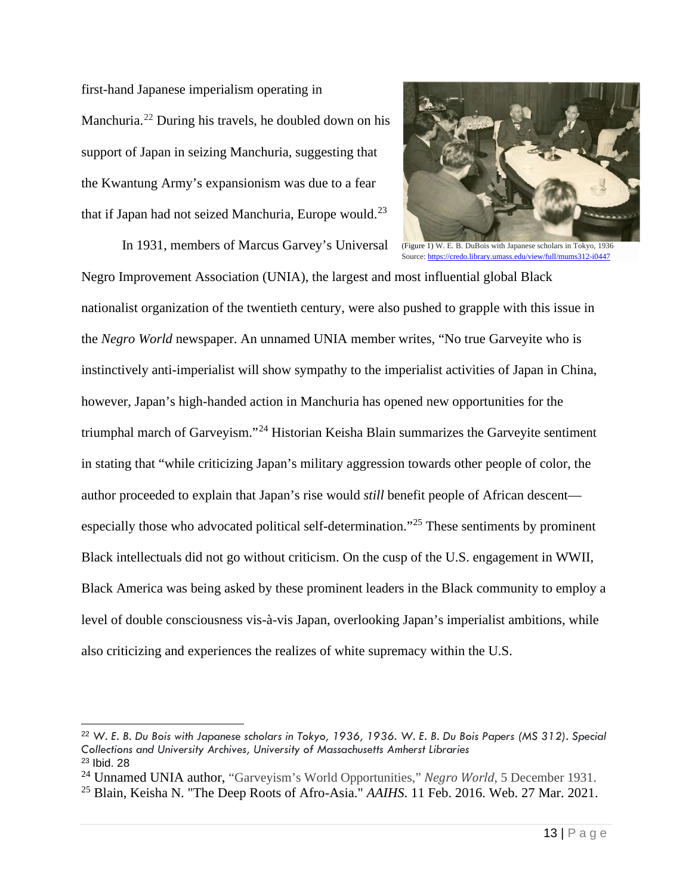first-hand Japanese imperialism operating in Manchuria.[22] During his travels, he doubled down on his support of Japan in seizing Manchuria, suggesting that the Kwantung Army's expansionism was due to a fear that if Japan had not seized Manchuria, Europe would.[23]

(Figure 1) W. E. B. DuBois with Japanese scholars in Tokyo, 1936
Source: https://credo.library.umass.edu/view/full/mums312-i0447

In 1931, members of Marcus Garvey's Universal Negro Improvement Association (UNIA), the largest and most influential global Black nationalist organization of the twentieth century, were also pushed to grapple with this issue in the *Negro World* newspaper. An unnamed UNIA member writes, "No true Garveyite who is instinctively anti-imperialist will show sympathy to the imperialist activities of Japan in China, however, Japan's high-handed action in Manchuria has opened new opportunities for the triumphal march of Garveyism."[24] Historian Keisha Blain summarizes the Garveyite sentiment in stating that "while criticizing Japan's military aggression towards other people of color, the author proceeded to explain that Japan's rise would *still* benefit people of African descent—especially those who advocated political self-determination."[25] These sentiments by prominent Black intellectuals did not go without criticism. On the cusp of the U.S. engagement in WWII, Black America was being asked by these prominent leaders in the Black community to employ a level of double consciousness vis-à-vis Japan, overlooking Japan's imperialist ambitions, while also criticizing and experiences the realizes of white supremacy within the U.S.

---

[22] *W. E. B. Du Bois with Japanese scholars in Tokyo, 1936, 1936. W. E. B. Du Bois Papers (MS 312). Special Collections and University Archives, University of Massachusetts Amherst Libraries*

[23] Ibid. 28

[24] Unnamed UNIA author, "Garveyism's World Opportunities," *Negro World*, 5 December 1931.

[25] Blain, Keisha N. "The Deep Roots of Afro-Asia." *AAIHS*. 11 Feb. 2016. Web. 27 Mar. 2021.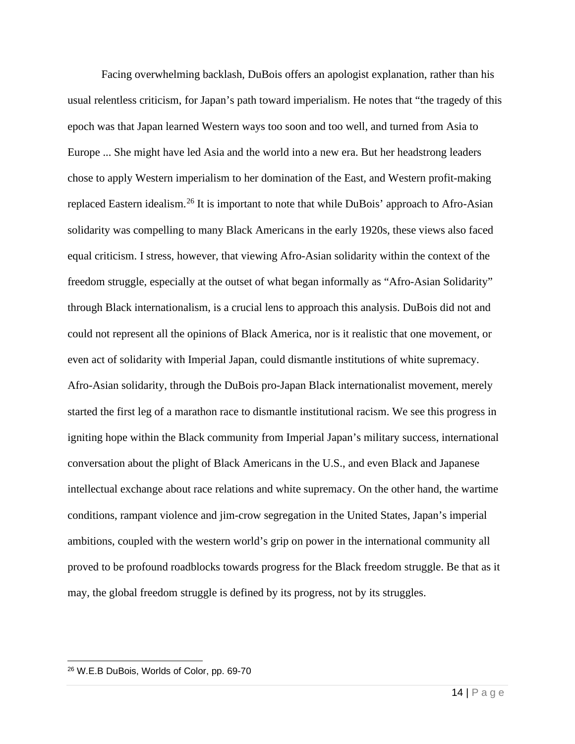Facing overwhelming backlash, DuBois offers an apologist explanation, rather than his usual relentless criticism, for Japan's path toward imperialism. He notes that "the tragedy of this epoch was that Japan learned Western ways too soon and too well, and turned from Asia to Europe ... She might have led Asia and the world into a new era. But her headstrong leaders chose to apply Western imperialism to her domination of the East, and Western profit-making replaced Eastern idealism.[26] It is important to note that while DuBois' approach to Afro-Asian solidarity was compelling to many Black Americans in the early 1920s, these views also faced equal criticism. I stress, however, that viewing Afro-Asian solidarity within the context of the freedom struggle, especially at the outset of what began informally as "Afro-Asian Solidarity" through Black internationalism, is a crucial lens to approach this analysis. DuBois did not and could not represent all the opinions of Black America, nor is it realistic that one movement, or even act of solidarity with Imperial Japan, could dismantle institutions of white supremacy. Afro-Asian solidarity, through the DuBois pro-Japan Black internationalist movement, merely started the first leg of a marathon race to dismantle institutional racism. We see this progress in igniting hope within the Black community from Imperial Japan's military success, international conversation about the plight of Black Americans in the U.S., and even Black and Japanese intellectual exchange about race relations and white supremacy. On the other hand, the wartime conditions, rampant violence and jim-crow segregation in the United States, Japan's imperial ambitions, coupled with the western world's grip on power in the international community all proved to be profound roadblocks towards progress for the Black freedom struggle. Be that as it may, the global freedom struggle is defined by its progress, not by its struggles.

[26] W.E.B DuBois, Worlds of Color, pp. 69-70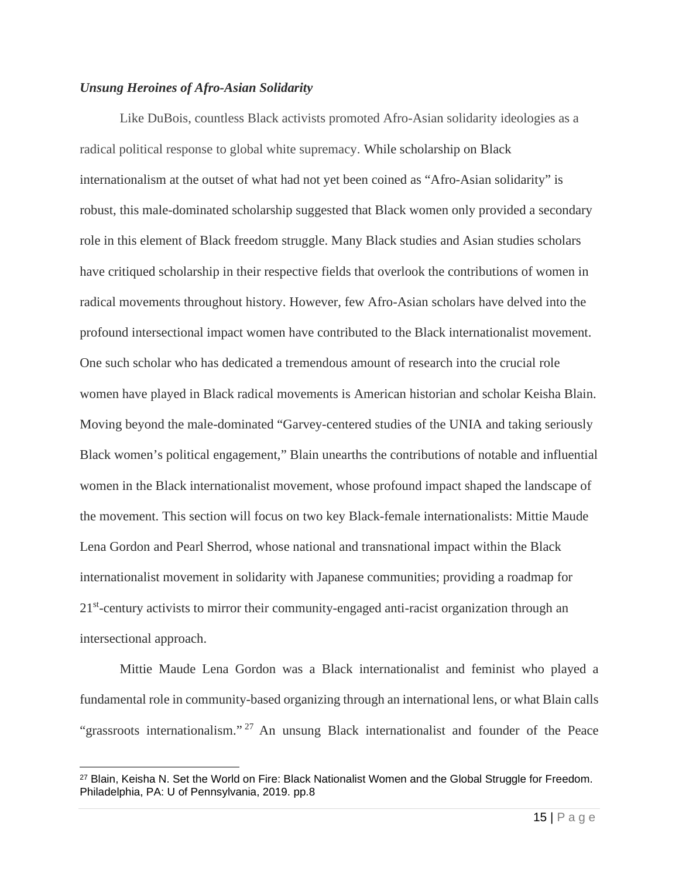### *Unsung Heroines of Afro-Asian Solidarity*

Like DuBois, countless Black activists promoted Afro-Asian solidarity ideologies as a radical political response to global white supremacy. While scholarship on Black internationalism at the outset of what had not yet been coined as "Afro-Asian solidarity" is robust, this male-dominated scholarship suggested that Black women only provided a secondary role in this element of Black freedom struggle. Many Black studies and Asian studies scholars have critiqued scholarship in their respective fields that overlook the contributions of women in radical movements throughout history. However, few Afro-Asian scholars have delved into the profound intersectional impact women have contributed to the Black internationalist movement. One such scholar who has dedicated a tremendous amount of research into the crucial role women have played in Black radical movements is American historian and scholar Keisha Blain. Moving beyond the male-dominated "Garvey-centered studies of the UNIA and taking seriously Black women's political engagement," Blain unearths the contributions of notable and influential women in the Black internationalist movement, whose profound impact shaped the landscape of the movement. This section will focus on two key Black-female internationalists: Mittie Maude Lena Gordon and Pearl Sherrod, whose national and transnational impact within the Black internationalist movement in solidarity with Japanese communities; providing a roadmap for 21st-century activists to mirror their community-engaged anti-racist organization through an intersectional approach.

Mittie Maude Lena Gordon was a Black internationalist and feminist who played a fundamental role in community-based organizing through an international lens, or what Blain calls "grassroots internationalism."[27] An unsung Black internationalist and founder of the Peace

[27] Blain, Keisha N. Set the World on Fire: Black Nationalist Women and the Global Struggle for Freedom. Philadelphia, PA: U of Pennsylvania, 2019. pp.8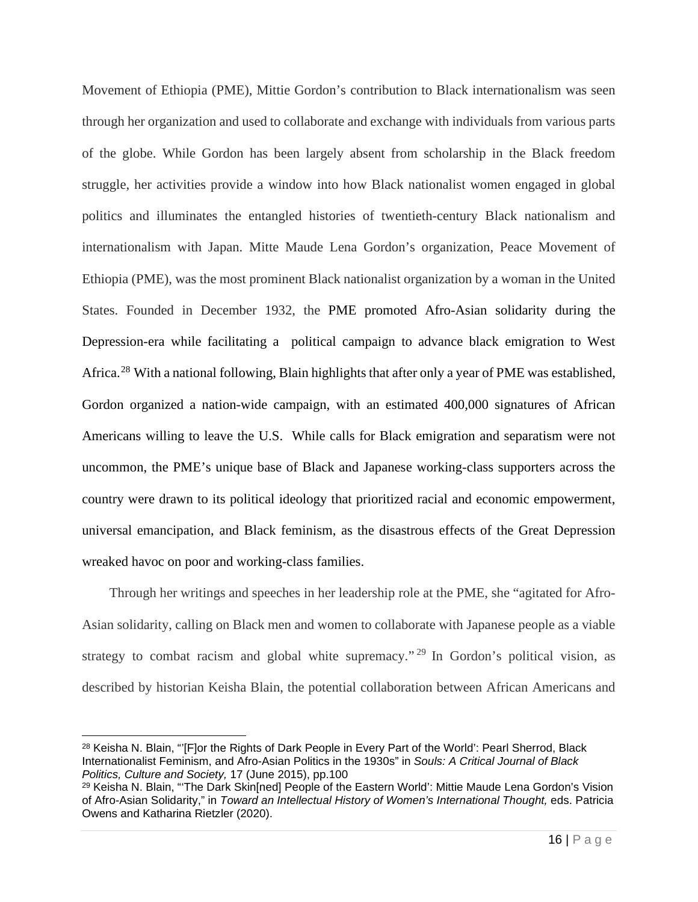Movement of Ethiopia (PME), Mittie Gordon's contribution to Black internationalism was seen through her organization and used to collaborate and exchange with individuals from various parts of the globe. While Gordon has been largely absent from scholarship in the Black freedom struggle, her activities provide a window into how Black nationalist women engaged in global politics and illuminates the entangled histories of twentieth-century Black nationalism and internationalism with Japan. Mitte Maude Lena Gordon's organization, Peace Movement of Ethiopia (PME), was the most prominent Black nationalist organization by a woman in the United States. Founded in December 1932, the PME promoted Afro-Asian solidarity during the Depression-era while facilitating a political campaign to advance black emigration to West Africa.[28] With a national following, Blain highlights that after only a year of PME was established, Gordon organized a nation-wide campaign, with an estimated 400,000 signatures of African Americans willing to leave the U.S. While calls for Black emigration and separatism were not uncommon, the PME's unique base of Black and Japanese working-class supporters across the country were drawn to its political ideology that prioritized racial and economic empowerment, universal emancipation, and Black feminism, as the disastrous effects of the Great Depression wreaked havoc on poor and working-class families.

Through her writings and speeches in her leadership role at the PME, she "agitated for Afro-Asian solidarity, calling on Black men and women to collaborate with Japanese people as a viable strategy to combat racism and global white supremacy."[29] In Gordon's political vision, as described by historian Keisha Blain, the potential collaboration between African Americans and

---

[28] Keisha N. Blain, "'[F]or the Rights of Dark People in Every Part of the World': Pearl Sherrod, Black Internationalist Feminism, and Afro-Asian Politics in the 1930s" in *Souls: A Critical Journal of Black Politics, Culture and Society,* 17 (June 2015), pp.100

[29] Keisha N. Blain, "'The Dark Skin[ned] People of the Eastern World': Mittie Maude Lena Gordon's Vision of Afro-Asian Solidarity," in *Toward an Intellectual History of Women's International Thought,* eds. Patricia Owens and Katharina Rietzler (2020).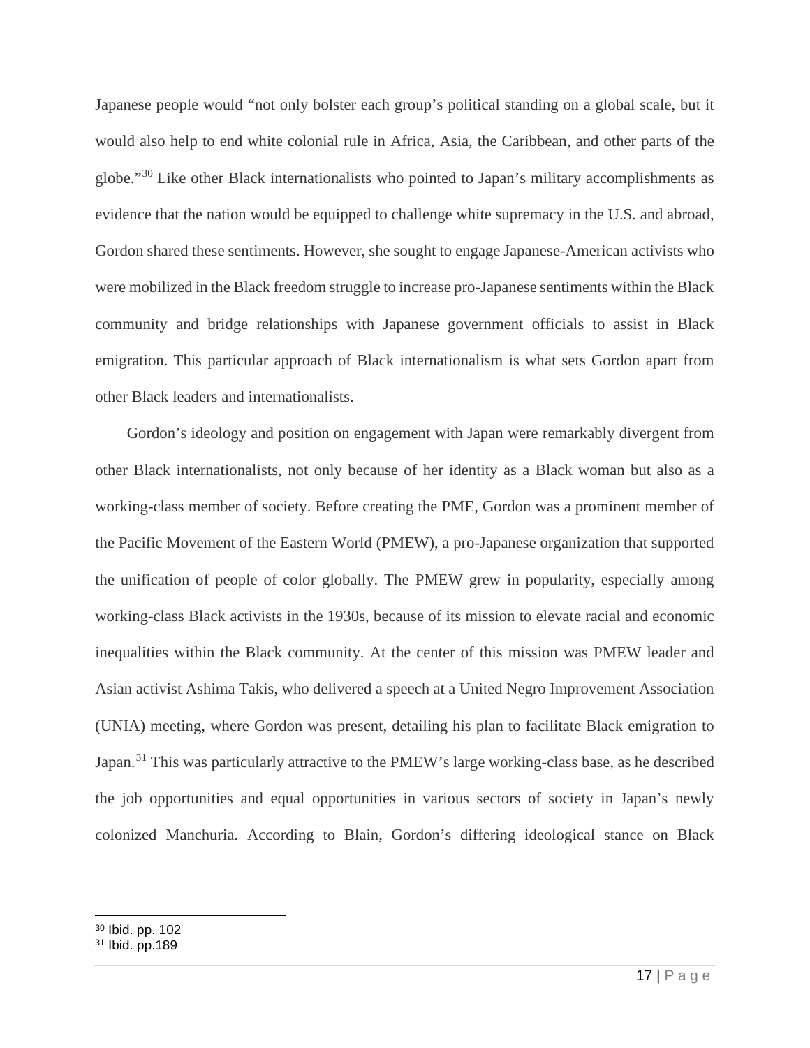Japanese people would "not only bolster each group's political standing on a global scale, but it would also help to end white colonial rule in Africa, Asia, the Caribbean, and other parts of the globe."[30] Like other Black internationalists who pointed to Japan's military accomplishments as evidence that the nation would be equipped to challenge white supremacy in the U.S. and abroad, Gordon shared these sentiments. However, she sought to engage Japanese-American activists who were mobilized in the Black freedom struggle to increase pro-Japanese sentiments within the Black community and bridge relationships with Japanese government officials to assist in Black emigration. This particular approach of Black internationalism is what sets Gordon apart from other Black leaders and internationalists.

Gordon's ideology and position on engagement with Japan were remarkably divergent from other Black internationalists, not only because of her identity as a Black woman but also as a working-class member of society. Before creating the PME, Gordon was a prominent member of the Pacific Movement of the Eastern World (PMEW), a pro-Japanese organization that supported the unification of people of color globally. The PMEW grew in popularity, especially among working-class Black activists in the 1930s, because of its mission to elevate racial and economic inequalities within the Black community. At the center of this mission was PMEW leader and Asian activist Ashima Takis, who delivered a speech at a United Negro Improvement Association (UNIA) meeting, where Gordon was present, detailing his plan to facilitate Black emigration to Japan.[31] This was particularly attractive to the PMEW's large working-class base, as he described the job opportunities and equal opportunities in various sectors of society in Japan's newly colonized Manchuria. According to Blain, Gordon's differing ideological stance on Black

---

[30] Ibid. pp. 102

[31] Ibid. pp.189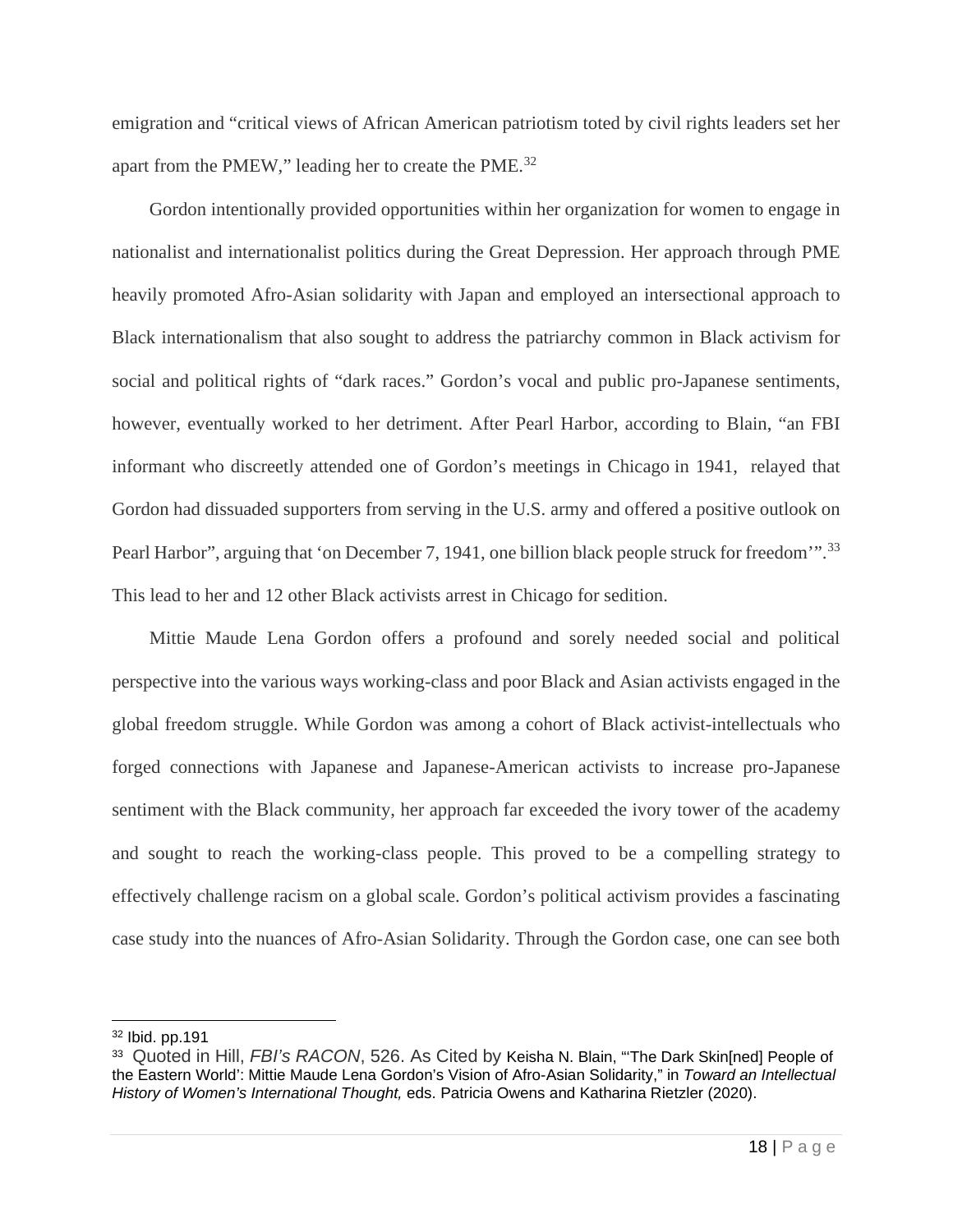emigration and "critical views of African American patriotism toted by civil rights leaders set her apart from the PMEW," leading her to create the PME.[32]

Gordon intentionally provided opportunities within her organization for women to engage in nationalist and internationalist politics during the Great Depression. Her approach through PME heavily promoted Afro-Asian solidarity with Japan and employed an intersectional approach to Black internationalism that also sought to address the patriarchy common in Black activism for social and political rights of "dark races." Gordon's vocal and public pro-Japanese sentiments, however, eventually worked to her detriment. After Pearl Harbor, according to Blain, "an FBI informant who discreetly attended one of Gordon's meetings in Chicago in 1941, relayed that Gordon had dissuaded supporters from serving in the U.S. army and offered a positive outlook on Pearl Harbor", arguing that 'on December 7, 1941, one billion black people struck for freedom'".[33] This lead to her and 12 other Black activists arrest in Chicago for sedition.

Mittie Maude Lena Gordon offers a profound and sorely needed social and political perspective into the various ways working-class and poor Black and Asian activists engaged in the global freedom struggle. While Gordon was among a cohort of Black activist-intellectuals who forged connections with Japanese and Japanese-American activists to increase pro-Japanese sentiment with the Black community, her approach far exceeded the ivory tower of the academy and sought to reach the working-class people. This proved to be a compelling strategy to effectively challenge racism on a global scale. Gordon's political activism provides a fascinating case study into the nuances of Afro-Asian Solidarity. Through the Gordon case, one can see both

---

[32] Ibid. pp.191

[33] Quoted in Hill, *FBI's RACON*, 526. As Cited by Keisha N. Blain, "'The Dark Skin[ned] People of the Eastern World': Mittie Maude Lena Gordon's Vision of Afro-Asian Solidarity," in *Toward an Intellectual History of Women's International Thought,* eds. Patricia Owens and Katharina Rietzler (2020).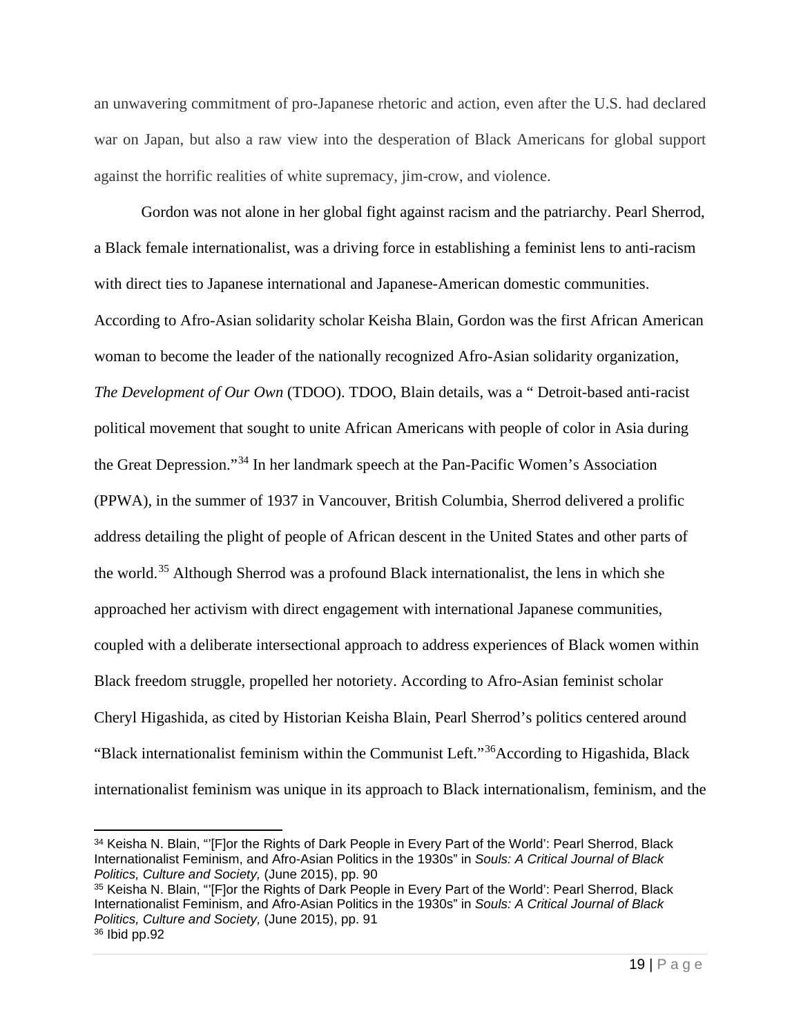an unwavering commitment of pro-Japanese rhetoric and action, even after the U.S. had declared war on Japan, but also a raw view into the desperation of Black Americans for global support against the horrific realities of white supremacy, jim-crow, and violence.

Gordon was not alone in her global fight against racism and the patriarchy. Pearl Sherrod, a Black female internationalist, was a driving force in establishing a feminist lens to anti-racism with direct ties to Japanese international and Japanese-American domestic communities. According to Afro-Asian solidarity scholar Keisha Blain, Gordon was the first African American woman to become the leader of the nationally recognized Afro-Asian solidarity organization, *The Development of Our Own* (TDOO). TDOO, Blain details, was a " Detroit-based anti-racist political movement that sought to unite African Americans with people of color in Asia during the Great Depression."[34] In her landmark speech at the Pan-Pacific Women's Association (PPWA), in the summer of 1937 in Vancouver, British Columbia, Sherrod delivered a prolific address detailing the plight of people of African descent in the United States and other parts of the world.[35] Although Sherrod was a profound Black internationalist, the lens in which she approached her activism with direct engagement with international Japanese communities, coupled with a deliberate intersectional approach to address experiences of Black women within Black freedom struggle, propelled her notoriety. According to Afro-Asian feminist scholar Cheryl Higashida, as cited by Historian Keisha Blain, Pearl Sherrod's politics centered around "Black internationalist feminism within the Communist Left."[36]According to Higashida, Black internationalist feminism was unique in its approach to Black internationalism, feminism, and the

---

[34] Keisha N. Blain, "'[F]or the Rights of Dark People in Every Part of the World': Pearl Sherrod, Black Internationalist Feminism, and Afro-Asian Politics in the 1930s" in *Souls: A Critical Journal of Black Politics, Culture and Society,* (June 2015), pp. 90

[35] Keisha N. Blain, "'[F]or the Rights of Dark People in Every Part of the World': Pearl Sherrod, Black Internationalist Feminism, and Afro-Asian Politics in the 1930s" in *Souls: A Critical Journal of Black Politics, Culture and Society,* (June 2015), pp. 91

[36] Ibid pp.92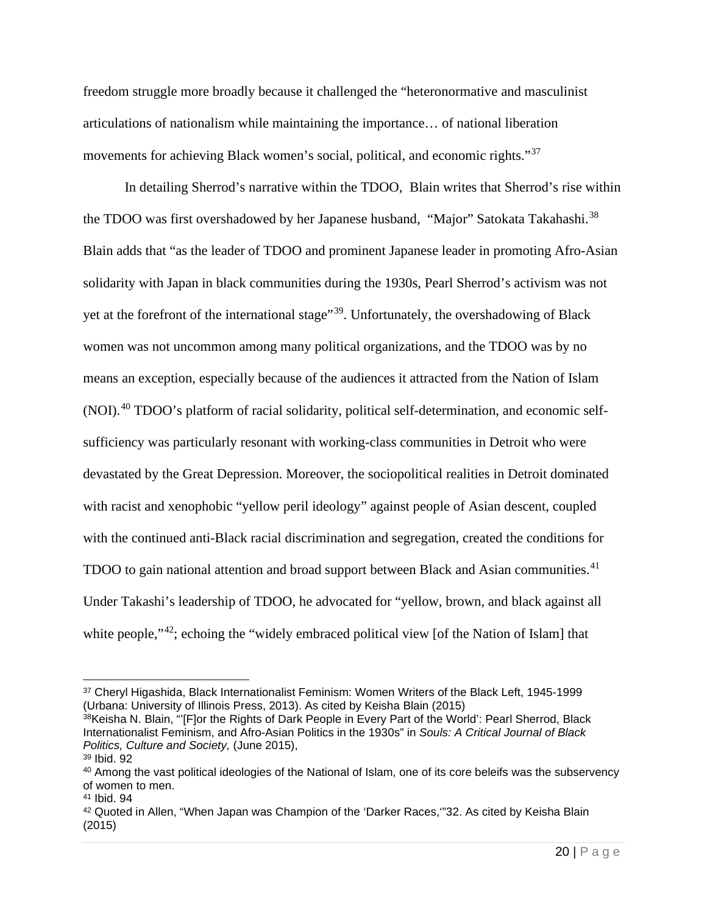freedom struggle more broadly because it challenged the "heteronormative and masculinist articulations of nationalism while maintaining the importance… of national liberation movements for achieving Black women's social, political, and economic rights."[37]

In detailing Sherrod's narrative within the TDOO, Blain writes that Sherrod's rise within the TDOO was first overshadowed by her Japanese husband, "Major" Satokata Takahashi.[38] Blain adds that "as the leader of TDOO and prominent Japanese leader in promoting Afro-Asian solidarity with Japan in black communities during the 1930s, Pearl Sherrod's activism was not yet at the forefront of the international stage"[39]. Unfortunately, the overshadowing of Black women was not uncommon among many political organizations, and the TDOO was by no means an exception, especially because of the audiences it attracted from the Nation of Islam (NOI).[40] TDOO's platform of racial solidarity, political self-determination, and economic self-sufficiency was particularly resonant with working-class communities in Detroit who were devastated by the Great Depression. Moreover, the sociopolitical realities in Detroit dominated with racist and xenophobic "yellow peril ideology" against people of Asian descent, coupled with the continued anti-Black racial discrimination and segregation, created the conditions for TDOO to gain national attention and broad support between Black and Asian communities.[41] Under Takashi's leadership of TDOO, he advocated for "yellow, brown, and black against all white people,"[42]; echoing the "widely embraced political view [of the Nation of Islam] that

---

[37] Cheryl Higashida, Black Internationalist Feminism: Women Writers of the Black Left, 1945-1999 (Urbana: University of Illinois Press, 2013). As cited by Keisha Blain (2015)

[38] Keisha N. Blain, "'[F]or the Rights of Dark People in Every Part of the World': Pearl Sherrod, Black Internationalist Feminism, and Afro-Asian Politics in the 1930s" in *Souls: A Critical Journal of Black Politics, Culture and Society,* (June 2015),

[39] Ibid. 92

[40] Among the vast political ideologies of the National of Islam, one of its core beleifs was the subservency of women to men.

[41] Ibid. 94

[42] Quoted in Allen, "When Japan was Champion of the 'Darker Races,'"32. As cited by Keisha Blain (2015)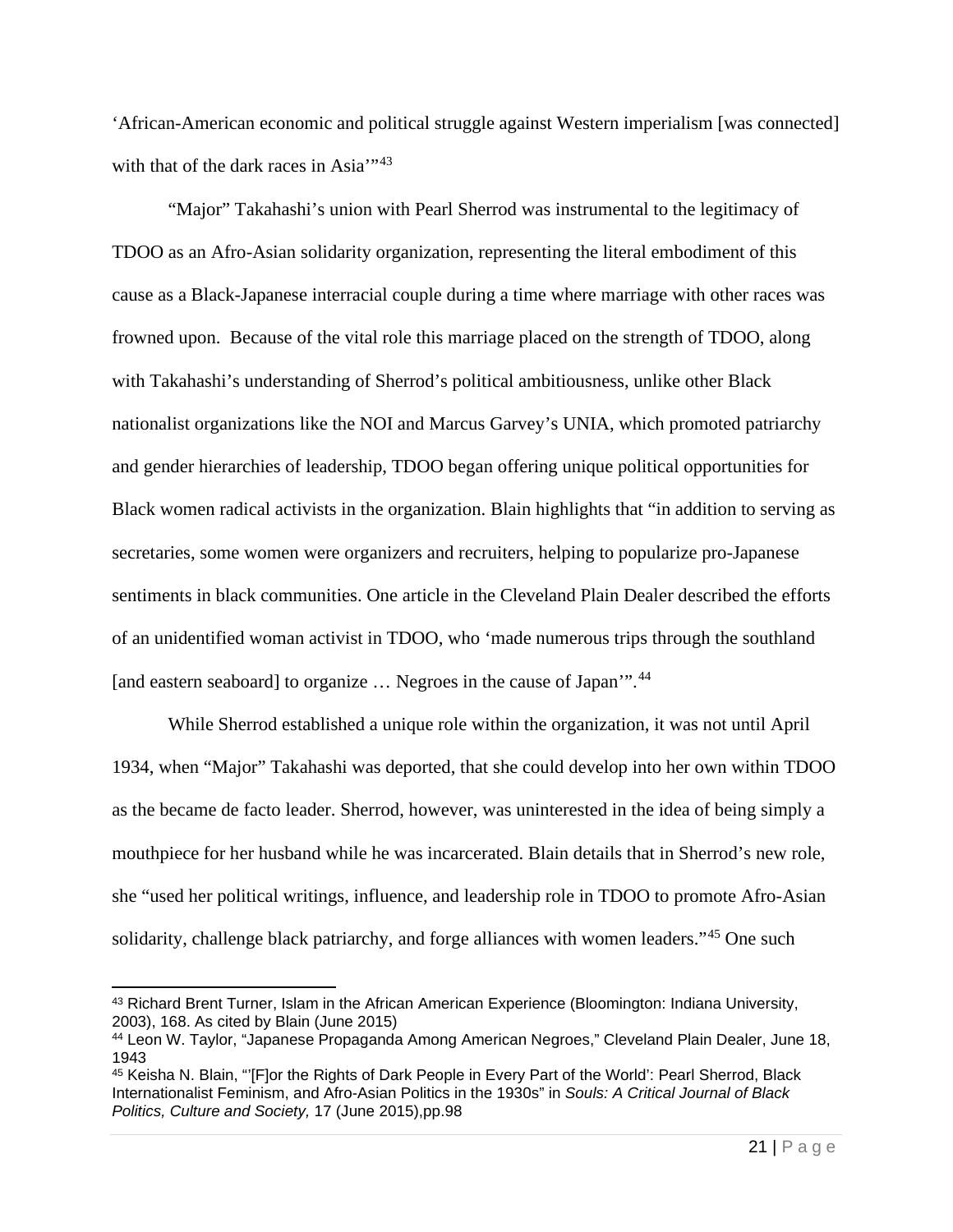‘African-American economic and political struggle against Western imperialism [was connected] with that of the dark races in Asia’”[43]

“Major” Takahashi’s union with Pearl Sherrod was instrumental to the legitimacy of TDOO as an Afro-Asian solidarity organization, representing the literal embodiment of this cause as a Black-Japanese interracial couple during a time where marriage with other races was frowned upon. Because of the vital role this marriage placed on the strength of TDOO, along with Takahashi’s understanding of Sherrod’s political ambitiousness, unlike other Black nationalist organizations like the NOI and Marcus Garvey’s UNIA, which promoted patriarchy and gender hierarchies of leadership, TDOO began offering unique political opportunities for Black women radical activists in the organization. Blain highlights that “in addition to serving as secretaries, some women were organizers and recruiters, helping to popularize pro-Japanese sentiments in black communities. One article in the Cleveland Plain Dealer described the efforts of an unidentified woman activist in TDOO, who ‘made numerous trips through the southland [and eastern seaboard] to organize … Negroes in the cause of Japan’”.[44]

While Sherrod established a unique role within the organization, it was not until April 1934, when “Major” Takahashi was deported, that she could develop into her own within TDOO as the became de facto leader. Sherrod, however, was uninterested in the idea of being simply a mouthpiece for her husband while he was incarcerated. Blain details that in Sherrod’s new role, she “used her political writings, influence, and leadership role in TDOO to promote Afro-Asian solidarity, challenge black patriarchy, and forge alliances with women leaders.”[45] One such

---

[43] Richard Brent Turner, Islam in the African American Experience (Bloomington: Indiana University, 2003), 168. As cited by Blain (June 2015)

[44] Leon W. Taylor, “Japanese Propaganda Among American Negroes,” Cleveland Plain Dealer, June 18, 1943

[45] Keisha N. Blain, “‘[F]or the Rights of Dark People in Every Part of the World’: Pearl Sherrod, Black Internationalist Feminism, and Afro-Asian Politics in the 1930s” in *Souls: A Critical Journal of Black Politics, Culture and Society,* 17 (June 2015),pp.98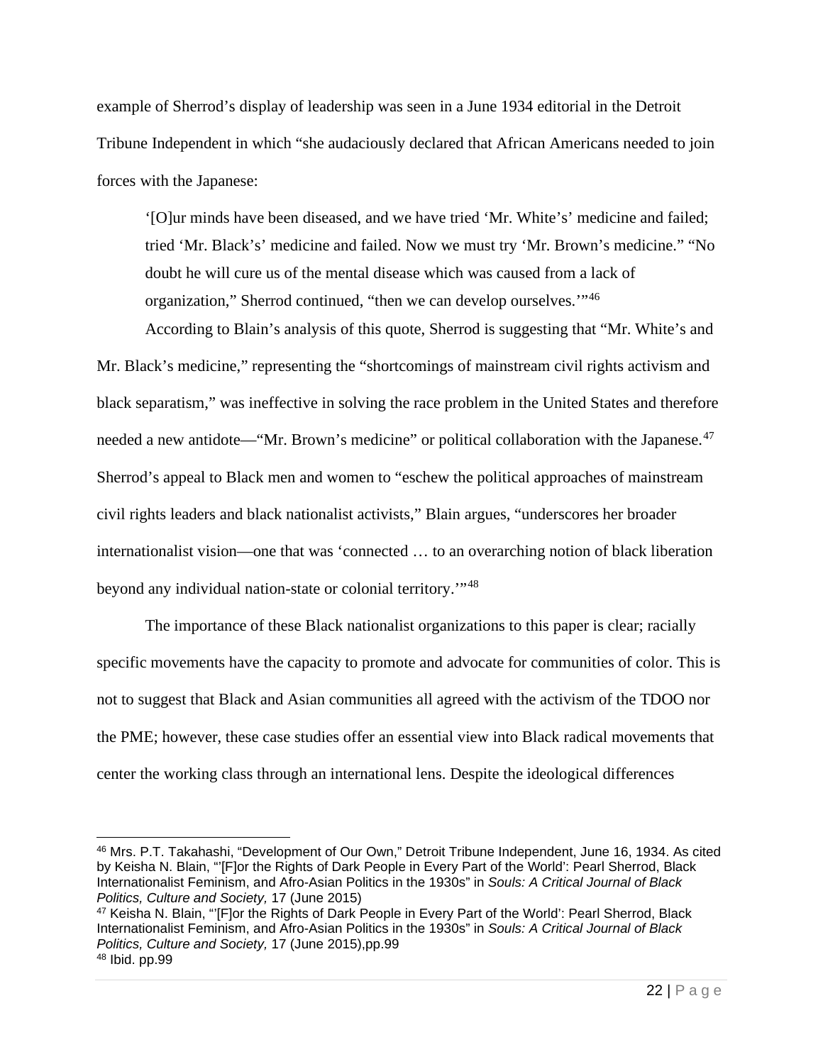example of Sherrod's display of leadership was seen in a June 1934 editorial in the Detroit Tribune Independent in which "she audaciously declared that African Americans needed to join forces with the Japanese:

> '[O]ur minds have been diseased, and we have tried 'Mr. White's' medicine and failed; tried 'Mr. Black's' medicine and failed. Now we must try 'Mr. Brown's medicine." "No doubt he will cure us of the mental disease which was caused from a lack of organization," Sherrod continued, "then we can develop ourselves.'"[46]

According to Blain's analysis of this quote, Sherrod is suggesting that "Mr. White's and Mr. Black's medicine," representing the "shortcomings of mainstream civil rights activism and black separatism," was ineffective in solving the race problem in the United States and therefore needed a new antidote—"Mr. Brown's medicine" or political collaboration with the Japanese.[47] Sherrod's appeal to Black men and women to "eschew the political approaches of mainstream civil rights leaders and black nationalist activists," Blain argues, "underscores her broader internationalist vision—one that was 'connected … to an overarching notion of black liberation beyond any individual nation-state or colonial territory.'"[48]

The importance of these Black nationalist organizations to this paper is clear; racially specific movements have the capacity to promote and advocate for communities of color. This is not to suggest that Black and Asian communities all agreed with the activism of the TDOO nor the PME; however, these case studies offer an essential view into Black radical movements that center the working class through an international lens. Despite the ideological differences

---

[46] Mrs. P.T. Takahashi, "Development of Our Own," Detroit Tribune Independent, June 16, 1934. As cited by Keisha N. Blain, "'[F]or the Rights of Dark People in Every Part of the World': Pearl Sherrod, Black Internationalist Feminism, and Afro-Asian Politics in the 1930s" in *Souls: A Critical Journal of Black Politics, Culture and Society,* 17 (June 2015)

[47] Keisha N. Blain, "'[F]or the Rights of Dark People in Every Part of the World': Pearl Sherrod, Black Internationalist Feminism, and Afro-Asian Politics in the 1930s" in *Souls: A Critical Journal of Black Politics, Culture and Society,* 17 (June 2015),pp.99

[48] Ibid. pp.99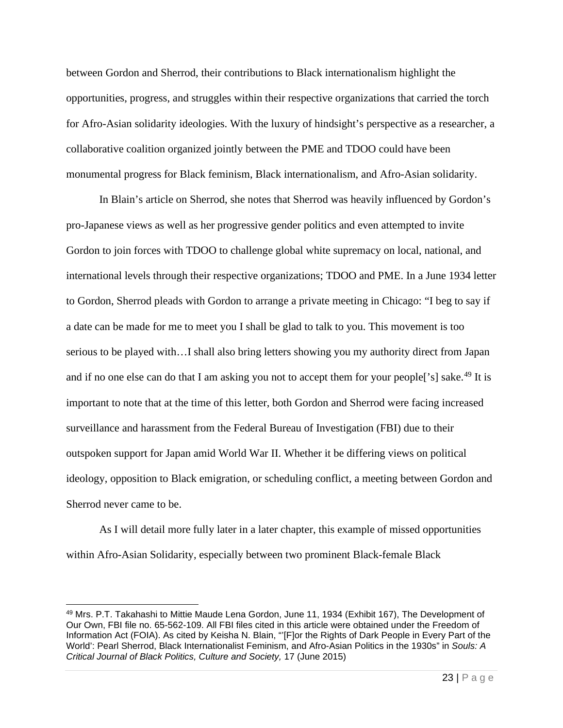between Gordon and Sherrod, their contributions to Black internationalism highlight the opportunities, progress, and struggles within their respective organizations that carried the torch for Afro-Asian solidarity ideologies. With the luxury of hindsight's perspective as a researcher, a collaborative coalition organized jointly between the PME and TDOO could have been monumental progress for Black feminism, Black internationalism, and Afro-Asian solidarity.

In Blain's article on Sherrod, she notes that Sherrod was heavily influenced by Gordon's pro-Japanese views as well as her progressive gender politics and even attempted to invite Gordon to join forces with TDOO to challenge global white supremacy on local, national, and international levels through their respective organizations; TDOO and PME. In a June 1934 letter to Gordon, Sherrod pleads with Gordon to arrange a private meeting in Chicago: "I beg to say if a date can be made for me to meet you I shall be glad to talk to you. This movement is too serious to be played with…I shall also bring letters showing you my authority direct from Japan and if no one else can do that I am asking you not to accept them for your people['s] sake.[49] It is important to note that at the time of this letter, both Gordon and Sherrod were facing increased surveillance and harassment from the Federal Bureau of Investigation (FBI) due to their outspoken support for Japan amid World War II. Whether it be differing views on political ideology, opposition to Black emigration, or scheduling conflict, a meeting between Gordon and Sherrod never came to be.

As I will detail more fully later in a later chapter, this example of missed opportunities within Afro-Asian Solidarity, especially between two prominent Black-female Black

---

[49] Mrs. P.T. Takahashi to Mittie Maude Lena Gordon, June 11, 1934 (Exhibit 167), The Development of Our Own, FBI file no. 65-562-109. All FBI files cited in this article were obtained under the Freedom of Information Act (FOIA). As cited by Keisha N. Blain, "'[F]or the Rights of Dark People in Every Part of the World': Pearl Sherrod, Black Internationalist Feminism, and Afro-Asian Politics in the 1930s" in *Souls: A Critical Journal of Black Politics, Culture and Society,* 17 (June 2015)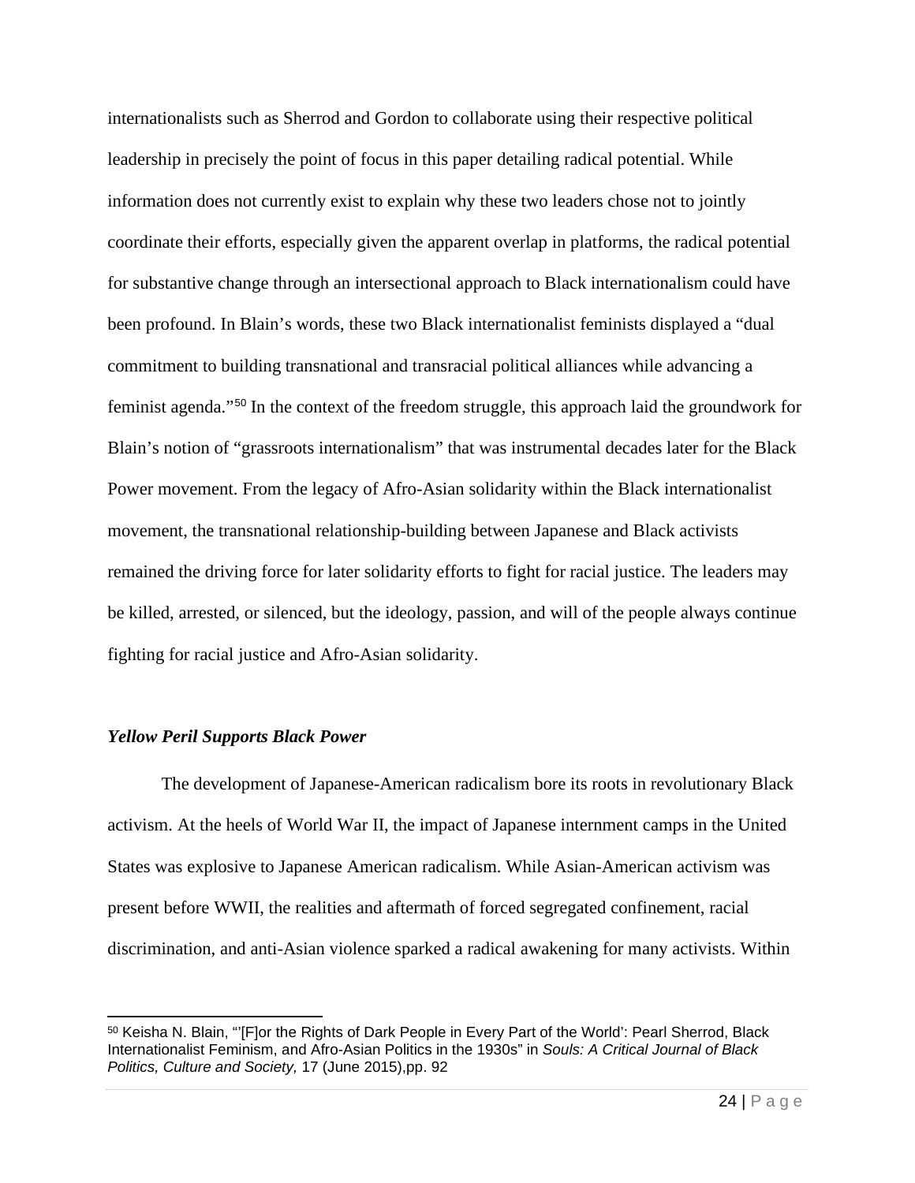internationalists such as Sherrod and Gordon to collaborate using their respective political leadership in precisely the point of focus in this paper detailing radical potential. While information does not currently exist to explain why these two leaders chose not to jointly coordinate their efforts, especially given the apparent overlap in platforms, the radical potential for substantive change through an intersectional approach to Black internationalism could have been profound. In Blain's words, these two Black internationalist feminists displayed a "dual commitment to building transnational and transracial political alliances while advancing a feminist agenda."[50] In the context of the freedom struggle, this approach laid the groundwork for Blain's notion of "grassroots internationalism" that was instrumental decades later for the Black Power movement. From the legacy of Afro-Asian solidarity within the Black internationalist movement, the transnational relationship-building between Japanese and Black activists remained the driving force for later solidarity efforts to fight for racial justice. The leaders may be killed, arrested, or silenced, but the ideology, passion, and will of the people always continue fighting for racial justice and Afro-Asian solidarity.

### ***Yellow Peril Supports Black Power***

The development of Japanese-American radicalism bore its roots in revolutionary Black activism. At the heels of World War II, the impact of Japanese internment camps in the United States was explosive to Japanese American radicalism. While Asian-American activism was present before WWII, the realities and aftermath of forced segregated confinement, racial discrimination, and anti-Asian violence sparked a radical awakening for many activists. Within

---

[50] Keisha N. Blain, "'[F]or the Rights of Dark People in Every Part of the World': Pearl Sherrod, Black Internationalist Feminism, and Afro-Asian Politics in the 1930s" in *Souls: A Critical Journal of Black Politics, Culture and Society,* 17 (June 2015),pp. 92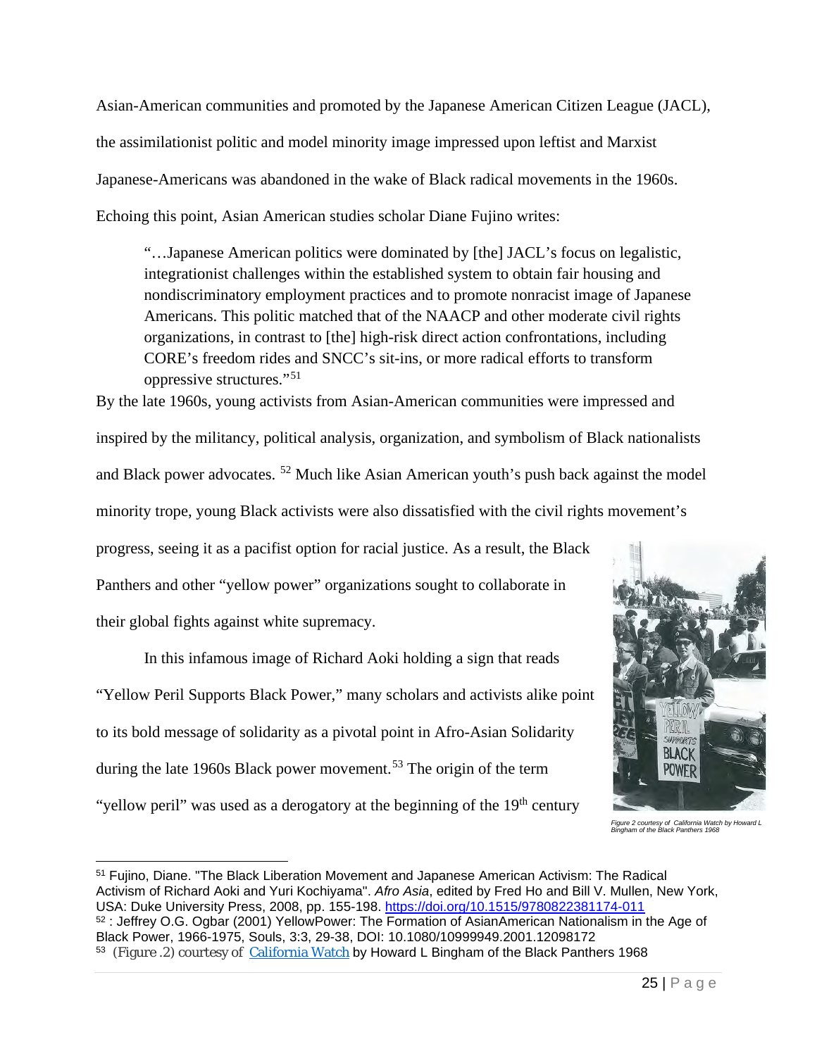Asian-American communities and promoted by the Japanese American Citizen League (JACL), the assimilationist politic and model minority image impressed upon leftist and Marxist Japanese-Americans was abandoned in the wake of Black radical movements in the 1960s. Echoing this point, Asian American studies scholar Diane Fujino writes:

> "…Japanese American politics were dominated by [the] JACL's focus on legalistic, integrationist challenges within the established system to obtain fair housing and nondiscriminatory employment practices and to promote nonracist image of Japanese Americans. This politic matched that of the NAACP and other moderate civil rights organizations, in contrast to [the] high-risk direct action confrontations, including CORE's freedom rides and SNCC's sit-ins, or more radical efforts to transform oppressive structures."[51]

By the late 1960s, young activists from Asian-American communities were impressed and inspired by the militancy, political analysis, organization, and symbolism of Black nationalists and Black power advocates. [52] Much like Asian American youth's push back against the model minority trope, young Black activists were also dissatisfied with the civil rights movement's progress, seeing it as a pacifist option for racial justice. As a result, the Black Panthers and other "yellow power" organizations sought to collaborate in their global fights against white supremacy.

In this infamous image of Richard Aoki holding a sign that reads "Yellow Peril Supports Black Power," many scholars and activists alike point to its bold message of solidarity as a pivotal point in Afro-Asian Solidarity during the late 1960s Black power movement.[53] The origin of the term "yellow peril" was used as a derogatory at the beginning of the 19th century

*Figure 2 courtesy of California Watch by Howard L Bingham of the Black Panthers 1968*

---

[51] Fujino, Diane. "The Black Liberation Movement and Japanese American Activism: The Radical Activism of Richard Aoki and Yuri Kochiyama". *Afro Asia*, edited by Fred Ho and Bill V. Mullen, New York, USA: Duke University Press, 2008, pp. 155-198. https://doi.org/10.1515/9780822381174-011

[52] : Jeffrey O.G. Ogbar (2001) YellowPower: The Formation of AsianAmerican Nationalism in the Age of Black Power, 1966-1975, Souls, 3:3, 29-38, DOI: 10.1080/10999949.2001.12098172

[53] (Figure .2) courtesy of California Watch by Howard L Bingham of the Black Panthers 1968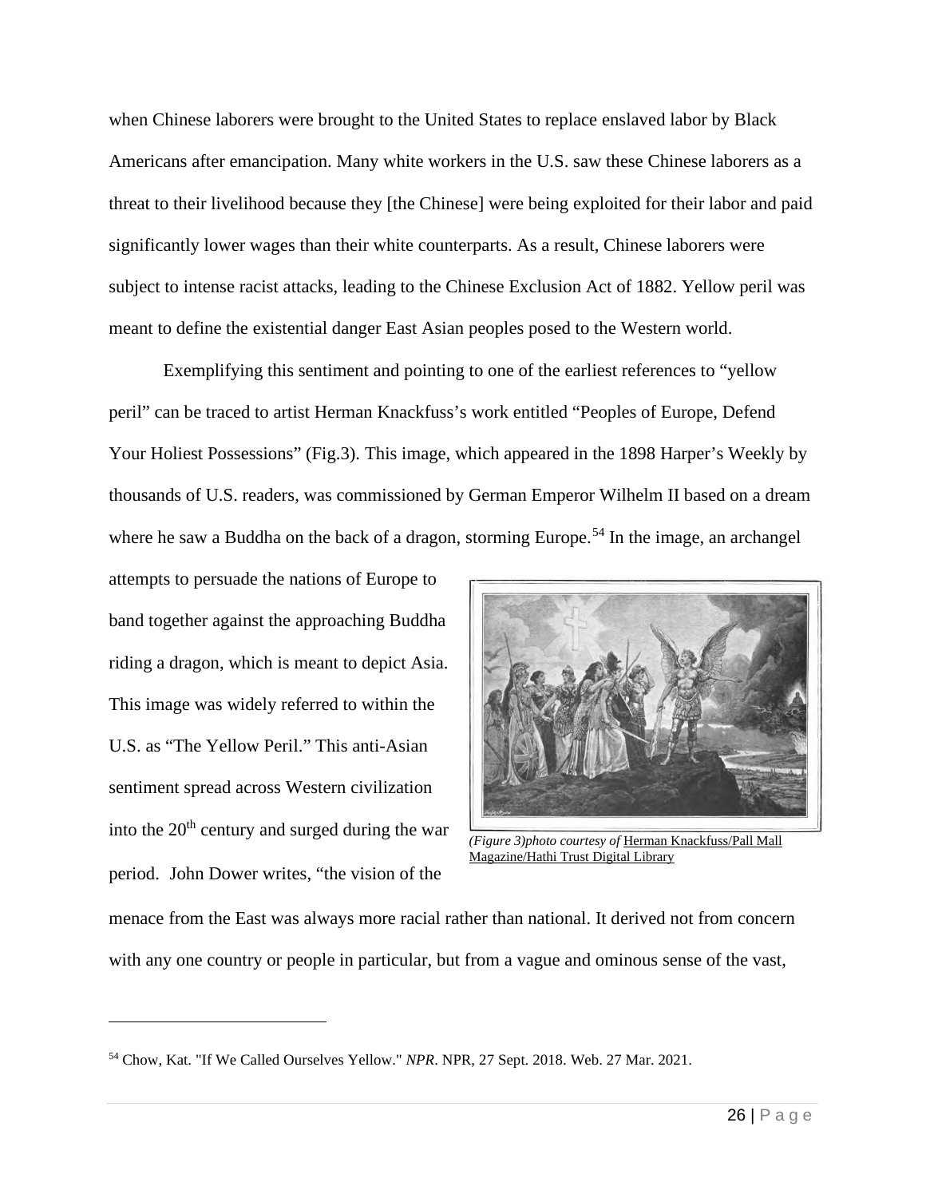when Chinese laborers were brought to the United States to replace enslaved labor by Black Americans after emancipation. Many white workers in the U.S. saw these Chinese laborers as a threat to their livelihood because they [the Chinese] were being exploited for their labor and paid significantly lower wages than their white counterparts. As a result, Chinese laborers were subject to intense racist attacks, leading to the Chinese Exclusion Act of 1882. Yellow peril was meant to define the existential danger East Asian peoples posed to the Western world.

Exemplifying this sentiment and pointing to one of the earliest references to "yellow peril" can be traced to artist Herman Knackfuss's work entitled "Peoples of Europe, Defend Your Holiest Possessions" (Fig.3). This image, which appeared in the 1898 Harper's Weekly by thousands of U.S. readers, was commissioned by German Emperor Wilhelm II based on a dream where he saw a Buddha on the back of a dragon, storming Europe.[54] In the image, an archangel attempts to persuade the nations of Europe to band together against the approaching Buddha riding a dragon, which is meant to depict Asia. This image was widely referred to within the U.S. as "The Yellow Peril." This anti-Asian sentiment spread across Western civilization into the 20th century and surged during the war period. John Dower writes, "the vision of the menace from the East was always more racial rather than national. It derived not from concern with any one country or people in particular, but from a vague and ominous sense of the vast,

*(Figure 3)photo courtesy of* Herman Knackfuss/Pall Mall Magazine/Hathi Trust Digital Library

[54] Chow, Kat. "If We Called Ourselves Yellow." *NPR*. NPR, 27 Sept. 2018. Web. 27 Mar. 2021.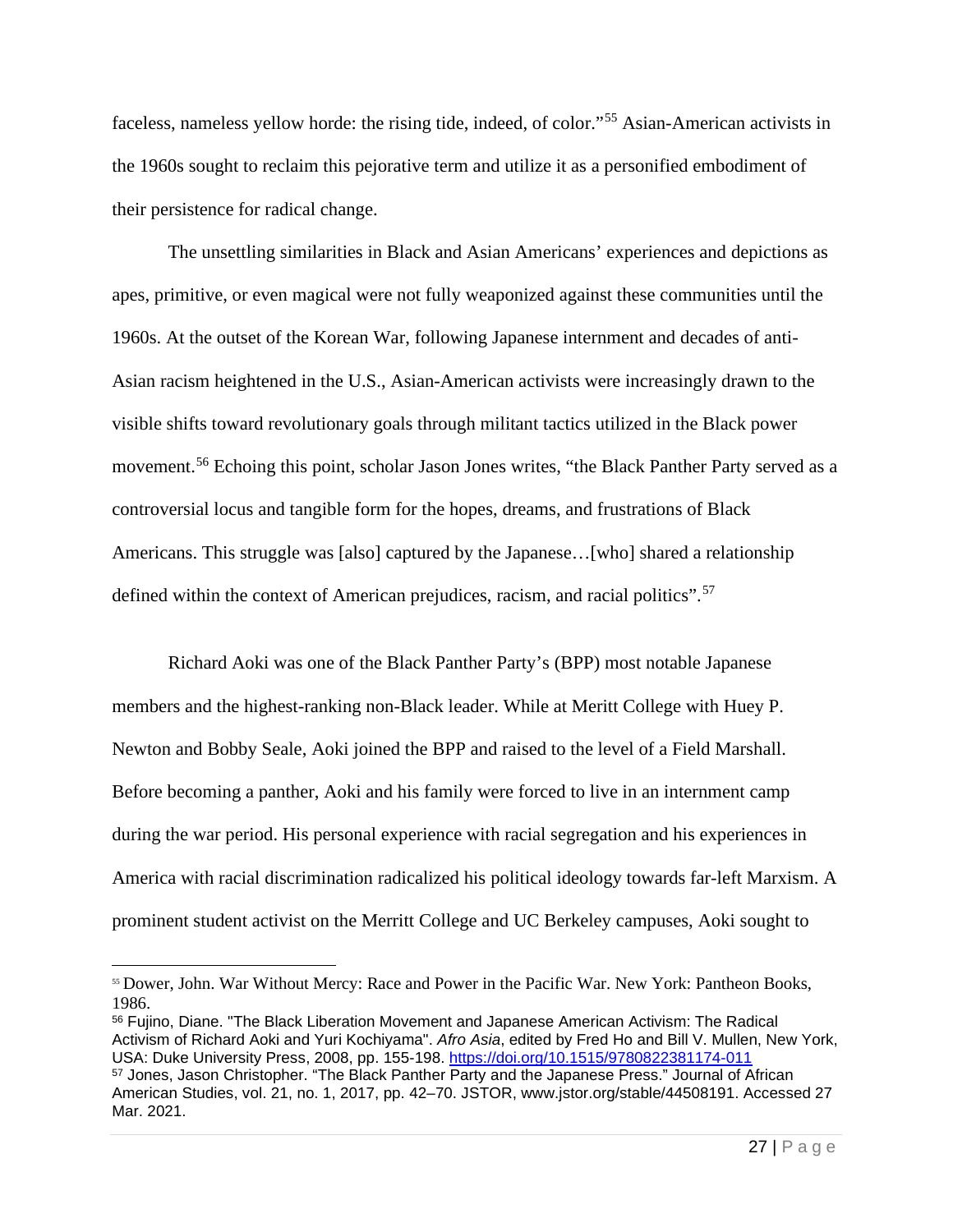faceless, nameless yellow horde: the rising tide, indeed, of color."[55] Asian-American activists in the 1960s sought to reclaim this pejorative term and utilize it as a personified embodiment of their persistence for radical change.

The unsettling similarities in Black and Asian Americans' experiences and depictions as apes, primitive, or even magical were not fully weaponized against these communities until the 1960s. At the outset of the Korean War, following Japanese internment and decades of anti-Asian racism heightened in the U.S., Asian-American activists were increasingly drawn to the visible shifts toward revolutionary goals through militant tactics utilized in the Black power movement.[56] Echoing this point, scholar Jason Jones writes, "the Black Panther Party served as a controversial locus and tangible form for the hopes, dreams, and frustrations of Black Americans. This struggle was [also] captured by the Japanese…[who] shared a relationship defined within the context of American prejudices, racism, and racial politics".[57]

Richard Aoki was one of the Black Panther Party's (BPP) most notable Japanese members and the highest-ranking non-Black leader. While at Meritt College with Huey P. Newton and Bobby Seale, Aoki joined the BPP and raised to the level of a Field Marshall. Before becoming a panther, Aoki and his family were forced to live in an internment camp during the war period. His personal experience with racial segregation and his experiences in America with racial discrimination radicalized his political ideology towards far-left Marxism. A prominent student activist on the Merritt College and UC Berkeley campuses, Aoki sought to

---

[55] Dower, John. War Without Mercy: Race and Power in the Pacific War. New York: Pantheon Books, 1986.

[56] Fujino, Diane. "The Black Liberation Movement and Japanese American Activism: The Radical Activism of Richard Aoki and Yuri Kochiyama". *Afro Asia*, edited by Fred Ho and Bill V. Mullen, New York, USA: Duke University Press, 2008, pp. 155-198. https://doi.org/10.1515/9780822381174-011

[57] Jones, Jason Christopher. "The Black Panther Party and the Japanese Press." Journal of African American Studies, vol. 21, no. 1, 2017, pp. 42–70. JSTOR, www.jstor.org/stable/44508191. Accessed 27 Mar. 2021.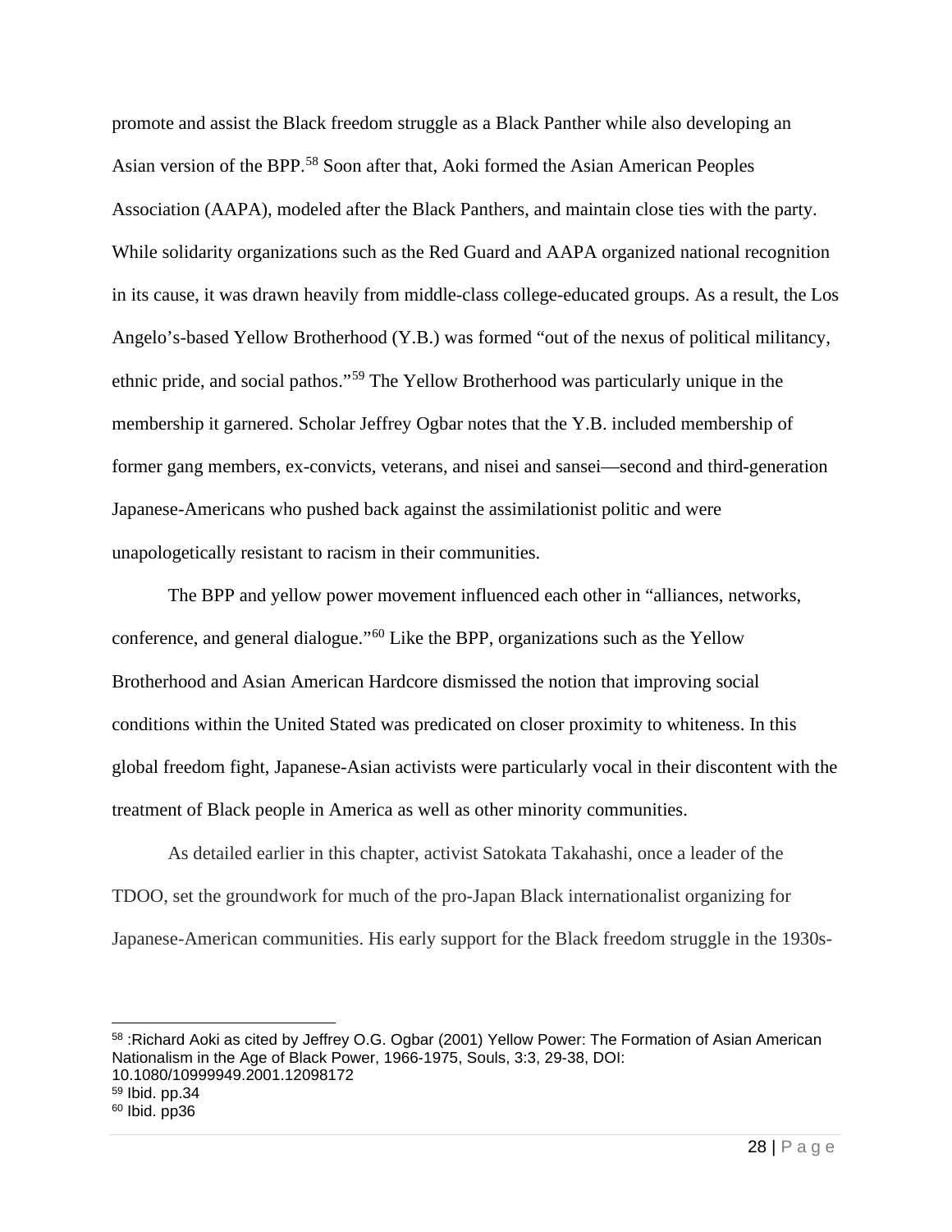promote and assist the Black freedom struggle as a Black Panther while also developing an Asian version of the BPP.[58] Soon after that, Aoki formed the Asian American Peoples Association (AAPA), modeled after the Black Panthers, and maintain close ties with the party. While solidarity organizations such as the Red Guard and AAPA organized national recognition in its cause, it was drawn heavily from middle-class college-educated groups. As a result, the Los Angelo's-based Yellow Brotherhood (Y.B.) was formed "out of the nexus of political militancy, ethnic pride, and social pathos."[59] The Yellow Brotherhood was particularly unique in the membership it garnered. Scholar Jeffrey Ogbar notes that the Y.B. included membership of former gang members, ex-convicts, veterans, and nisei and sansei—second and third-generation Japanese-Americans who pushed back against the assimilationist politic and were unapologetically resistant to racism in their communities.

The BPP and yellow power movement influenced each other in "alliances, networks, conference, and general dialogue."[60] Like the BPP, organizations such as the Yellow Brotherhood and Asian American Hardcore dismissed the notion that improving social conditions within the United Stated was predicated on closer proximity to whiteness. In this global freedom fight, Japanese-Asian activists were particularly vocal in their discontent with the treatment of Black people in America as well as other minority communities.

As detailed earlier in this chapter, activist Satokata Takahashi, once a leader of the TDOO, set the groundwork for much of the pro-Japan Black internationalist organizing for Japanese-American communities. His early support for the Black freedom struggle in the 1930s-

---

[58] :Richard Aoki as cited by Jeffrey O.G. Ogbar (2001) Yellow Power: The Formation of Asian American Nationalism in the Age of Black Power, 1966-1975, Souls, 3:3, 29-38, DOI: 10.1080/10999949.2001.12098172

[59] Ibid. pp.34

[60] Ibid. pp36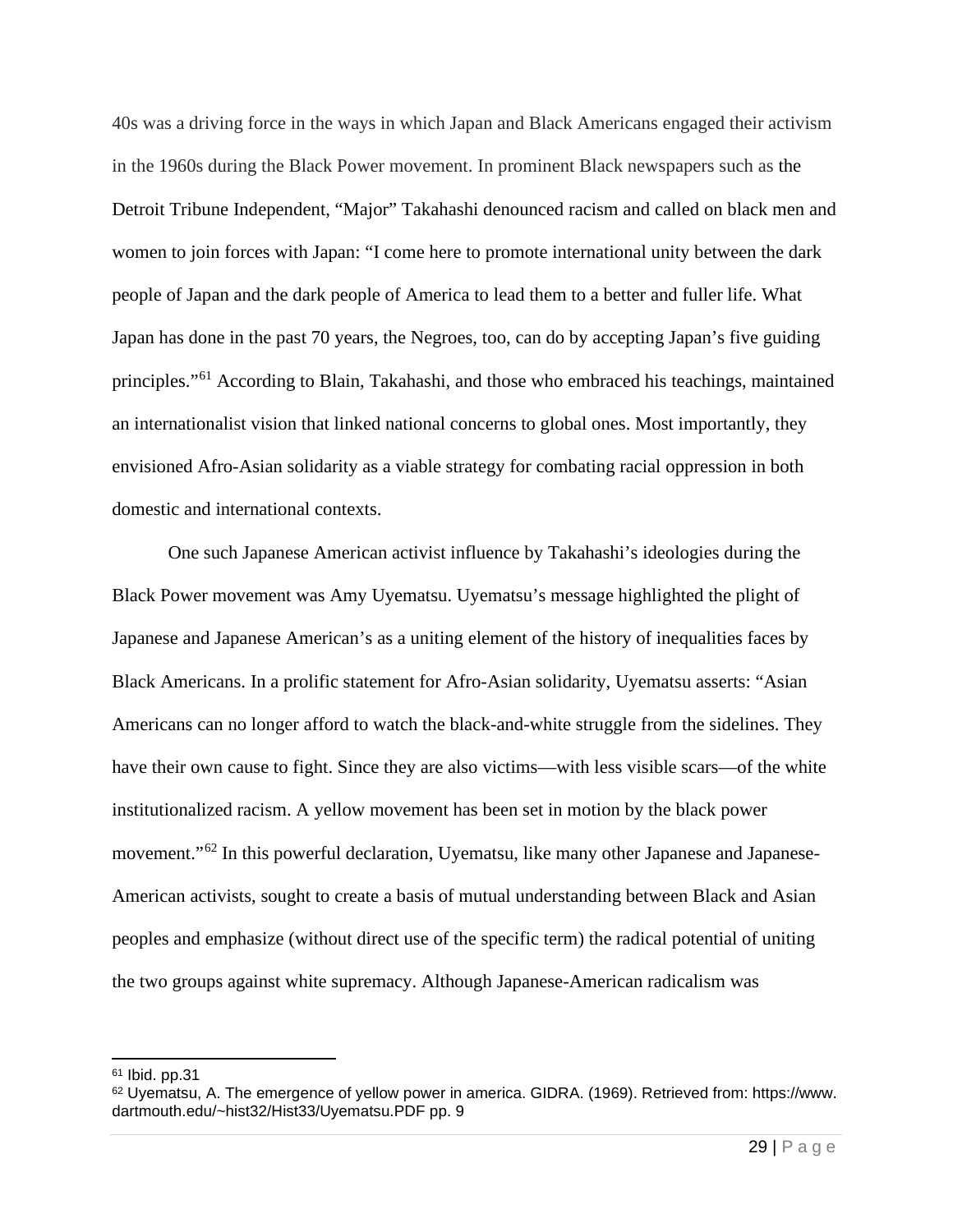40s was a driving force in the ways in which Japan and Black Americans engaged their activism in the 1960s during the Black Power movement. In prominent Black newspapers such as the Detroit Tribune Independent, "Major" Takahashi denounced racism and called on black men and women to join forces with Japan: "I come here to promote international unity between the dark people of Japan and the dark people of America to lead them to a better and fuller life. What Japan has done in the past 70 years, the Negroes, too, can do by accepting Japan's five guiding principles."[61] According to Blain, Takahashi, and those who embraced his teachings, maintained an internationalist vision that linked national concerns to global ones. Most importantly, they envisioned Afro-Asian solidarity as a viable strategy for combating racial oppression in both domestic and international contexts.

One such Japanese American activist influence by Takahashi's ideologies during the Black Power movement was Amy Uyematsu. Uyematsu's message highlighted the plight of Japanese and Japanese American's as a uniting element of the history of inequalities faces by Black Americans. In a prolific statement for Afro-Asian solidarity, Uyematsu asserts: "Asian Americans can no longer afford to watch the black-and-white struggle from the sidelines. They have their own cause to fight. Since they are also victims—with less visible scars—of the white institutionalized racism. A yellow movement has been set in motion by the black power movement."[62] In this powerful declaration, Uyematsu, like many other Japanese and Japanese-American activists, sought to create a basis of mutual understanding between Black and Asian peoples and emphasize (without direct use of the specific term) the radical potential of uniting the two groups against white supremacy. Although Japanese-American radicalism was

[61] Ibid. pp.31

[62] Uyematsu, A. The emergence of yellow power in america. GIDRA. (1969). Retrieved from: https://www.dartmouth.edu/~hist32/Hist33/Uyematsu.PDF pp. 9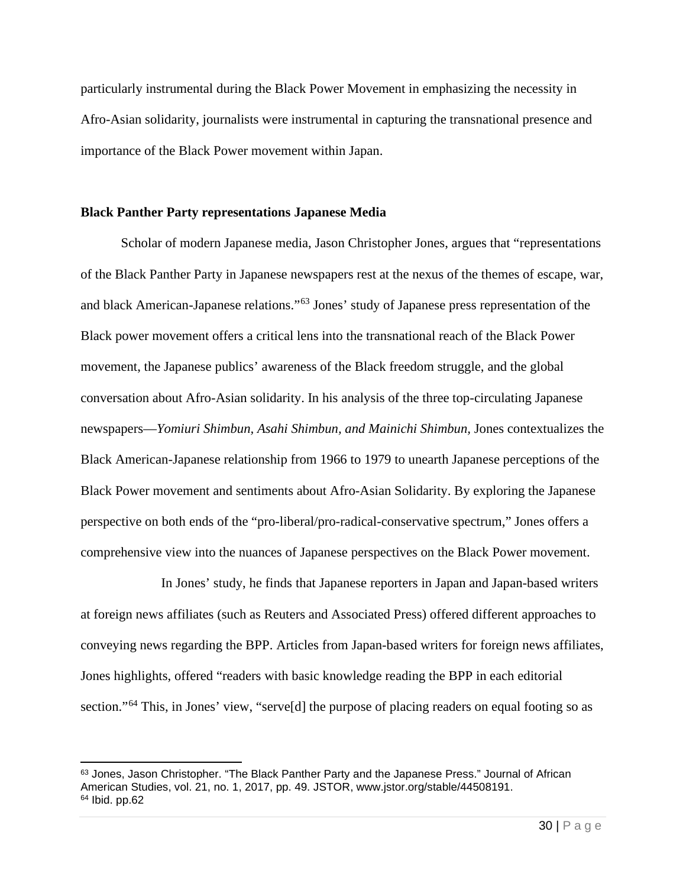particularly instrumental during the Black Power Movement in emphasizing the necessity in Afro-Asian solidarity, journalists were instrumental in capturing the transnational presence and importance of the Black Power movement within Japan.

**Black Panther Party representations Japanese Media**

Scholar of modern Japanese media, Jason Christopher Jones, argues that "representations of the Black Panther Party in Japanese newspapers rest at the nexus of the themes of escape, war, and black American-Japanese relations."[63] Jones' study of Japanese press representation of the Black power movement offers a critical lens into the transnational reach of the Black Power movement, the Japanese publics' awareness of the Black freedom struggle, and the global conversation about Afro-Asian solidarity. In his analysis of the three top-circulating Japanese newspapers—*Yomiuri Shimbun, Asahi Shimbun, and Mainichi Shimbun,* Jones contextualizes the Black American-Japanese relationship from 1966 to 1979 to unearth Japanese perceptions of the Black Power movement and sentiments about Afro-Asian Solidarity. By exploring the Japanese perspective on both ends of the "pro-liberal/pro-radical-conservative spectrum," Jones offers a comprehensive view into the nuances of Japanese perspectives on the Black Power movement.

In Jones' study, he finds that Japanese reporters in Japan and Japan-based writers at foreign news affiliates (such as Reuters and Associated Press) offered different approaches to conveying news regarding the BPP. Articles from Japan-based writers for foreign news affiliates, Jones highlights, offered "readers with basic knowledge reading the BPP in each editorial section."[64] This, in Jones' view, "serve[d] the purpose of placing readers on equal footing so as

---

[63] Jones, Jason Christopher. "The Black Panther Party and the Japanese Press." Journal of African American Studies, vol. 21, no. 1, 2017, pp. 49. JSTOR, www.jstor.org/stable/44508191.

[64] Ibid. pp.62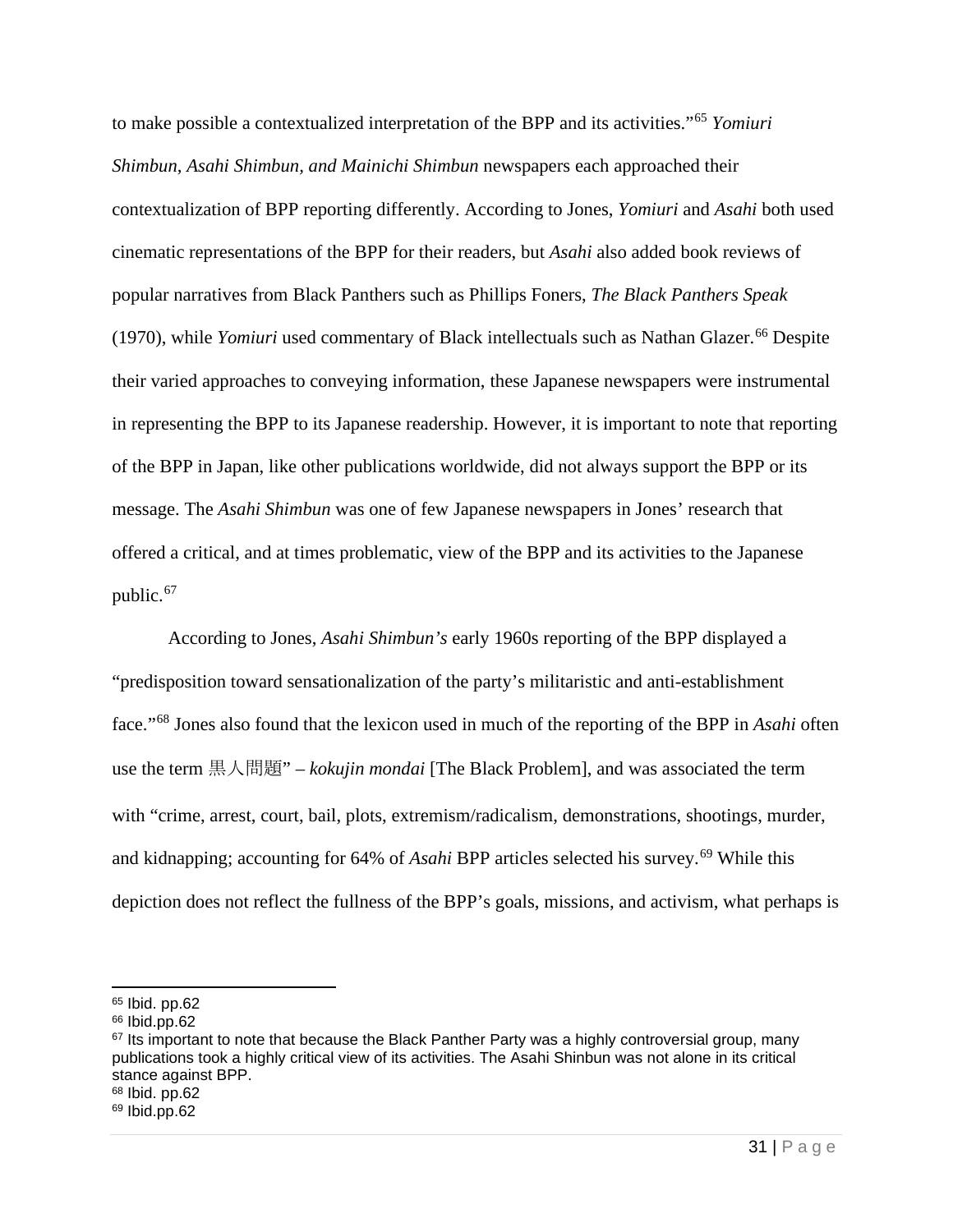to make possible a contextualized interpretation of the BPP and its activities."[65] *Yomiuri Shimbun, Asahi Shimbun, and Mainichi Shimbun* newspapers each approached their contextualization of BPP reporting differently. According to Jones, *Yomiuri* and *Asahi* both used cinematic representations of the BPP for their readers, but *Asahi* also added book reviews of popular narratives from Black Panthers such as Phillips Foners, *The Black Panthers Speak* (1970), while *Yomiuri* used commentary of Black intellectuals such as Nathan Glazer.[66] Despite their varied approaches to conveying information, these Japanese newspapers were instrumental in representing the BPP to its Japanese readership. However, it is important to note that reporting of the BPP in Japan, like other publications worldwide, did not always support the BPP or its message. The *Asahi Shimbun* was one of few Japanese newspapers in Jones' research that offered a critical, and at times problematic, view of the BPP and its activities to the Japanese public.[67]

According to Jones, *Asahi Shimbun's* early 1960s reporting of the BPP displayed a "predisposition toward sensationalization of the party's militaristic and anti-establishment face."[68] Jones also found that the lexicon used in much of the reporting of the BPP in *Asahi* often use the term 黒人問題" – *kokujin mondai* [The Black Problem], and was associated the term with "crime, arrest, court, bail, plots, extremism/radicalism, demonstrations, shootings, murder, and kidnapping; accounting for 64% of *Asahi* BPP articles selected his survey.[69] While this depiction does not reflect the fullness of the BPP's goals, missions, and activism, what perhaps is

---

[65] Ibid. pp.62

[66] Ibid.pp.62

[67] Its important to note that because the Black Panther Party was a highly controversial group, many publications took a highly critical view of its activities. The Asahi Shinbun was not alone in its critical stance against BPP.

[68] Ibid. pp.62

[69] Ibid.pp.62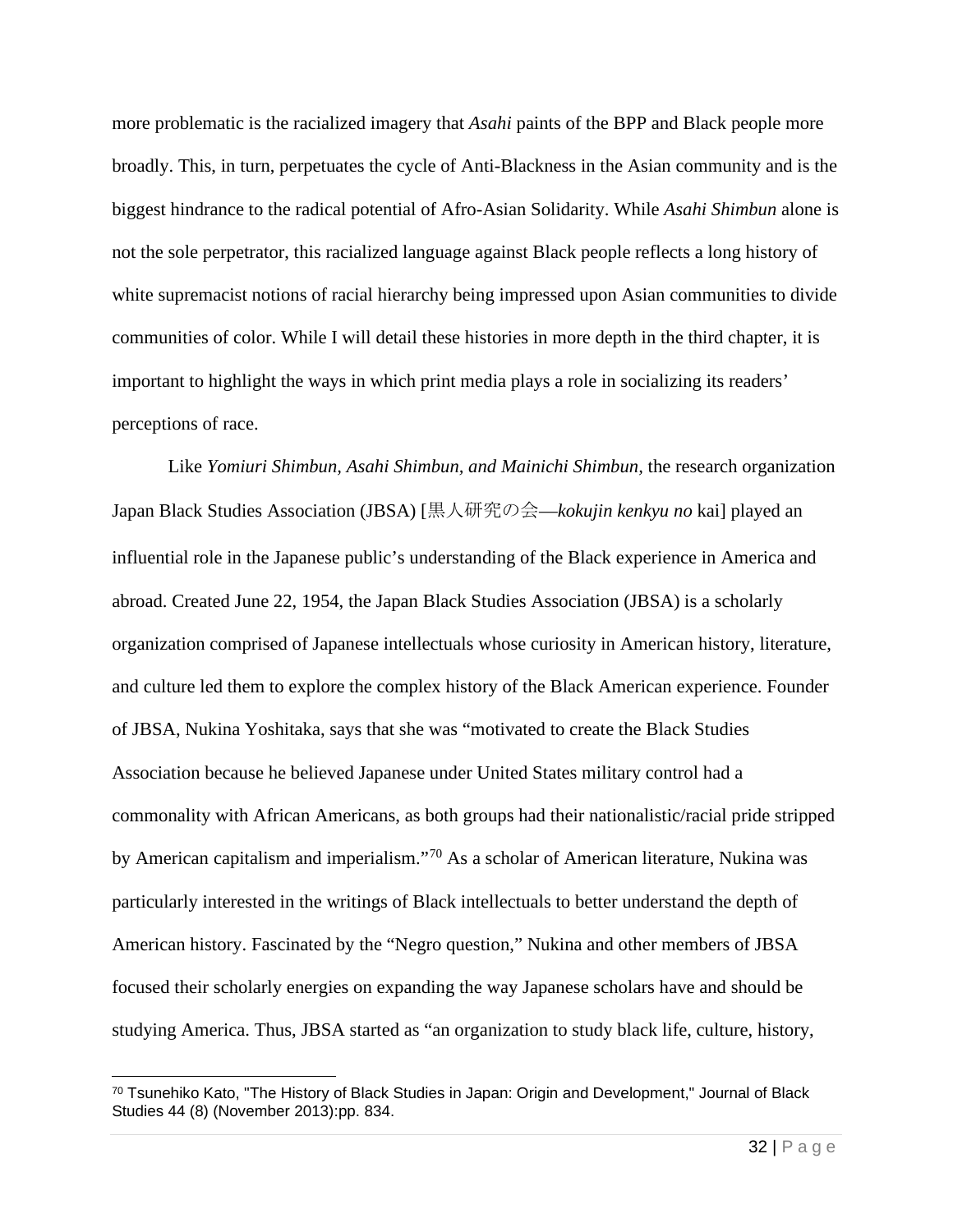more problematic is the racialized imagery that *Asahi* paints of the BPP and Black people more broadly. This, in turn, perpetuates the cycle of Anti-Blackness in the Asian community and is the biggest hindrance to the radical potential of Afro-Asian Solidarity. While *Asahi Shimbun* alone is not the sole perpetrator, this racialized language against Black people reflects a long history of white supremacist notions of racial hierarchy being impressed upon Asian communities to divide communities of color. While I will detail these histories in more depth in the third chapter, it is important to highlight the ways in which print media plays a role in socializing its readers' perceptions of race.

Like *Yomiuri Shimbun, Asahi Shimbun, and Mainichi Shimbun*, the research organization Japan Black Studies Association (JBSA) [黒人研究の会—*kokujin kenkyu no* kai] played an influential role in the Japanese public's understanding of the Black experience in America and abroad. Created June 22, 1954, the Japan Black Studies Association (JBSA) is a scholarly organization comprised of Japanese intellectuals whose curiosity in American history, literature, and culture led them to explore the complex history of the Black American experience. Founder of JBSA, Nukina Yoshitaka, says that she was "motivated to create the Black Studies Association because he believed Japanese under United States military control had a commonality with African Americans, as both groups had their nationalistic/racial pride stripped by American capitalism and imperialism."[70] As a scholar of American literature, Nukina was particularly interested in the writings of Black intellectuals to better understand the depth of American history. Fascinated by the "Negro question," Nukina and other members of JBSA focused their scholarly energies on expanding the way Japanese scholars have and should be studying America. Thus, JBSA started as "an organization to study black life, culture, history,

[70] Tsunehiko Kato, "The History of Black Studies in Japan: Origin and Development," Journal of Black Studies 44 (8) (November 2013):pp. 834.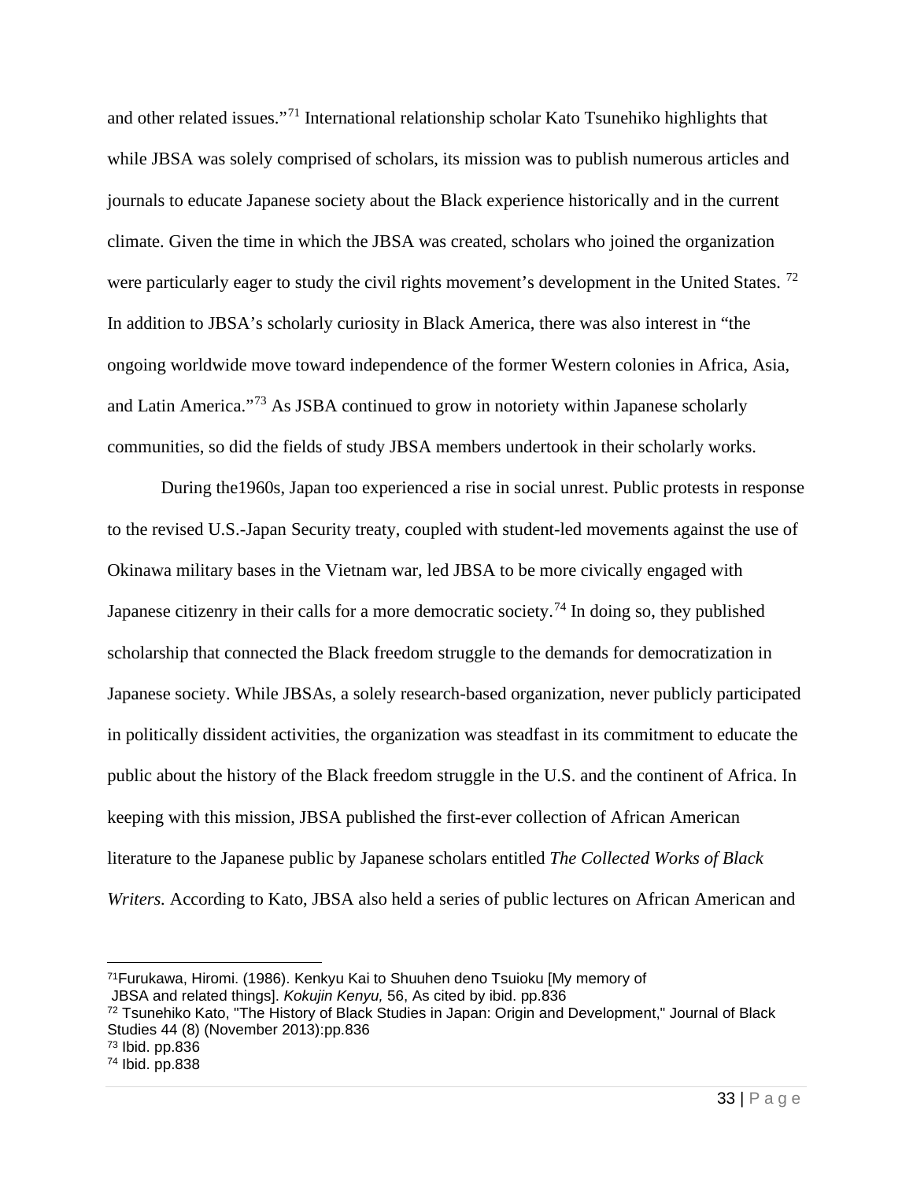and other related issues."[71] International relationship scholar Kato Tsunehiko highlights that while JBSA was solely comprised of scholars, its mission was to publish numerous articles and journals to educate Japanese society about the Black experience historically and in the current climate. Given the time in which the JBSA was created, scholars who joined the organization were particularly eager to study the civil rights movement's development in the United States. [72] In addition to JBSA's scholarly curiosity in Black America, there was also interest in "the ongoing worldwide move toward independence of the former Western colonies in Africa, Asia, and Latin America."[73] As JSBA continued to grow in notoriety within Japanese scholarly communities, so did the fields of study JBSA members undertook in their scholarly works.

During the1960s, Japan too experienced a rise in social unrest. Public protests in response to the revised U.S.-Japan Security treaty, coupled with student-led movements against the use of Okinawa military bases in the Vietnam war, led JBSA to be more civically engaged with Japanese citizenry in their calls for a more democratic society.[74] In doing so, they published scholarship that connected the Black freedom struggle to the demands for democratization in Japanese society. While JBSAs, a solely research-based organization, never publicly participated in politically dissident activities, the organization was steadfast in its commitment to educate the public about the history of the Black freedom struggle in the U.S. and the continent of Africa. In keeping with this mission, JBSA published the first-ever collection of African American literature to the Japanese public by Japanese scholars entitled *The Collected Works of Black Writers.* According to Kato, JBSA also held a series of public lectures on African American and

---

[71] Furukawa, Hiromi. (1986). Kenkyu Kai to Shuuhen deno Tsuioku [My memory of JBSA and related things]. *Kokujin Kenyu,* 56, As cited by ibid. pp.836

[72] Tsunehiko Kato, "The History of Black Studies in Japan: Origin and Development," Journal of Black Studies 44 (8) (November 2013):pp.836

[73] Ibid. pp.836

[74] Ibid. pp.838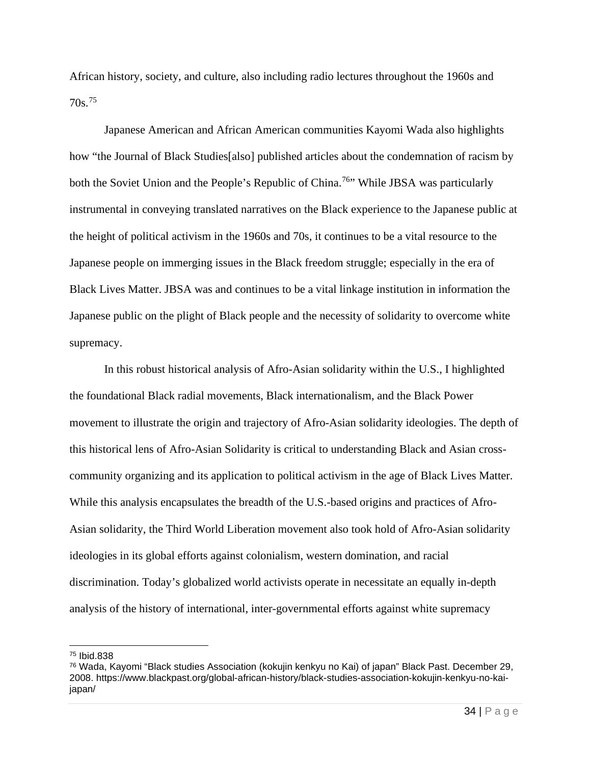African history, society, and culture, also including radio lectures throughout the 1960s and 70s.[75]

Japanese American and African American communities Kayomi Wada also highlights how "the Journal of Black Studies[also] published articles about the condemnation of racism by both the Soviet Union and the People's Republic of China.[76]" While JBSA was particularly instrumental in conveying translated narratives on the Black experience to the Japanese public at the height of political activism in the 1960s and 70s, it continues to be a vital resource to the Japanese people on immerging issues in the Black freedom struggle; especially in the era of Black Lives Matter. JBSA was and continues to be a vital linkage institution in information the Japanese public on the plight of Black people and the necessity of solidarity to overcome white supremacy.

In this robust historical analysis of Afro-Asian solidarity within the U.S., I highlighted the foundational Black radial movements, Black internationalism, and the Black Power movement to illustrate the origin and trajectory of Afro-Asian solidarity ideologies. The depth of this historical lens of Afro-Asian Solidarity is critical to understanding Black and Asian cross-community organizing and its application to political activism in the age of Black Lives Matter. While this analysis encapsulates the breadth of the U.S.-based origins and practices of Afro-Asian solidarity, the Third World Liberation movement also took hold of Afro-Asian solidarity ideologies in its global efforts against colonialism, western domination, and racial discrimination. Today's globalized world activists operate in necessitate an equally in-depth analysis of the history of international, inter-governmental efforts against white supremacy

---

[75] Ibid.838

[76] Wada, Kayomi "Black studies Association (kokujin kenkyu no Kai) of japan" Black Past. December 29, 2008. https://www.blackpast.org/global-african-history/black-studies-association-kokujin-kenkyu-no-kai-japan/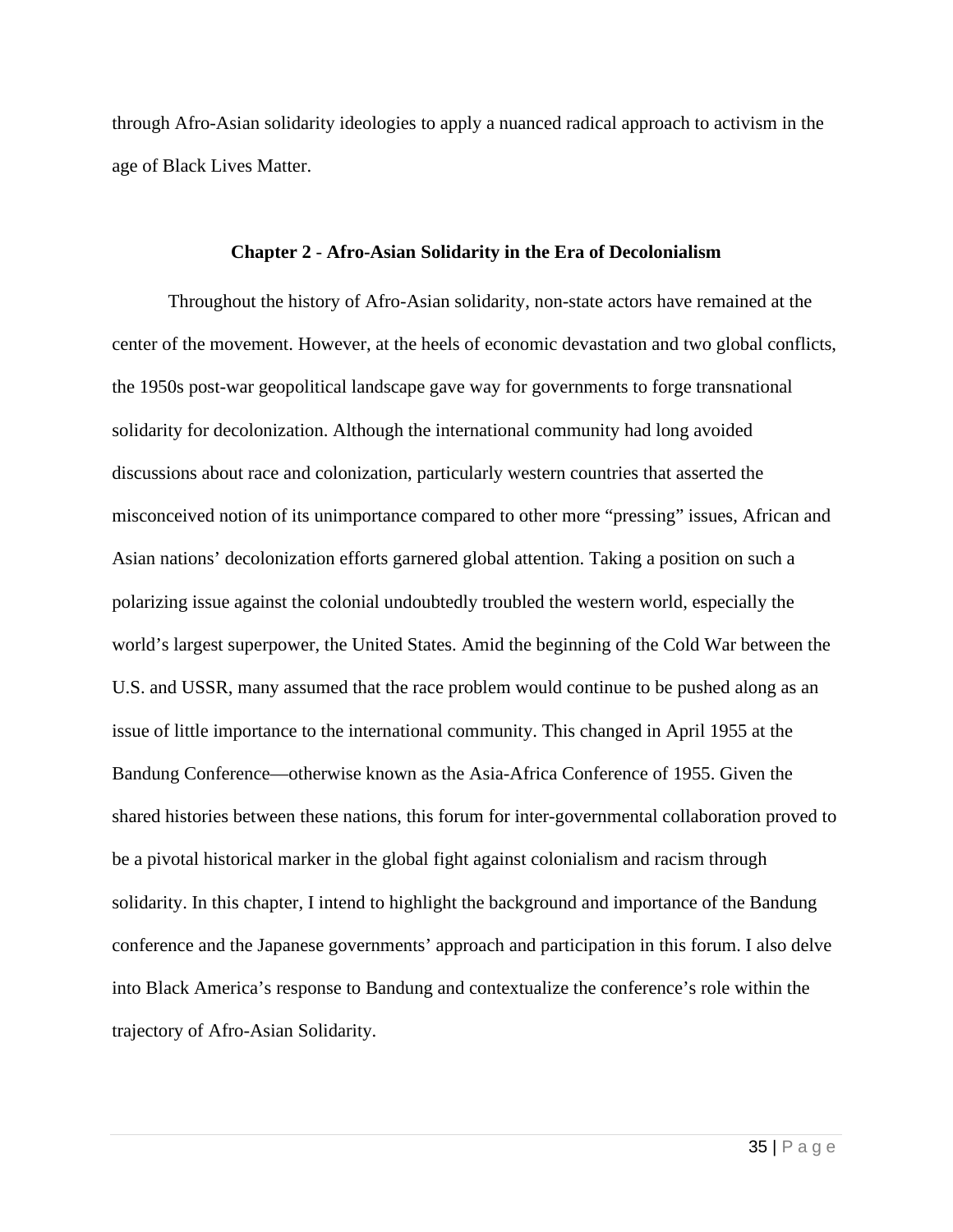through Afro-Asian solidarity ideologies to apply a nuanced radical approach to activism in the age of Black Lives Matter.

## Chapter 2 - Afro-Asian Solidarity in the Era of Decolonialism

Throughout the history of Afro-Asian solidarity, non-state actors have remained at the center of the movement. However, at the heels of economic devastation and two global conflicts, the 1950s post-war geopolitical landscape gave way for governments to forge transnational solidarity for decolonization. Although the international community had long avoided discussions about race and colonization, particularly western countries that asserted the misconceived notion of its unimportance compared to other more "pressing" issues, African and Asian nations' decolonization efforts garnered global attention. Taking a position on such a polarizing issue against the colonial undoubtedly troubled the western world, especially the world's largest superpower, the United States. Amid the beginning of the Cold War between the U.S. and USSR, many assumed that the race problem would continue to be pushed along as an issue of little importance to the international community. This changed in April 1955 at the Bandung Conference—otherwise known as the Asia-Africa Conference of 1955. Given the shared histories between these nations, this forum for inter-governmental collaboration proved to be a pivotal historical marker in the global fight against colonialism and racism through solidarity. In this chapter, I intend to highlight the background and importance of the Bandung conference and the Japanese governments' approach and participation in this forum. I also delve into Black America's response to Bandung and contextualize the conference's role within the trajectory of Afro-Asian Solidarity.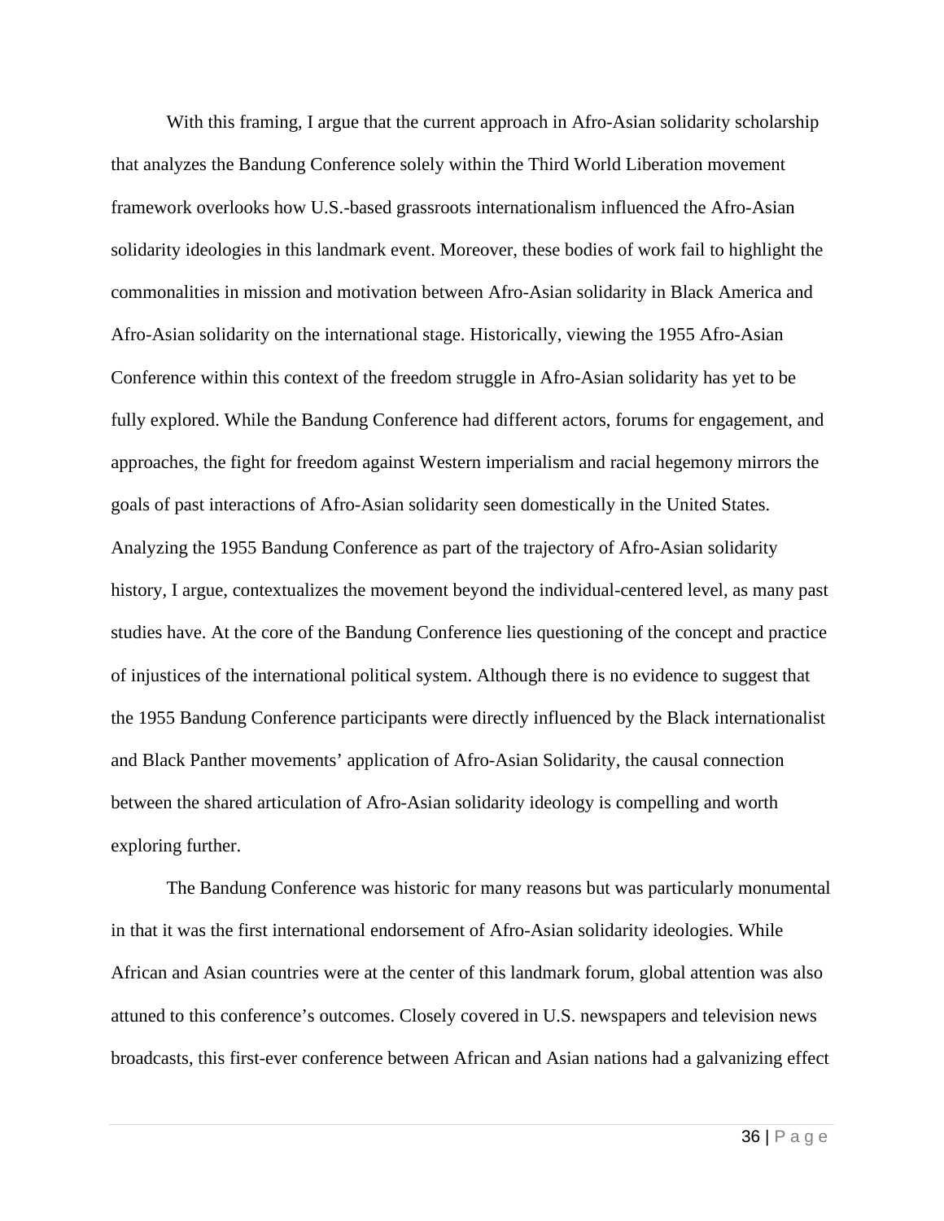With this framing, I argue that the current approach in Afro-Asian solidarity scholarship that analyzes the Bandung Conference solely within the Third World Liberation movement framework overlooks how U.S.-based grassroots internationalism influenced the Afro-Asian solidarity ideologies in this landmark event. Moreover, these bodies of work fail to highlight the commonalities in mission and motivation between Afro-Asian solidarity in Black America and Afro-Asian solidarity on the international stage. Historically, viewing the 1955 Afro-Asian Conference within this context of the freedom struggle in Afro-Asian solidarity has yet to be fully explored. While the Bandung Conference had different actors, forums for engagement, and approaches, the fight for freedom against Western imperialism and racial hegemony mirrors the goals of past interactions of Afro-Asian solidarity seen domestically in the United States. Analyzing the 1955 Bandung Conference as part of the trajectory of Afro-Asian solidarity history, I argue, contextualizes the movement beyond the individual-centered level, as many past studies have. At the core of the Bandung Conference lies questioning of the concept and practice of injustices of the international political system. Although there is no evidence to suggest that the 1955 Bandung Conference participants were directly influenced by the Black internationalist and Black Panther movements' application of Afro-Asian Solidarity, the causal connection between the shared articulation of Afro-Asian solidarity ideology is compelling and worth exploring further.

The Bandung Conference was historic for many reasons but was particularly monumental in that it was the first international endorsement of Afro-Asian solidarity ideologies. While African and Asian countries were at the center of this landmark forum, global attention was also attuned to this conference's outcomes. Closely covered in U.S. newspapers and television news broadcasts, this first-ever conference between African and Asian nations had a galvanizing effect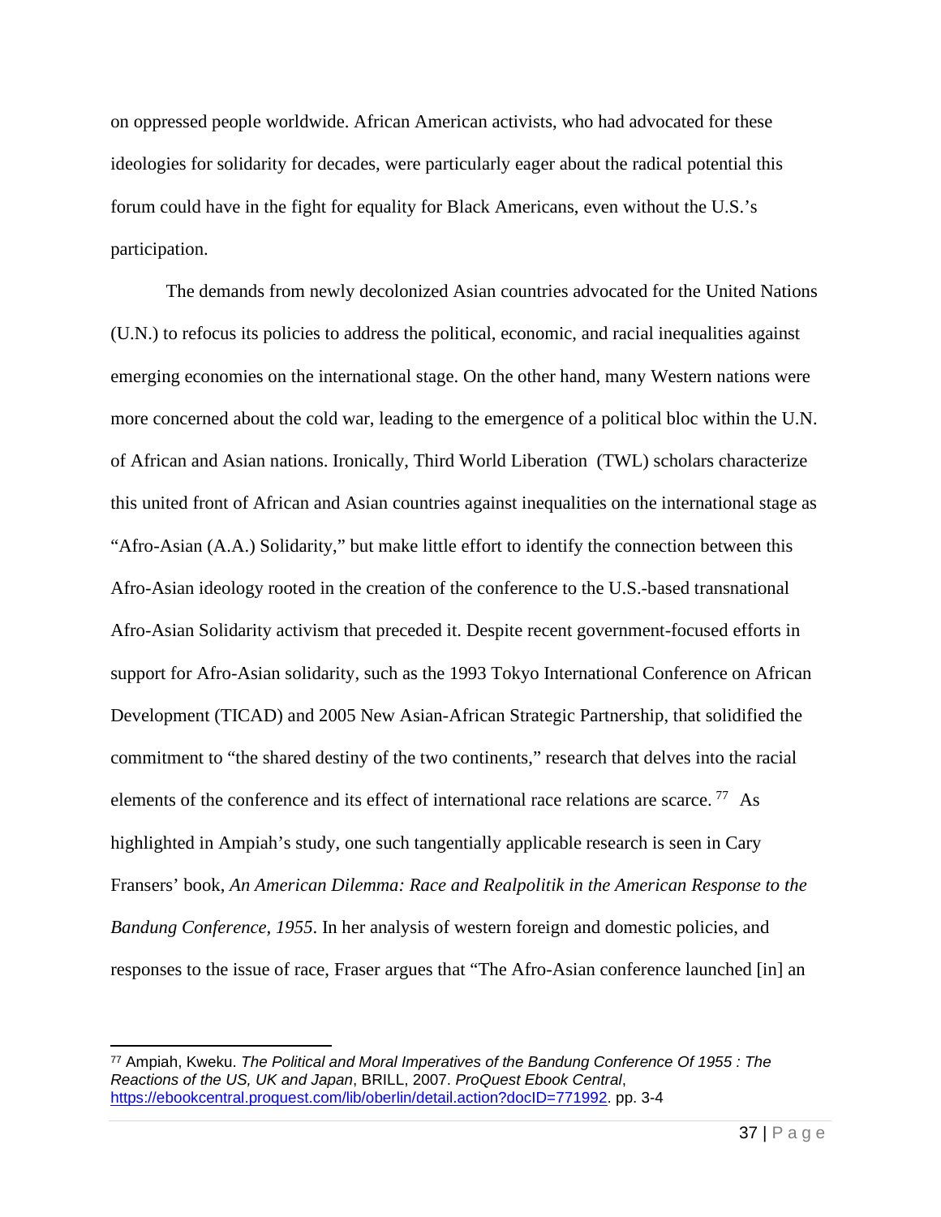on oppressed people worldwide. African American activists, who had advocated for these ideologies for solidarity for decades, were particularly eager about the radical potential this forum could have in the fight for equality for Black Americans, even without the U.S.'s participation.

The demands from newly decolonized Asian countries advocated for the United Nations (U.N.) to refocus its policies to address the political, economic, and racial inequalities against emerging economies on the international stage. On the other hand, many Western nations were more concerned about the cold war, leading to the emergence of a political bloc within the U.N. of African and Asian nations. Ironically, Third World Liberation (TWL) scholars characterize this united front of African and Asian countries against inequalities on the international stage as "Afro-Asian (A.A.) Solidarity," but make little effort to identify the connection between this Afro-Asian ideology rooted in the creation of the conference to the U.S.-based transnational Afro-Asian Solidarity activism that preceded it. Despite recent government-focused efforts in support for Afro-Asian solidarity, such as the 1993 Tokyo International Conference on African Development (TICAD) and 2005 New Asian-African Strategic Partnership, that solidified the commitment to "the shared destiny of the two continents," research that delves into the racial elements of the conference and its effect of international race relations are scarce. [77] As highlighted in Ampiah's study, one such tangentially applicable research is seen in Cary Fransers' book, *An American Dilemma: Race and Realpolitik in the American Response to the Bandung Conference, 1955*. In her analysis of western foreign and domestic policies, and responses to the issue of race, Fraser argues that "The Afro-Asian conference launched [in] an

[77] Ampiah, Kweku. *The Political and Moral Imperatives of the Bandung Conference Of 1955 : The Reactions of the US, UK and Japan*, BRILL, 2007. *ProQuest Ebook Central*, https://ebookcentral.proquest.com/lib/oberlin/detail.action?docID=771992. pp. 3-4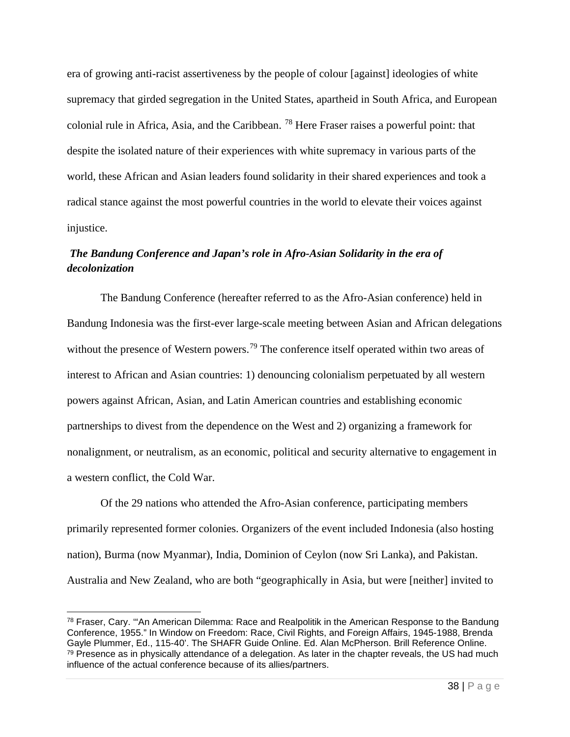era of growing anti-racist assertiveness by the people of colour [against] ideologies of white supremacy that girded segregation in the United States, apartheid in South Africa, and European colonial rule in Africa, Asia, and the Caribbean. [78] Here Fraser raises a powerful point: that despite the isolated nature of their experiences with white supremacy in various parts of the world, these African and Asian leaders found solidarity in their shared experiences and took a radical stance against the most powerful countries in the world to elevate their voices against injustice.

### *The Bandung Conference and Japan's role in Afro-Asian Solidarity in the era of decolonization*

The Bandung Conference (hereafter referred to as the Afro-Asian conference) held in Bandung Indonesia was the first-ever large-scale meeting between Asian and African delegations without the presence of Western powers.[79] The conference itself operated within two areas of interest to African and Asian countries: 1) denouncing colonialism perpetuated by all western powers against African, Asian, and Latin American countries and establishing economic partnerships to divest from the dependence on the West and 2) organizing a framework for nonalignment, or neutralism, as an economic, political and security alternative to engagement in a western conflict, the Cold War.

Of the 29 nations who attended the Afro-Asian conference, participating members primarily represented former colonies. Organizers of the event included Indonesia (also hosting nation), Burma (now Myanmar), India, Dominion of Ceylon (now Sri Lanka), and Pakistan. Australia and New Zealand, who are both "geographically in Asia, but were [neither] invited to

---

[78] Fraser, Cary. '"An American Dilemma: Race and Realpolitik in the American Response to the Bandung Conference, 1955." In Window on Freedom: Race, Civil Rights, and Foreign Affairs, 1945-1988, Brenda Gayle Plummer, Ed., 115-40'. The SHAFR Guide Online. Ed. Alan McPherson. Brill Reference Online.

[79] Presence as in physically attendance of a delegation. As later in the chapter reveals, the US had much influence of the actual conference because of its allies/partners.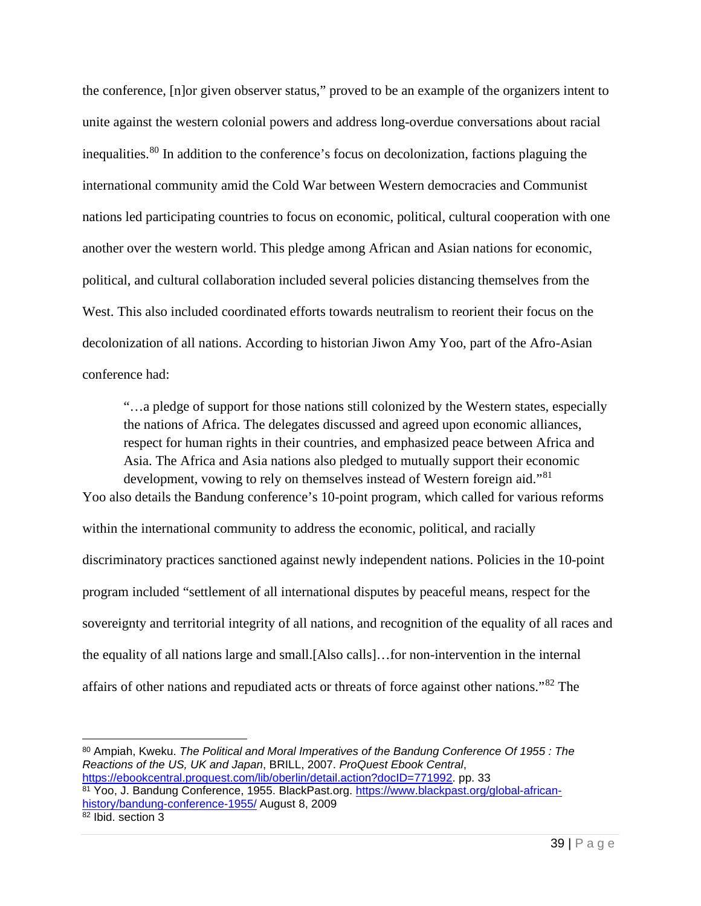the conference, [n]or given observer status," proved to be an example of the organizers intent to unite against the western colonial powers and address long-overdue conversations about racial inequalities.[80] In addition to the conference's focus on decolonization, factions plaguing the international community amid the Cold War between Western democracies and Communist nations led participating countries to focus on economic, political, cultural cooperation with one another over the western world. This pledge among African and Asian nations for economic, political, and cultural collaboration included several policies distancing themselves from the West. This also included coordinated efforts towards neutralism to reorient their focus on the decolonization of all nations. According to historian Jiwon Amy Yoo, part of the Afro-Asian conference had:

> "…a pledge of support for those nations still colonized by the Western states, especially the nations of Africa. The delegates discussed and agreed upon economic alliances, respect for human rights in their countries, and emphasized peace between Africa and Asia. The Africa and Asia nations also pledged to mutually support their economic development, vowing to rely on themselves instead of Western foreign aid."[81]

Yoo also details the Bandung conference's 10-point program, which called for various reforms within the international community to address the economic, political, and racially discriminatory practices sanctioned against newly independent nations. Policies in the 10-point program included "settlement of all international disputes by peaceful means, respect for the sovereignty and territorial integrity of all nations, and recognition of the equality of all races and the equality of all nations large and small.[Also calls]…for non-intervention in the internal affairs of other nations and repudiated acts or threats of force against other nations."[82] The

---

[80] Ampiah, Kweku. *The Political and Moral Imperatives of the Bandung Conference Of 1955 : The Reactions of the US, UK and Japan*, BRILL, 2007. *ProQuest Ebook Central*, https://ebookcentral.proquest.com/lib/oberlin/detail.action?docID=771992. pp. 33

[81] Yoo, J. Bandung Conference, 1955. BlackPast.org. https://www.blackpast.org/global-african-history/bandung-conference-1955/ August 8, 2009

[82] Ibid. section 3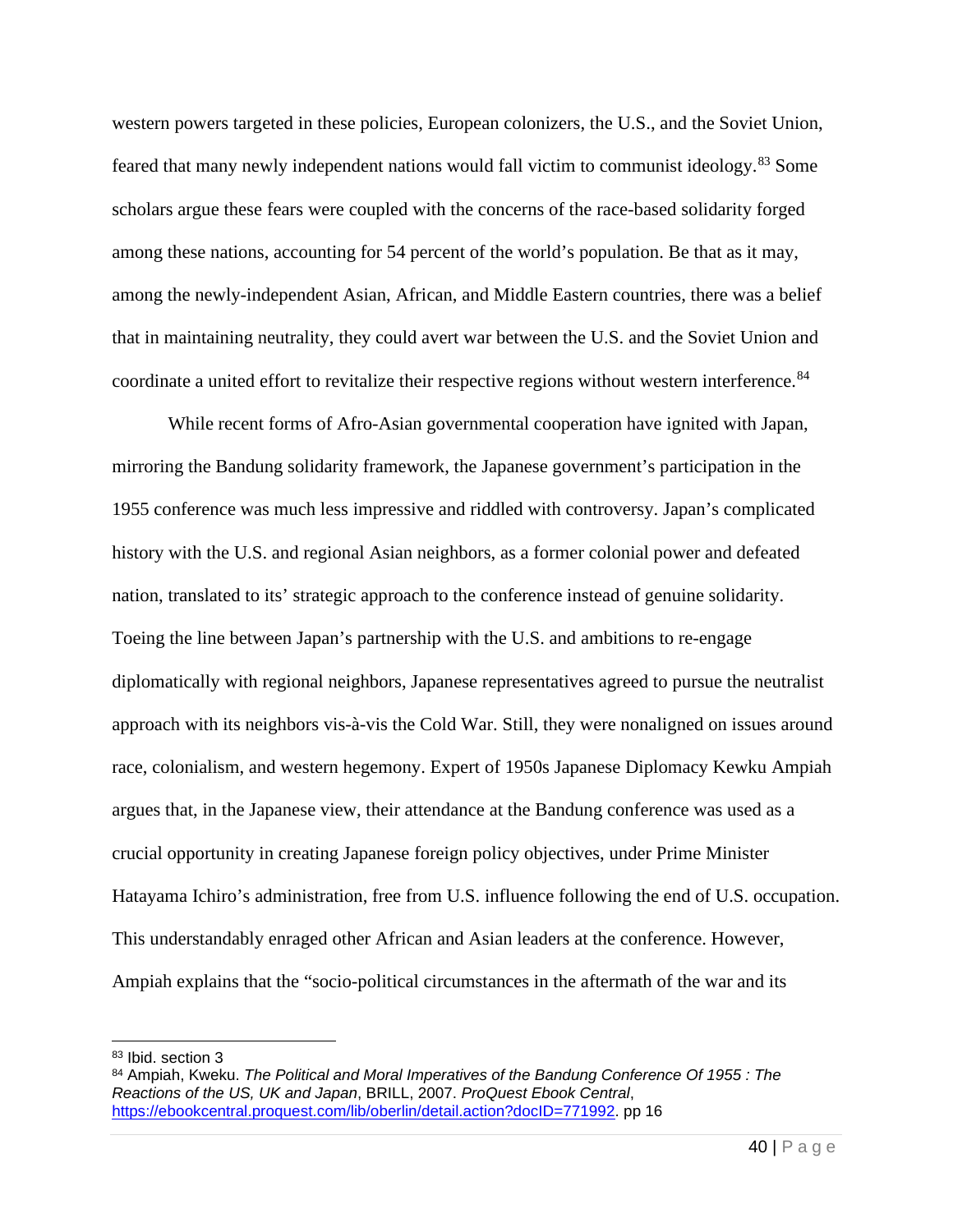western powers targeted in these policies, European colonizers, the U.S., and the Soviet Union, feared that many newly independent nations would fall victim to communist ideology.[83] Some scholars argue these fears were coupled with the concerns of the race-based solidarity forged among these nations, accounting for 54 percent of the world's population. Be that as it may, among the newly-independent Asian, African, and Middle Eastern countries, there was a belief that in maintaining neutrality, they could avert war between the U.S. and the Soviet Union and coordinate a united effort to revitalize their respective regions without western interference.[84]

While recent forms of Afro-Asian governmental cooperation have ignited with Japan, mirroring the Bandung solidarity framework, the Japanese government's participation in the 1955 conference was much less impressive and riddled with controversy. Japan's complicated history with the U.S. and regional Asian neighbors, as a former colonial power and defeated nation, translated to its' strategic approach to the conference instead of genuine solidarity. Toeing the line between Japan's partnership with the U.S. and ambitions to re-engage diplomatically with regional neighbors, Japanese representatives agreed to pursue the neutralist approach with its neighbors vis-à-vis the Cold War. Still, they were nonaligned on issues around race, colonialism, and western hegemony. Expert of 1950s Japanese Diplomacy Kewku Ampiah argues that, in the Japanese view, their attendance at the Bandung conference was used as a crucial opportunity in creating Japanese foreign policy objectives, under Prime Minister Hatayama Ichiro's administration, free from U.S. influence following the end of U.S. occupation. This understandably enraged other African and Asian leaders at the conference. However, Ampiah explains that the "socio-political circumstances in the aftermath of the war and its

---

[83] Ibid. section 3

[84] Ampiah, Kweku. *The Political and Moral Imperatives of the Bandung Conference Of 1955 : The Reactions of the US, UK and Japan*, BRILL, 2007. *ProQuest Ebook Central*, https://ebookcentral.proquest.com/lib/oberlin/detail.action?docID=771992. pp 16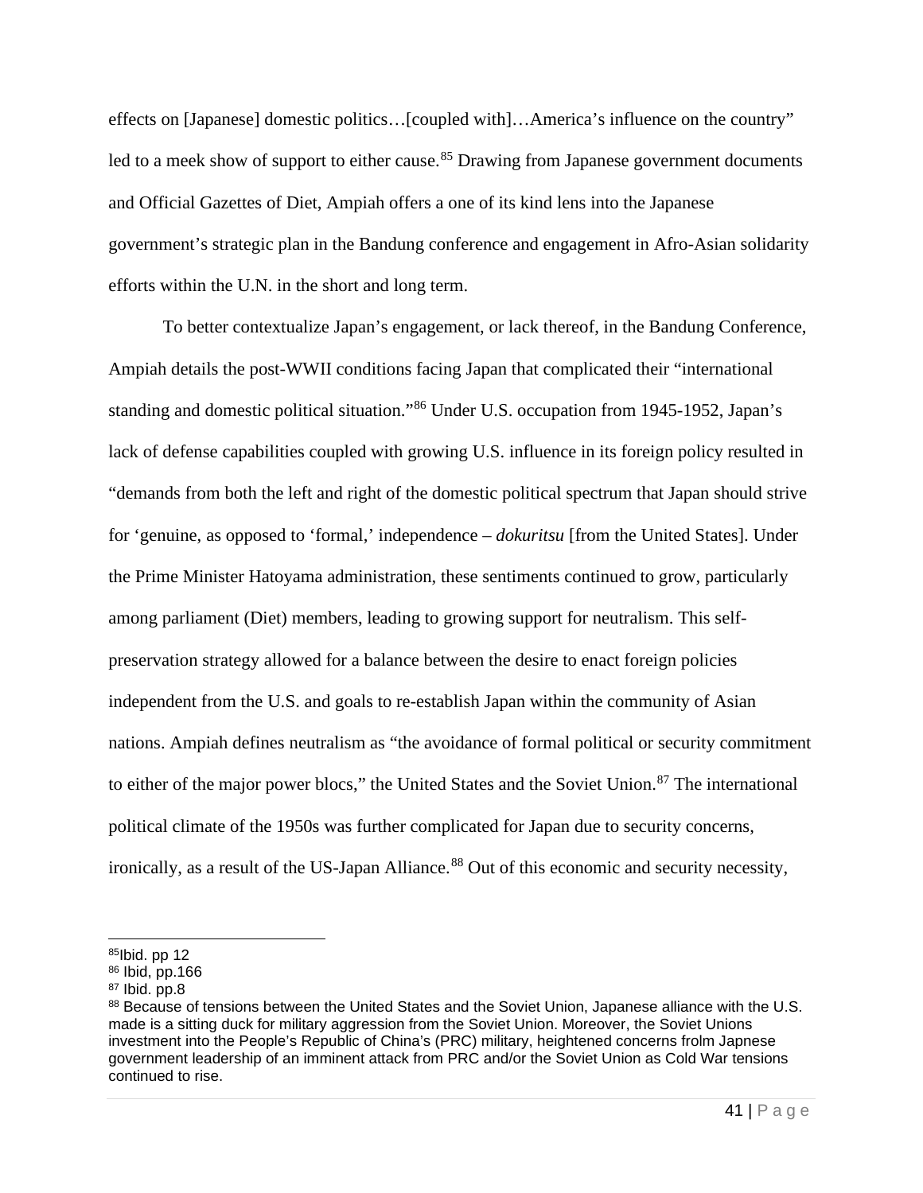effects on [Japanese] domestic politics…[coupled with]…America's influence on the country" led to a meek show of support to either cause.[85] Drawing from Japanese government documents and Official Gazettes of Diet, Ampiah offers a one of its kind lens into the Japanese government's strategic plan in the Bandung conference and engagement in Afro-Asian solidarity efforts within the U.N. in the short and long term.

To better contextualize Japan's engagement, or lack thereof, in the Bandung Conference, Ampiah details the post-WWII conditions facing Japan that complicated their "international standing and domestic political situation."[86] Under U.S. occupation from 1945-1952, Japan's lack of defense capabilities coupled with growing U.S. influence in its foreign policy resulted in "demands from both the left and right of the domestic political spectrum that Japan should strive for 'genuine, as opposed to 'formal,' independence – *dokuritsu* [from the United States]. Under the Prime Minister Hatoyama administration, these sentiments continued to grow, particularly among parliament (Diet) members, leading to growing support for neutralism. This self-preservation strategy allowed for a balance between the desire to enact foreign policies independent from the U.S. and goals to re-establish Japan within the community of Asian nations. Ampiah defines neutralism as "the avoidance of formal political or security commitment to either of the major power blocs," the United States and the Soviet Union.[87] The international political climate of the 1950s was further complicated for Japan due to security concerns, ironically, as a result of the US-Japan Alliance.[88] Out of this economic and security necessity,

---

[85] Ibid. pp 12

[86] Ibid, pp.166

[87] Ibid. pp.8

[88] Because of tensions between the United States and the Soviet Union, Japanese alliance with the U.S. made is a sitting duck for military aggression from the Soviet Union. Moreover, the Soviet Unions investment into the People's Republic of China's (PRC) military, heightened concerns frolm Japnese government leadership of an imminent attack from PRC and/or the Soviet Union as Cold War tensions continued to rise.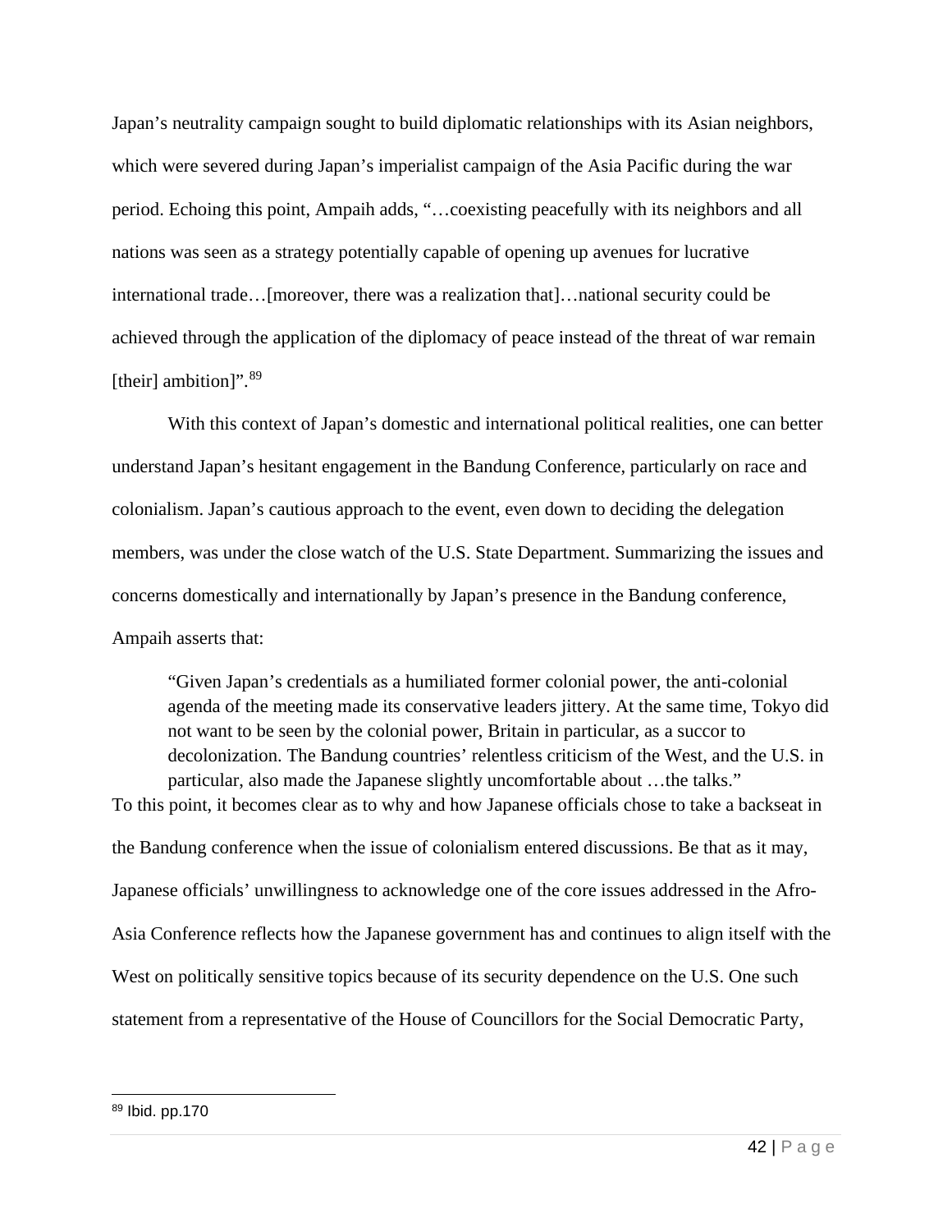Japan's neutrality campaign sought to build diplomatic relationships with its Asian neighbors, which were severed during Japan's imperialist campaign of the Asia Pacific during the war period. Echoing this point, Ampaih adds, "…coexisting peacefully with its neighbors and all nations was seen as a strategy potentially capable of opening up avenues for lucrative international trade…[moreover, there was a realization that]…national security could be achieved through the application of the diplomacy of peace instead of the threat of war remain [their] ambition]".[89]

With this context of Japan's domestic and international political realities, one can better understand Japan's hesitant engagement in the Bandung Conference, particularly on race and colonialism. Japan's cautious approach to the event, even down to deciding the delegation members, was under the close watch of the U.S. State Department. Summarizing the issues and concerns domestically and internationally by Japan's presence in the Bandung conference, Ampaih asserts that:

> "Given Japan's credentials as a humiliated former colonial power, the anti-colonial agenda of the meeting made its conservative leaders jittery. At the same time, Tokyo did not want to be seen by the colonial power, Britain in particular, as a succor to decolonization. The Bandung countries' relentless criticism of the West, and the U.S. in particular, also made the Japanese slightly uncomfortable about …the talks."

To this point, it becomes clear as to why and how Japanese officials chose to take a backseat in the Bandung conference when the issue of colonialism entered discussions. Be that as it may, Japanese officials' unwillingness to acknowledge one of the core issues addressed in the Afro-Asia Conference reflects how the Japanese government has and continues to align itself with the West on politically sensitive topics because of its security dependence on the U.S. One such statement from a representative of the House of Councillors for the Social Democratic Party,

---

[89] Ibid. pp.170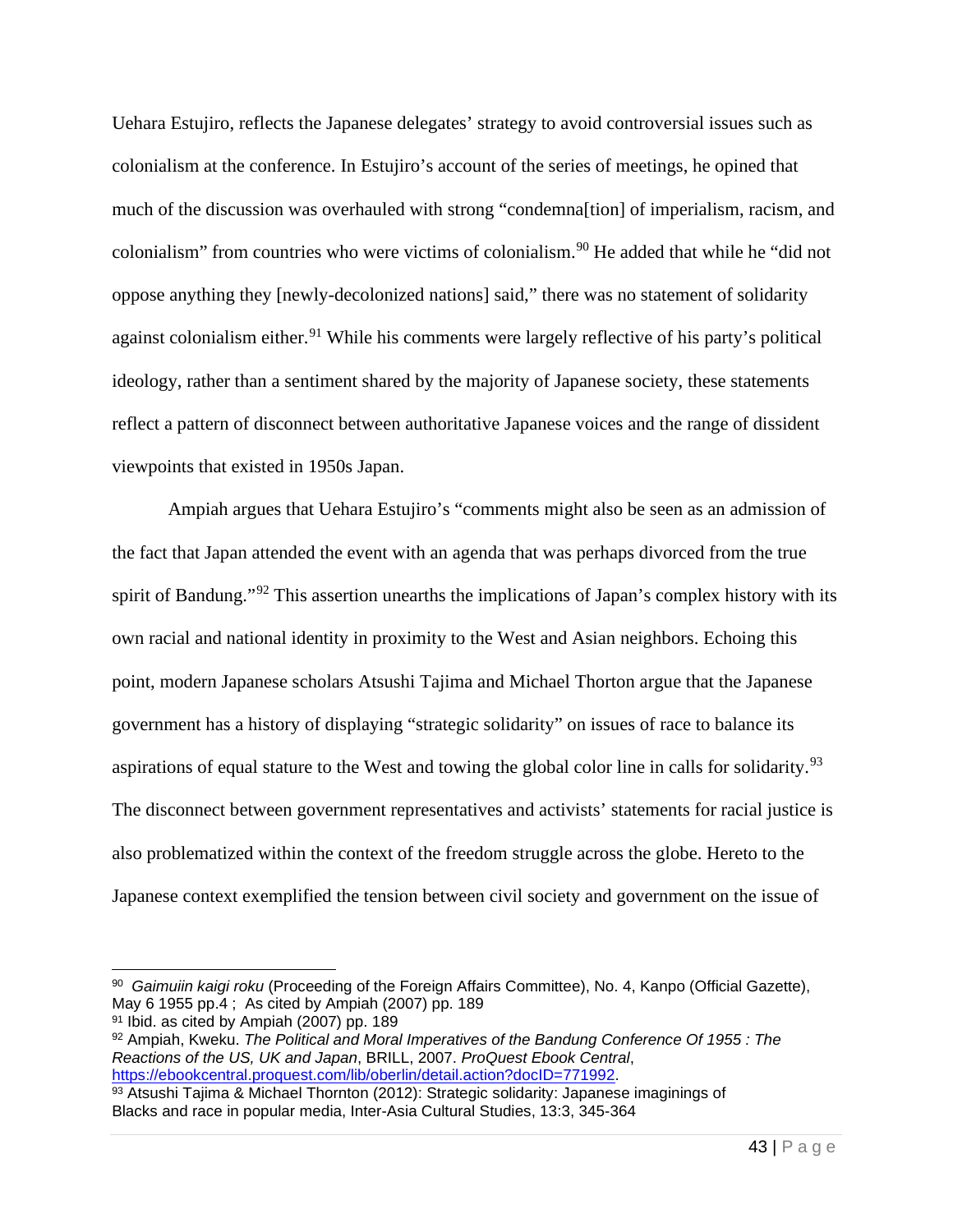Uehara Estujiro, reflects the Japanese delegates' strategy to avoid controversial issues such as colonialism at the conference. In Estujiro's account of the series of meetings, he opined that much of the discussion was overhauled with strong "condemna[tion] of imperialism, racism, and colonialism" from countries who were victims of colonialism.[90] He added that while he "did not oppose anything they [newly-decolonized nations] said," there was no statement of solidarity against colonialism either.[91] While his comments were largely reflective of his party's political ideology, rather than a sentiment shared by the majority of Japanese society, these statements reflect a pattern of disconnect between authoritative Japanese voices and the range of dissident viewpoints that existed in 1950s Japan.

Ampiah argues that Uehara Estujiro's "comments might also be seen as an admission of the fact that Japan attended the event with an agenda that was perhaps divorced from the true spirit of Bandung."[92] This assertion unearths the implications of Japan's complex history with its own racial and national identity in proximity to the West and Asian neighbors. Echoing this point, modern Japanese scholars Atsushi Tajima and Michael Thorton argue that the Japanese government has a history of displaying "strategic solidarity" on issues of race to balance its aspirations of equal stature to the West and towing the global color line in calls for solidarity.[93] The disconnect between government representatives and activists' statements for racial justice is also problematized within the context of the freedom struggle across the globe. Hereto to the Japanese context exemplified the tension between civil society and government on the issue of

---

[90] *Gaimuiin kaigi roku* (Proceeding of the Foreign Affairs Committee), No. 4, Kanpo (Official Gazette), May 6 1955 pp.4 ; As cited by Ampiah (2007) pp. 189

[91] Ibid. as cited by Ampiah (2007) pp. 189

[92] Ampiah, Kweku. *The Political and Moral Imperatives of the Bandung Conference Of 1955 : The Reactions of the US, UK and Japan*, BRILL, 2007. *ProQuest Ebook Central*, https://ebookcentral.proquest.com/lib/oberlin/detail.action?docID=771992.

[93] Atsushi Tajima & Michael Thornton (2012): Strategic solidarity: Japanese imaginings of Blacks and race in popular media, Inter-Asia Cultural Studies, 13:3, 345-364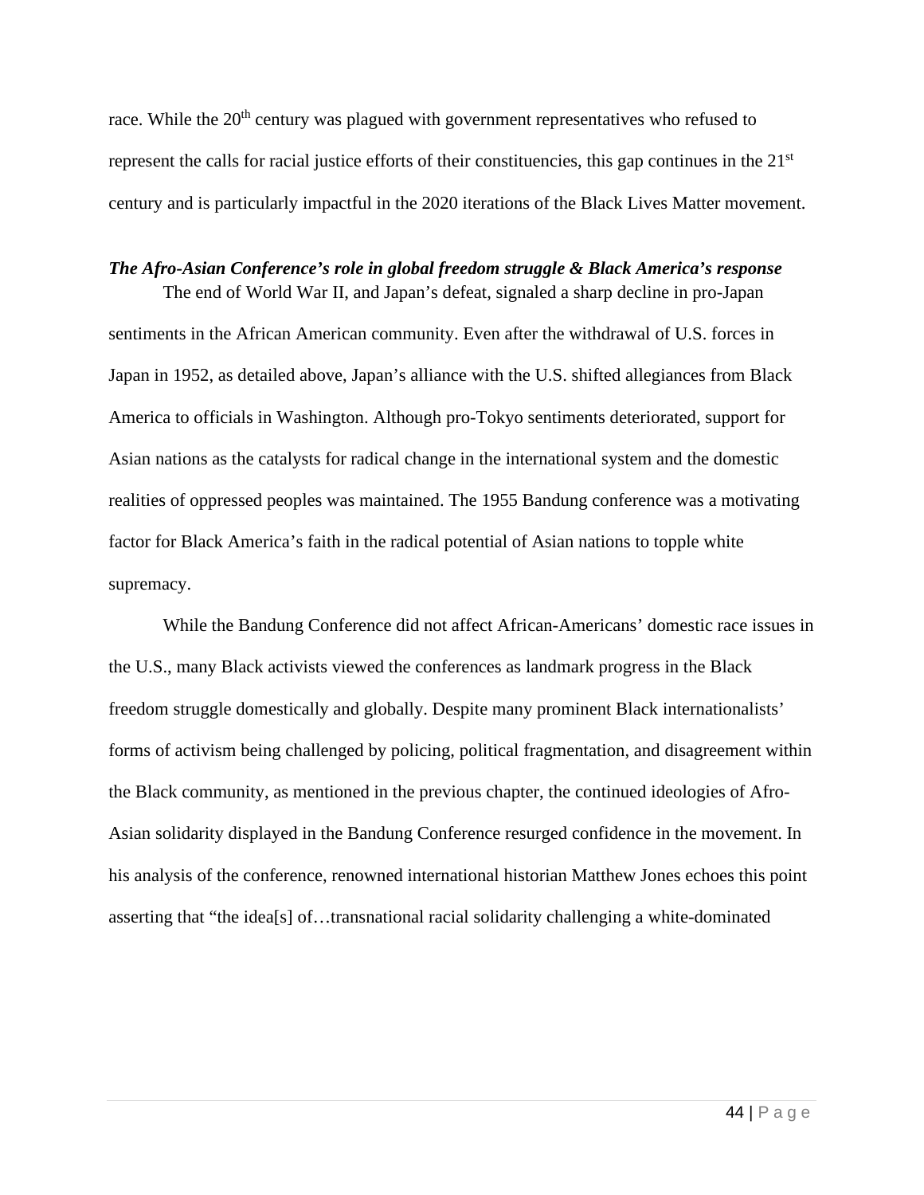race. While the 20th century was plagued with government representatives who refused to represent the calls for racial justice efforts of their constituencies, this gap continues in the 21st century and is particularly impactful in the 2020 iterations of the Black Lives Matter movement.

***The Afro-Asian Conference's role in global freedom struggle & Black America's response***

The end of World War II, and Japan's defeat, signaled a sharp decline in pro-Japan sentiments in the African American community. Even after the withdrawal of U.S. forces in Japan in 1952, as detailed above, Japan's alliance with the U.S. shifted allegiances from Black America to officials in Washington. Although pro-Tokyo sentiments deteriorated, support for Asian nations as the catalysts for radical change in the international system and the domestic realities of oppressed peoples was maintained. The 1955 Bandung conference was a motivating factor for Black America's faith in the radical potential of Asian nations to topple white supremacy.

While the Bandung Conference did not affect African-Americans' domestic race issues in the U.S., many Black activists viewed the conferences as landmark progress in the Black freedom struggle domestically and globally. Despite many prominent Black internationalists' forms of activism being challenged by policing, political fragmentation, and disagreement within the Black community, as mentioned in the previous chapter, the continued ideologies of Afro-Asian solidarity displayed in the Bandung Conference resurged confidence in the movement. In his analysis of the conference, renowned international historian Matthew Jones echoes this point asserting that "the idea[s] of…transnational racial solidarity challenging a white-dominated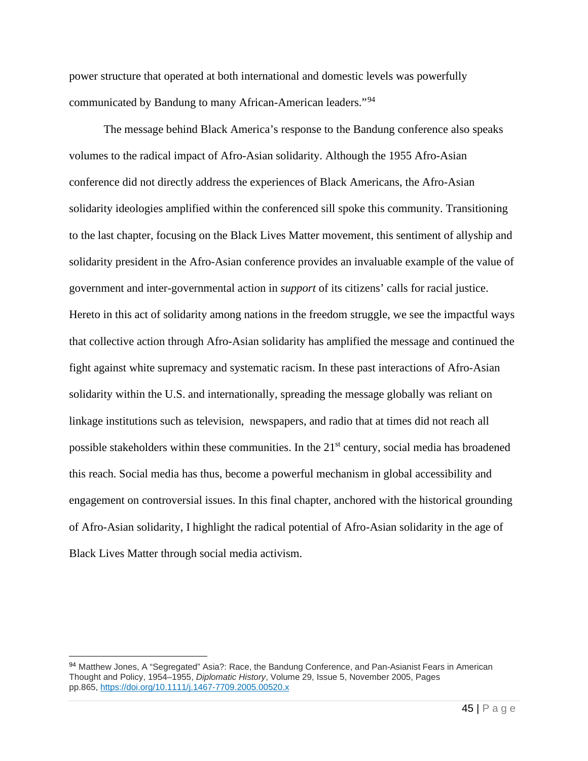power structure that operated at both international and domestic levels was powerfully communicated by Bandung to many African-American leaders."[94]

The message behind Black America's response to the Bandung conference also speaks volumes to the radical impact of Afro-Asian solidarity. Although the 1955 Afro-Asian conference did not directly address the experiences of Black Americans, the Afro-Asian solidarity ideologies amplified within the conferenced sill spoke this community. Transitioning to the last chapter, focusing on the Black Lives Matter movement, this sentiment of allyship and solidarity president in the Afro-Asian conference provides an invaluable example of the value of government and inter-governmental action in *support* of its citizens' calls for racial justice. Hereto in this act of solidarity among nations in the freedom struggle, we see the impactful ways that collective action through Afro-Asian solidarity has amplified the message and continued the fight against white supremacy and systematic racism. In these past interactions of Afro-Asian solidarity within the U.S. and internationally, spreading the message globally was reliant on linkage institutions such as television, newspapers, and radio that at times did not reach all possible stakeholders within these communities. In the 21st century, social media has broadened this reach. Social media has thus, become a powerful mechanism in global accessibility and engagement on controversial issues. In this final chapter, anchored with the historical grounding of Afro-Asian solidarity, I highlight the radical potential of Afro-Asian solidarity in the age of Black Lives Matter through social media activism.

---

[94] Matthew Jones, A "Segregated" Asia?: Race, the Bandung Conference, and Pan-Asianist Fears in American Thought and Policy, 1954–1955, *Diplomatic History*, Volume 29, Issue 5, November 2005, Pages pp.865, https://doi.org/10.1111/j.1467-7709.2005.00520.x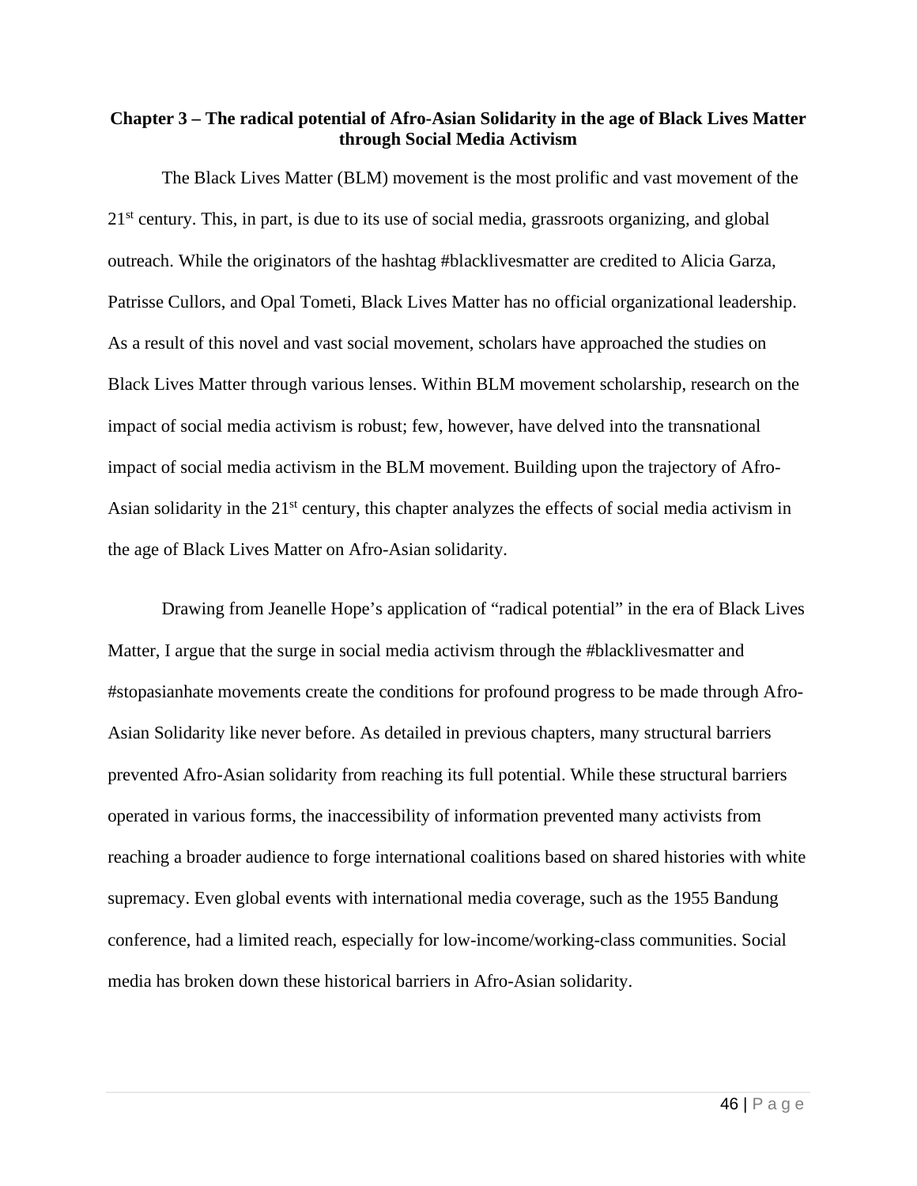## Chapter 3 – The radical potential of Afro-Asian Solidarity in the age of Black Lives Matter through Social Media Activism

The Black Lives Matter (BLM) movement is the most prolific and vast movement of the 21st century. This, in part, is due to its use of social media, grassroots organizing, and global outreach. While the originators of the hashtag #blacklivesmatter are credited to Alicia Garza, Patrisse Cullors, and Opal Tometi, Black Lives Matter has no official organizational leadership. As a result of this novel and vast social movement, scholars have approached the studies on Black Lives Matter through various lenses. Within BLM movement scholarship, research on the impact of social media activism is robust; few, however, have delved into the transnational impact of social media activism in the BLM movement. Building upon the trajectory of Afro-Asian solidarity in the 21st century, this chapter analyzes the effects of social media activism in the age of Black Lives Matter on Afro-Asian solidarity.

Drawing from Jeanelle Hope's application of "radical potential" in the era of Black Lives Matter, I argue that the surge in social media activism through the #blacklivesmatter and #stopasianhate movements create the conditions for profound progress to be made through Afro-Asian Solidarity like never before. As detailed in previous chapters, many structural barriers prevented Afro-Asian solidarity from reaching its full potential. While these structural barriers operated in various forms, the inaccessibility of information prevented many activists from reaching a broader audience to forge international coalitions based on shared histories with white supremacy. Even global events with international media coverage, such as the 1955 Bandung conference, had a limited reach, especially for low-income/working-class communities. Social media has broken down these historical barriers in Afro-Asian solidarity.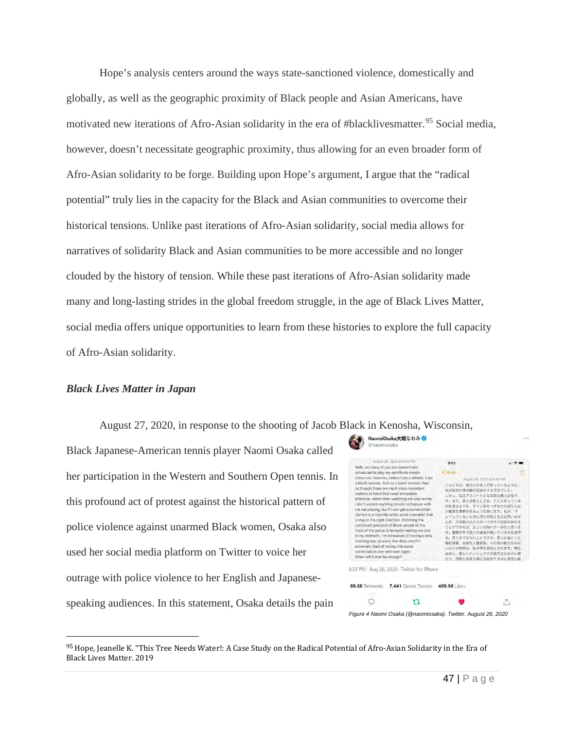Hope's analysis centers around the ways state-sanctioned violence, domestically and globally, as well as the geographic proximity of Black people and Asian Americans, have motivated new iterations of Afro-Asian solidarity in the era of #blacklivesmatter.[95] Social media, however, doesn't necessitate geographic proximity, thus allowing for an even broader form of Afro-Asian solidarity to be forge. Building upon Hope's argument, I argue that the "radical potential" truly lies in the capacity for the Black and Asian communities to overcome their historical tensions. Unlike past iterations of Afro-Asian solidarity, social media allows for narratives of solidarity Black and Asian communities to be more accessible and no longer clouded by the history of tension. While these past iterations of Afro-Asian solidarity made many and long-lasting strides in the global freedom struggle, in the age of Black Lives Matter, social media offers unique opportunities to learn from these histories to explore the full capacity of Afro-Asian solidarity.

### *Black Lives Matter in Japan*

August 27, 2020, in response to the shooting of Jacob Black in Kenosha, Wisconsin, Black Japanese-American tennis player Naomi Osaka called her participation in the Western and Southern Open tennis. In this profound act of protest against the historical pattern of police violence against unarmed Black women, Osaka also used her social media platform on Twitter to voice her outrage with police violence to her English and Japanese-speaking audiences. In this statement, Osaka details the pain

*Figure 4 Naomi Osaka (@naomiosaka). Twitter. August 26, 2020*

[95] Hope, Jeanelle K. "This Tree Needs Water!: A Case Study on the Radical Potential of Afro-Asian Solidarity in the Era of Black Lives Matter. 2019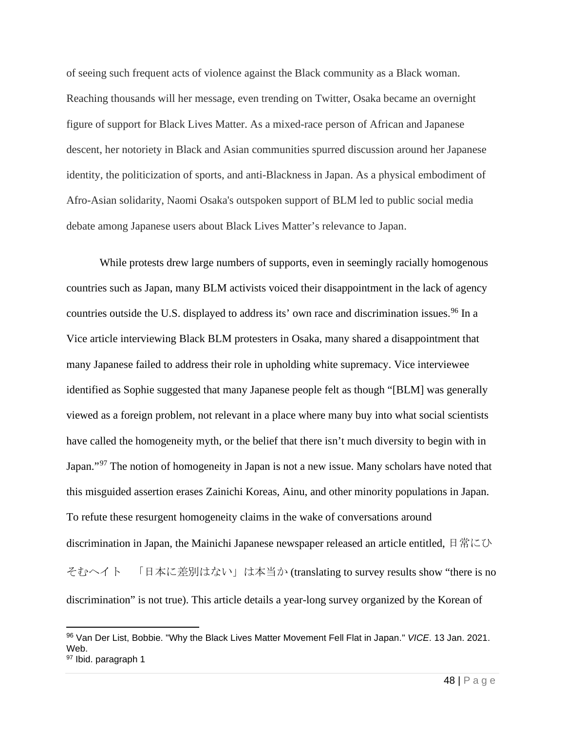of seeing such frequent acts of violence against the Black community as a Black woman. Reaching thousands will her message, even trending on Twitter, Osaka became an overnight figure of support for Black Lives Matter. As a mixed-race person of African and Japanese descent, her notoriety in Black and Asian communities spurred discussion around her Japanese identity, the politicization of sports, and anti-Blackness in Japan. As a physical embodiment of Afro-Asian solidarity, Naomi Osaka's outspoken support of BLM led to public social media debate among Japanese users about Black Lives Matter's relevance to Japan.

While protests drew large numbers of supports, even in seemingly racially homogenous countries such as Japan, many BLM activists voiced their disappointment in the lack of agency countries outside the U.S. displayed to address its' own race and discrimination issues.[96] In a Vice article interviewing Black BLM protesters in Osaka, many shared a disappointment that many Japanese failed to address their role in upholding white supremacy. Vice interviewee identified as Sophie suggested that many Japanese people felt as though "[BLM] was generally viewed as a foreign problem, not relevant in a place where many buy into what social scientists have called the homogeneity myth, or the belief that there isn't much diversity to begin with in Japan."[97] The notion of homogeneity in Japan is not a new issue. Many scholars have noted that this misguided assertion erases Zainichi Koreas, Ainu, and other minority populations in Japan. To refute these resurgent homogeneity claims in the wake of conversations around discrimination in Japan, the Mainichi Japanese newspaper released an article entitled, 日常にひそむヘイト　「日本に差別はない」は本当か (translating to survey results show "there is no discrimination" is not true). This article details a year-long survey organized by the Korean of

---

[96] Van Der List, Bobbie. "Why the Black Lives Matter Movement Fell Flat in Japan." *VICE*. 13 Jan. 2021. Web.

[97] Ibid. paragraph 1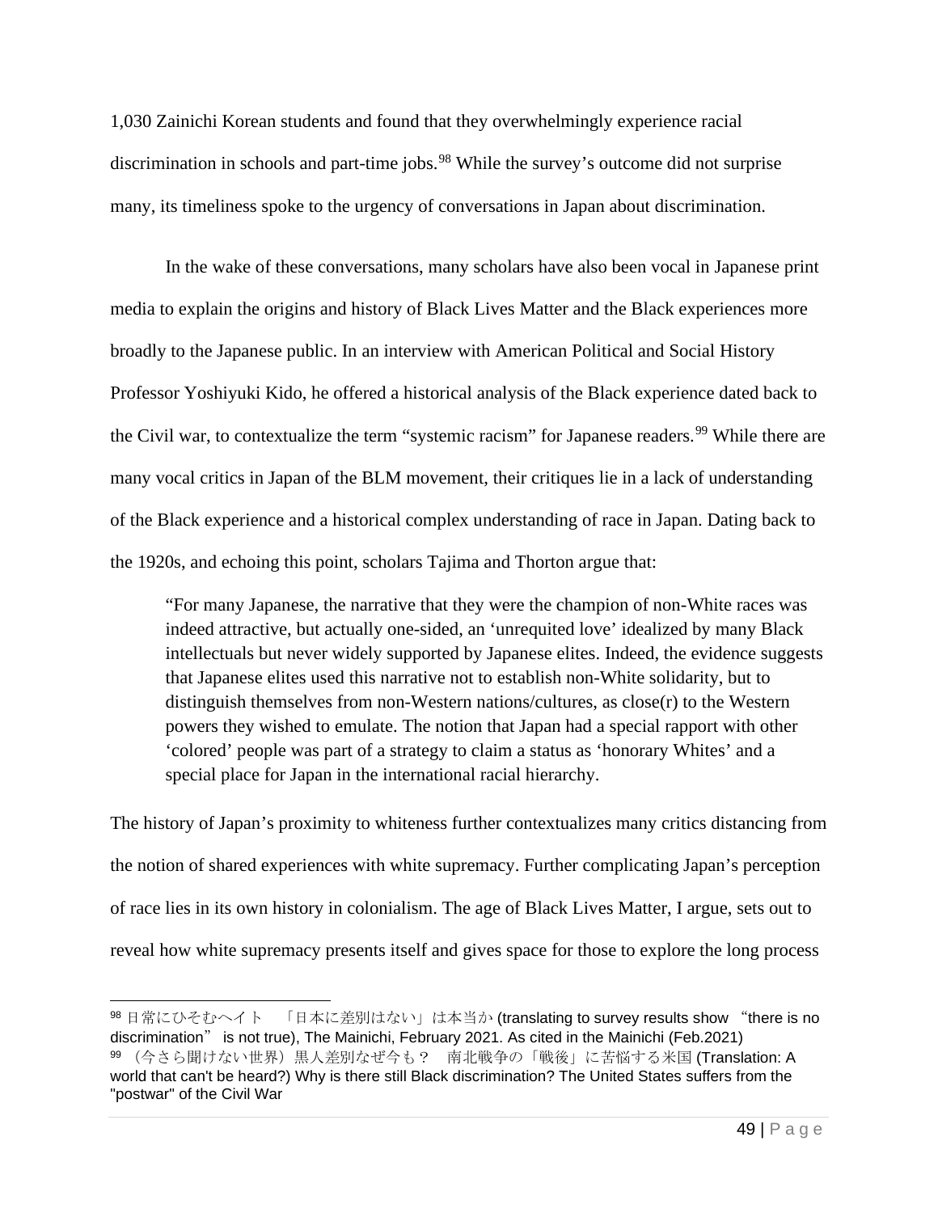1,030 Zainichi Korean students and found that they overwhelmingly experience racial discrimination in schools and part-time jobs.[98] While the survey's outcome did not surprise many, its timeliness spoke to the urgency of conversations in Japan about discrimination.

In the wake of these conversations, many scholars have also been vocal in Japanese print media to explain the origins and history of Black Lives Matter and the Black experiences more broadly to the Japanese public. In an interview with American Political and Social History Professor Yoshiyuki Kido, he offered a historical analysis of the Black experience dated back to the Civil war, to contextualize the term "systemic racism" for Japanese readers.[99] While there are many vocal critics in Japan of the BLM movement, their critiques lie in a lack of understanding of the Black experience and a historical complex understanding of race in Japan. Dating back to the 1920s, and echoing this point, scholars Tajima and Thorton argue that:

> "For many Japanese, the narrative that they were the champion of non-White races was indeed attractive, but actually one-sided, an 'unrequited love' idealized by many Black intellectuals but never widely supported by Japanese elites. Indeed, the evidence suggests that Japanese elites used this narrative not to establish non-White solidarity, but to distinguish themselves from non-Western nations/cultures, as close(r) to the Western powers they wished to emulate. The notion that Japan had a special rapport with other 'colored' people was part of a strategy to claim a status as 'honorary Whites' and a special place for Japan in the international racial hierarchy.

The history of Japan's proximity to whiteness further contextualizes many critics distancing from the notion of shared experiences with white supremacy. Further complicating Japan's perception of race lies in its own history in colonialism. The age of Black Lives Matter, I argue, sets out to reveal how white supremacy presents itself and gives space for those to explore the long process

---

[98] 日常にひそむヘイト　「日本に差別はない」は本当か (translating to survey results show "there is no discrimination" is not true), The Mainichi, February 2021. As cited in the Mainichi (Feb.2021)

[99] （今さら聞けない世界）黒人差別なぜ今も？　南北戦争の「戦後」に苦悩する米国 (Translation: A world that can't be heard?) Why is there still Black discrimination? The United States suffers from the "postwar" of the Civil War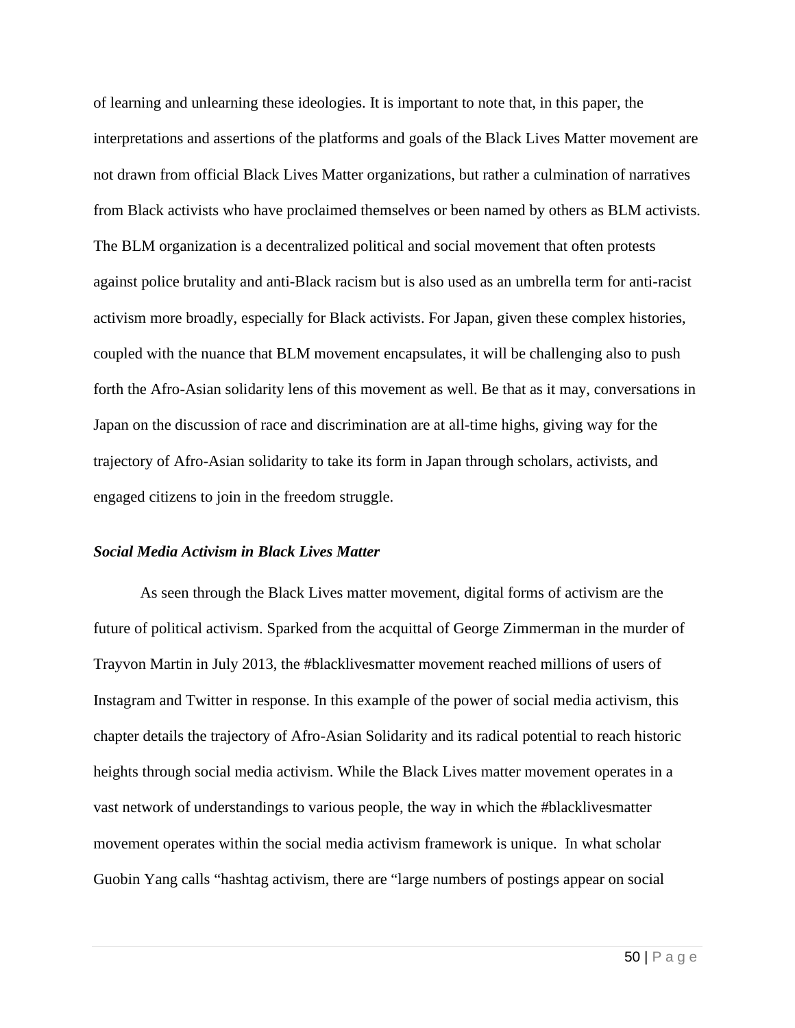of learning and unlearning these ideologies. It is important to note that, in this paper, the interpretations and assertions of the platforms and goals of the Black Lives Matter movement are not drawn from official Black Lives Matter organizations, but rather a culmination of narratives from Black activists who have proclaimed themselves or been named by others as BLM activists. The BLM organization is a decentralized political and social movement that often protests against police brutality and anti-Black racism but is also used as an umbrella term for anti-racist activism more broadly, especially for Black activists. For Japan, given these complex histories, coupled with the nuance that BLM movement encapsulates, it will be challenging also to push forth the Afro-Asian solidarity lens of this movement as well. Be that as it may, conversations in Japan on the discussion of race and discrimination are at all-time highs, giving way for the trajectory of Afro-Asian solidarity to take its form in Japan through scholars, activists, and engaged citizens to join in the freedom struggle.

### *Social Media Activism in Black Lives Matter*

As seen through the Black Lives matter movement, digital forms of activism are the future of political activism. Sparked from the acquittal of George Zimmerman in the murder of Trayvon Martin in July 2013, the #blacklivesmatter movement reached millions of users of Instagram and Twitter in response. In this example of the power of social media activism, this chapter details the trajectory of Afro-Asian Solidarity and its radical potential to reach historic heights through social media activism. While the Black Lives matter movement operates in a vast network of understandings to various people, the way in which the #blacklivesmatter movement operates within the social media activism framework is unique. In what scholar Guobin Yang calls "hashtag activism, there are "large numbers of postings appear on social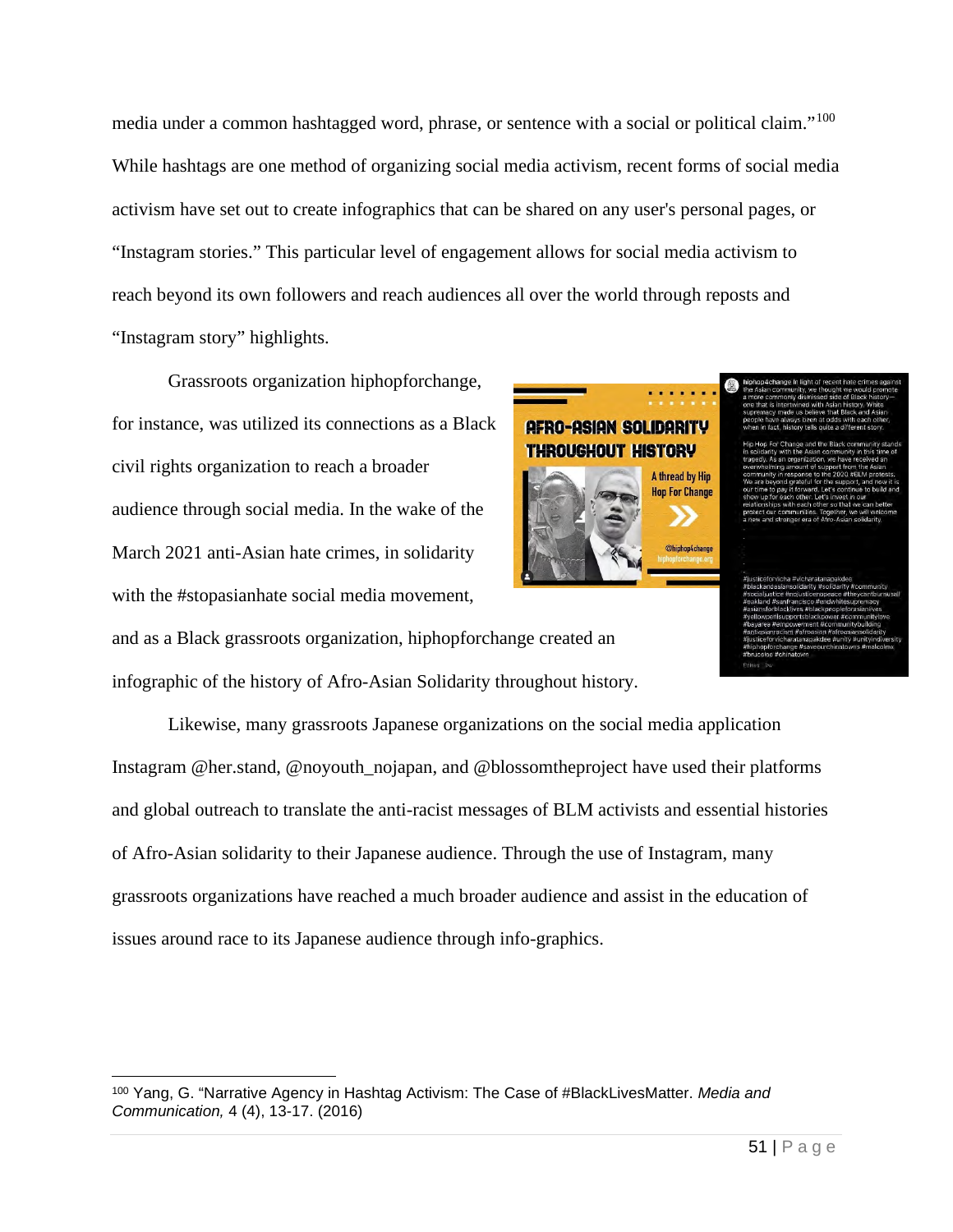media under a common hashtagged word, phrase, or sentence with a social or political claim."[100] While hashtags are one method of organizing social media activism, recent forms of social media activism have set out to create infographics that can be shared on any user's personal pages, or "Instagram stories." This particular level of engagement allows for social media activism to reach beyond its own followers and reach audiences all over the world through reposts and "Instagram story" highlights.

Grassroots organization hiphopforchange, for instance, was utilized its connections as a Black civil rights organization to reach a broader audience through social media. In the wake of the March 2021 anti-Asian hate crimes, in solidarity with the #stopasianhate social media movement, and as a Black grassroots organization, hiphopforchange created an infographic of the history of Afro-Asian Solidarity throughout history.

Likewise, many grassroots Japanese organizations on the social media application Instagram @her.stand, @noyouth_nojapan, and @blossomtheproject have used their platforms and global outreach to translate the anti-racist messages of BLM activists and essential histories of Afro-Asian solidarity to their Japanese audience. Through the use of Instagram, many grassroots organizations have reached a much broader audience and assist in the education of issues around race to its Japanese audience through info-graphics.

---

[100] Yang, G. "Narrative Agency in Hashtag Activism: The Case of #BlackLivesMatter. *Media and Communication,* 4 (4), 13-17. (2016)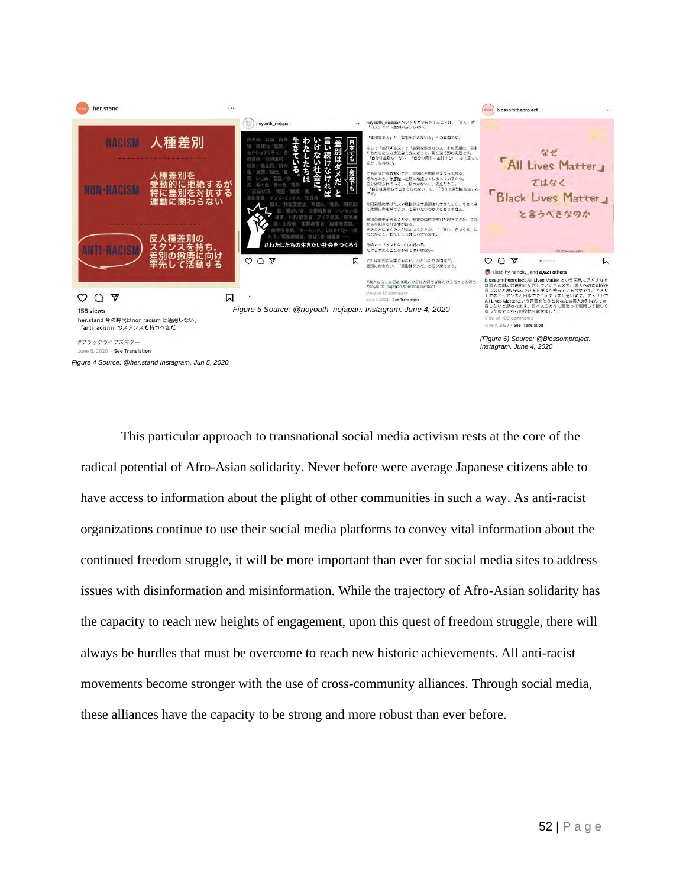Figure 4 Source: @her.stand Instagram. Jun 5, 2020

Figure 5 Source: @noyouth_nojapan. Instagram. June 4, 2020

(Figure 6) Source: @Blossomproject. Instagram. June 4, 2020

This particular approach to transnational social media activism rests at the core of the radical potential of Afro-Asian solidarity. Never before were average Japanese citizens able to have access to information about the plight of other communities in such a way. As anti-racist organizations continue to use their social media platforms to convey vital information about the continued freedom struggle, it will be more important than ever for social media sites to address issues with disinformation and misinformation. While the trajectory of Afro-Asian solidarity has the capacity to reach new heights of engagement, upon this quest of freedom struggle, there will always be hurdles that must be overcome to reach new historic achievements. All anti-racist movements become stronger with the use of cross-community alliances. Through social media, these alliances have the capacity to be strong and more robust than ever before.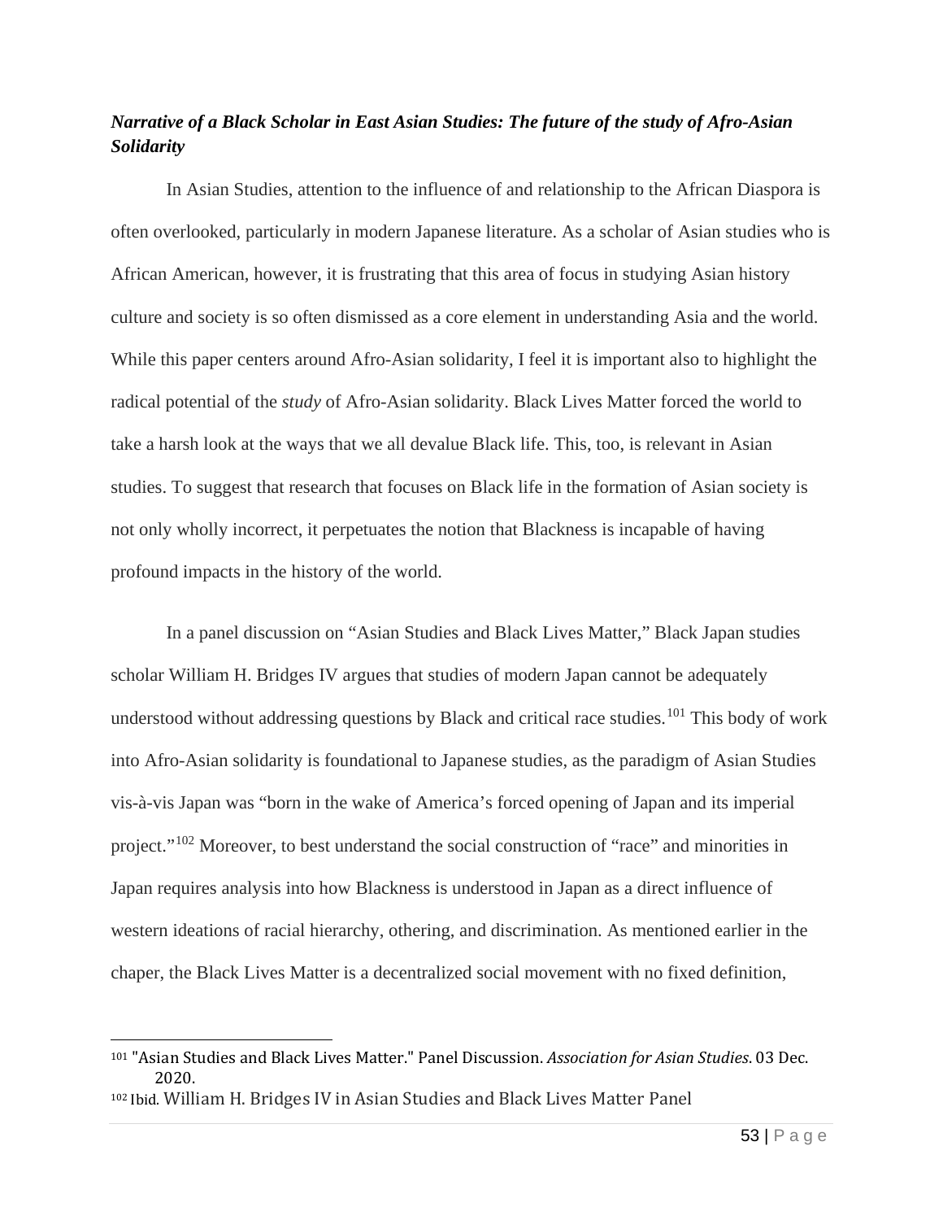### *Narrative of a Black Scholar in East Asian Studies: The future of the study of Afro-Asian Solidarity*

In Asian Studies, attention to the influence of and relationship to the African Diaspora is often overlooked, particularly in modern Japanese literature. As a scholar of Asian studies who is African American, however, it is frustrating that this area of focus in studying Asian history culture and society is so often dismissed as a core element in understanding Asia and the world. While this paper centers around Afro-Asian solidarity, I feel it is important also to highlight the radical potential of the *study* of Afro-Asian solidarity. Black Lives Matter forced the world to take a harsh look at the ways that we all devalue Black life. This, too, is relevant in Asian studies. To suggest that research that focuses on Black life in the formation of Asian society is not only wholly incorrect, it perpetuates the notion that Blackness is incapable of having profound impacts in the history of the world.

In a panel discussion on "Asian Studies and Black Lives Matter," Black Japan studies scholar William H. Bridges IV argues that studies of modern Japan cannot be adequately understood without addressing questions by Black and critical race studies.[101] This body of work into Afro-Asian solidarity is foundational to Japanese studies, as the paradigm of Asian Studies vis-à-vis Japan was "born in the wake of America's forced opening of Japan and its imperial project."[102] Moreover, to best understand the social construction of "race" and minorities in Japan requires analysis into how Blackness is understood in Japan as a direct influence of western ideations of racial hierarchy, othering, and discrimination. As mentioned earlier in the chaper, the Black Lives Matter is a decentralized social movement with no fixed definition,

---

[101] "Asian Studies and Black Lives Matter." Panel Discussion. *Association for Asian Studies.* 03 Dec. 2020.

[102] Ibid. William H. Bridges IV in Asian Studies and Black Lives Matter Panel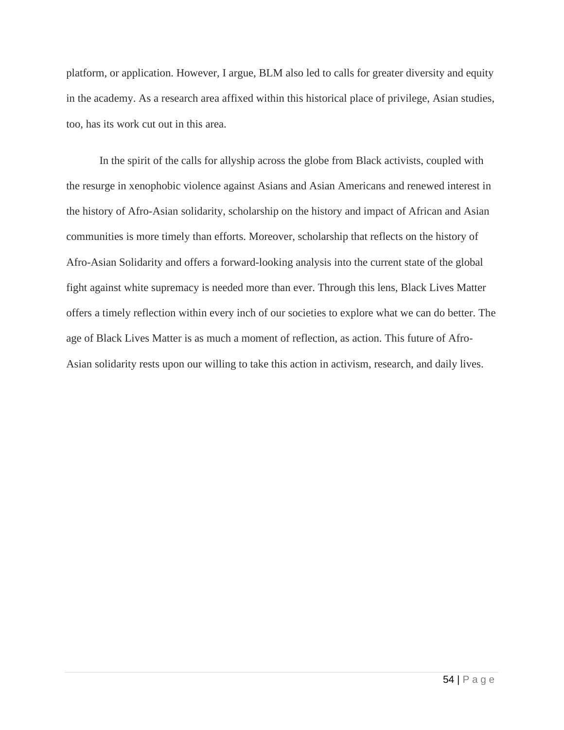platform, or application. However, I argue, BLM also led to calls for greater diversity and equity in the academy. As a research area affixed within this historical place of privilege, Asian studies, too, has its work cut out in this area.

In the spirit of the calls for allyship across the globe from Black activists, coupled with the resurge in xenophobic violence against Asians and Asian Americans and renewed interest in the history of Afro-Asian solidarity, scholarship on the history and impact of African and Asian communities is more timely than efforts. Moreover, scholarship that reflects on the history of Afro-Asian Solidarity and offers a forward-looking analysis into the current state of the global fight against white supremacy is needed more than ever. Through this lens, Black Lives Matter offers a timely reflection within every inch of our societies to explore what we can do better. The age of Black Lives Matter is as much a moment of reflection, as action. This future of Afro-Asian solidarity rests upon our willing to take this action in activism, research, and daily lives.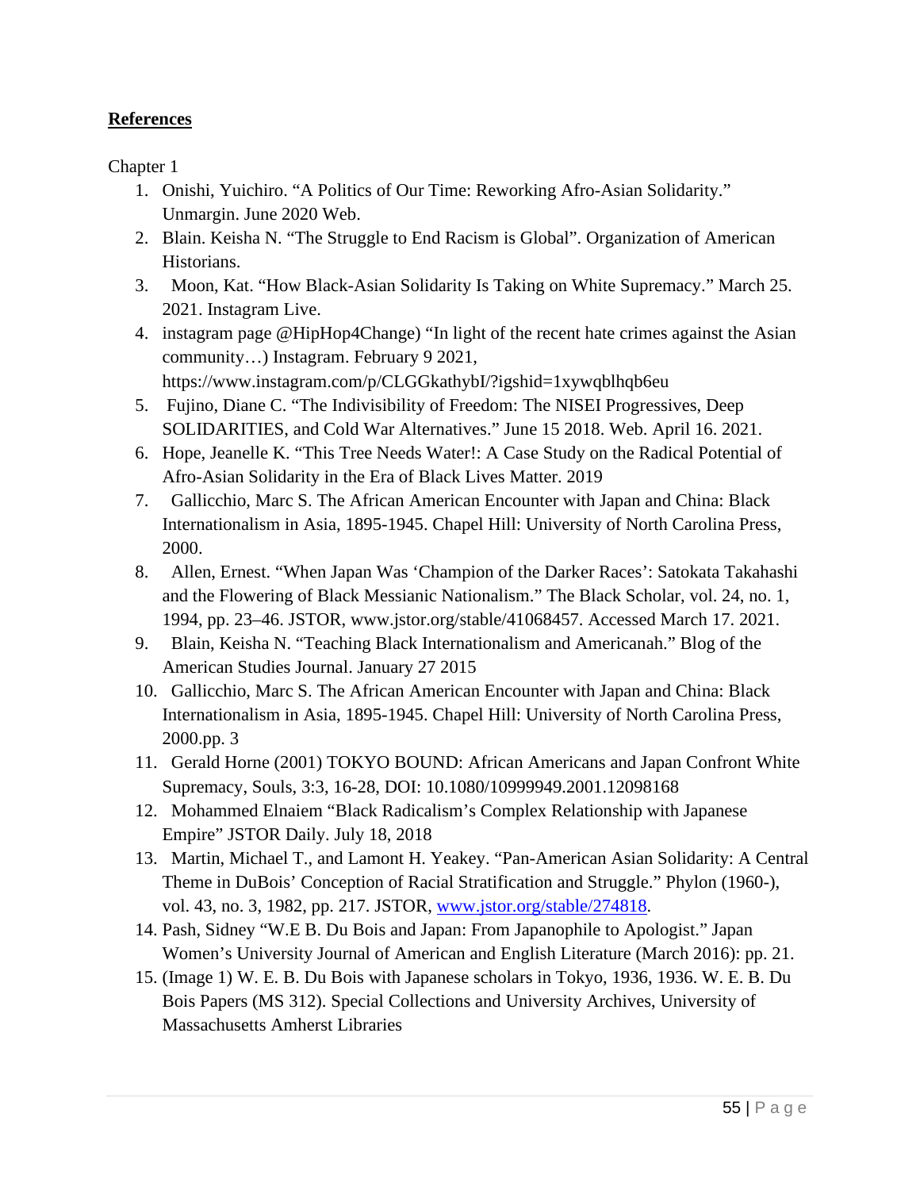**References**

Chapter 1

1. Onishi, Yuichiro. “A Politics of Our Time: Reworking Afro-Asian Solidarity.” Unmargin. June 2020 Web.
2. Blain. Keisha N. “The Struggle to End Racism is Global”. Organization of American Historians.
3. Moon, Kat. “How Black-Asian Solidarity Is Taking on White Supremacy.” March 25. 2021. Instagram Live.
4. instagram page @HipHop4Change) “In light of the recent hate crimes against the Asian community…) Instagram. February 9 2021, https://www.instagram.com/p/CLGGkathybI/?igshid=1xywqblhqb6eu
5. Fujino, Diane C. “The Indivisibility of Freedom: The NISEI Progressives, Deep SOLIDARITIES, and Cold War Alternatives.” June 15 2018. Web. April 16. 2021.
6. Hope, Jeanelle K. “This Tree Needs Water!: A Case Study on the Radical Potential of Afro-Asian Solidarity in the Era of Black Lives Matter. 2019
7. Gallicchio, Marc S. The African American Encounter with Japan and China: Black Internationalism in Asia, 1895-1945. Chapel Hill: University of North Carolina Press, 2000.
8. Allen, Ernest. “When Japan Was ‘Champion of the Darker Races’: Satokata Takahashi and the Flowering of Black Messianic Nationalism.” The Black Scholar, vol. 24, no. 1, 1994, pp. 23–46. JSTOR, www.jstor.org/stable/41068457. Accessed March 17. 2021.
9. Blain, Keisha N. “Teaching Black Internationalism and Americanah.” Blog of the American Studies Journal. January 27 2015
10. Gallicchio, Marc S. The African American Encounter with Japan and China: Black Internationalism in Asia, 1895-1945. Chapel Hill: University of North Carolina Press, 2000.pp. 3
11. Gerald Horne (2001) TOKYO BOUND: African Americans and Japan Confront White Supremacy, Souls, 3:3, 16-28, DOI: 10.1080/10999949.2001.12098168
12. Mohammed Elnaiem “Black Radicalism’s Complex Relationship with Japanese Empire” JSTOR Daily. July 18, 2018
13. Martin, Michael T., and Lamont H. Yeakey. “Pan-American Asian Solidarity: A Central Theme in DuBois’ Conception of Racial Stratification and Struggle.” Phylon (1960-), vol. 43, no. 3, 1982, pp. 217. JSTOR, www.jstor.org/stable/274818.
14. Pash, Sidney “W.E B. Du Bois and Japan: From Japanophile to Apologist.” Japan Women’s University Journal of American and English Literature (March 2016): pp. 21.
15. (Image 1) W. E. B. Du Bois with Japanese scholars in Tokyo, 1936, 1936. W. E. B. Du Bois Papers (MS 312). Special Collections and University Archives, University of Massachusetts Amherst Libraries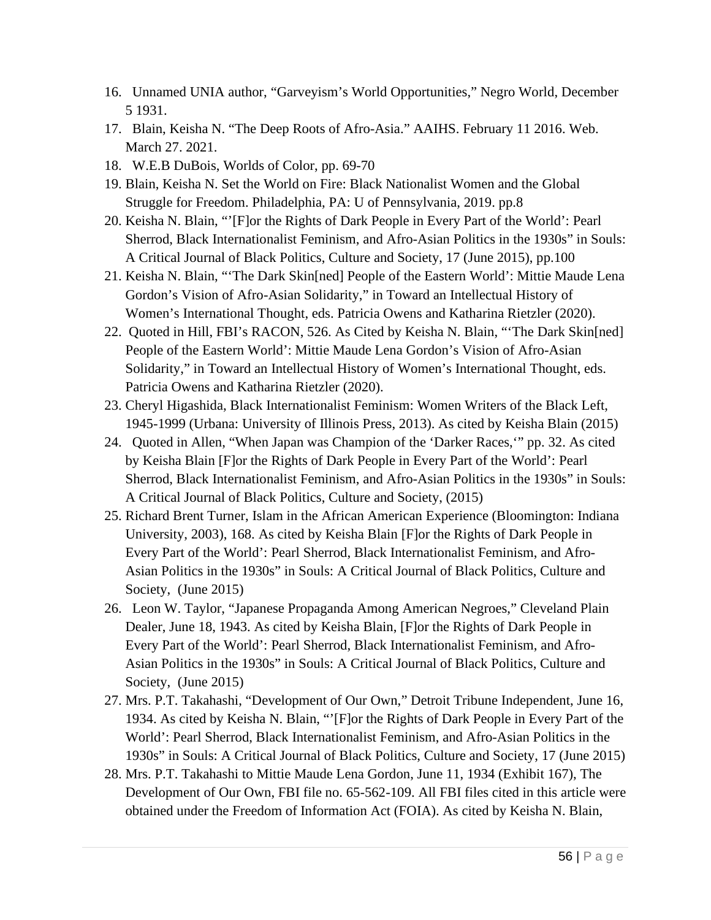16. Unnamed UNIA author, "Garveyism's World Opportunities," Negro World, December 5 1931.
17. Blain, Keisha N. "The Deep Roots of Afro-Asia." AAIHS. February 11 2016. Web. March 27. 2021.
18. W.E.B DuBois, Worlds of Color, pp. 69-70
19. Blain, Keisha N. Set the World on Fire: Black Nationalist Women and the Global Struggle for Freedom. Philadelphia, PA: U of Pennsylvania, 2019. pp.8
20. Keisha N. Blain, "'[F]or the Rights of Dark People in Every Part of the World': Pearl Sherrod, Black Internationalist Feminism, and Afro-Asian Politics in the 1930s" in Souls: A Critical Journal of Black Politics, Culture and Society, 17 (June 2015), pp.100
21. Keisha N. Blain, "'The Dark Skin[ned] People of the Eastern World': Mittie Maude Lena Gordon's Vision of Afro-Asian Solidarity," in Toward an Intellectual History of Women's International Thought, eds. Patricia Owens and Katharina Rietzler (2020).
22. Quoted in Hill, FBI's RACON, 526. As Cited by Keisha N. Blain, "'The Dark Skin[ned] People of the Eastern World': Mittie Maude Lena Gordon's Vision of Afro-Asian Solidarity," in Toward an Intellectual History of Women's International Thought, eds. Patricia Owens and Katharina Rietzler (2020).
23. Cheryl Higashida, Black Internationalist Feminism: Women Writers of the Black Left, 1945-1999 (Urbana: University of Illinois Press, 2013). As cited by Keisha Blain (2015)
24. Quoted in Allen, "When Japan was Champion of the 'Darker Races,'" pp. 32. As cited by Keisha Blain [F]or the Rights of Dark People in Every Part of the World': Pearl Sherrod, Black Internationalist Feminism, and Afro-Asian Politics in the 1930s" in Souls: A Critical Journal of Black Politics, Culture and Society, (2015)
25. Richard Brent Turner, Islam in the African American Experience (Bloomington: Indiana University, 2003), 168. As cited by Keisha Blain [F]or the Rights of Dark People in Every Part of the World': Pearl Sherrod, Black Internationalist Feminism, and Afro-Asian Politics in the 1930s" in Souls: A Critical Journal of Black Politics, Culture and Society, (June 2015)
26. Leon W. Taylor, "Japanese Propaganda Among American Negroes," Cleveland Plain Dealer, June 18, 1943. As cited by Keisha Blain, [F]or the Rights of Dark People in Every Part of the World': Pearl Sherrod, Black Internationalist Feminism, and Afro-Asian Politics in the 1930s" in Souls: A Critical Journal of Black Politics, Culture and Society, (June 2015)
27. Mrs. P.T. Takahashi, "Development of Our Own," Detroit Tribune Independent, June 16, 1934. As cited by Keisha N. Blain, "'[F]or the Rights of Dark People in Every Part of the World': Pearl Sherrod, Black Internationalist Feminism, and Afro-Asian Politics in the 1930s" in Souls: A Critical Journal of Black Politics, Culture and Society, 17 (June 2015)
28. Mrs. P.T. Takahashi to Mittie Maude Lena Gordon, June 11, 1934 (Exhibit 167), The Development of Our Own, FBI file no. 65-562-109. All FBI files cited in this article were obtained under the Freedom of Information Act (FOIA). As cited by Keisha N. Blain,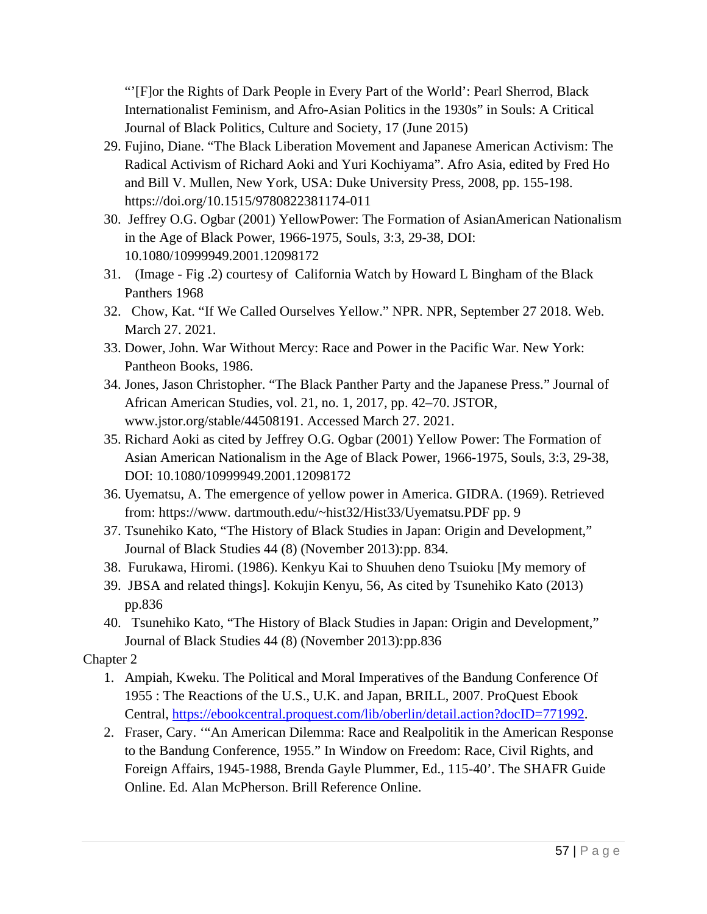"'[F]or the Rights of Dark People in Every Part of the World': Pearl Sherrod, Black Internationalist Feminism, and Afro-Asian Politics in the 1930s" in Souls: A Critical Journal of Black Politics, Culture and Society, 17 (June 2015)

29. Fujino, Diane. "The Black Liberation Movement and Japanese American Activism: The Radical Activism of Richard Aoki and Yuri Kochiyama". Afro Asia, edited by Fred Ho and Bill V. Mullen, New York, USA: Duke University Press, 2008, pp. 155-198. https://doi.org/10.1515/9780822381174-011
30. Jeffrey O.G. Ogbar (2001) YellowPower: The Formation of AsianAmerican Nationalism in the Age of Black Power, 1966-1975, Souls, 3:3, 29-38, DOI: 10.1080/10999949.2001.12098172
31. (Image - Fig .2) courtesy of California Watch by Howard L Bingham of the Black Panthers 1968
32. Chow, Kat. "If We Called Ourselves Yellow." NPR. NPR, September 27 2018. Web. March 27. 2021.
33. Dower, John. War Without Mercy: Race and Power in the Pacific War. New York: Pantheon Books, 1986.
34. Jones, Jason Christopher. "The Black Panther Party and the Japanese Press." Journal of African American Studies, vol. 21, no. 1, 2017, pp. 42–70. JSTOR, www.jstor.org/stable/44508191. Accessed March 27. 2021.
35. Richard Aoki as cited by Jeffrey O.G. Ogbar (2001) Yellow Power: The Formation of Asian American Nationalism in the Age of Black Power, 1966-1975, Souls, 3:3, 29-38, DOI: 10.1080/10999949.2001.12098172
36. Uyematsu, A. The emergence of yellow power in America. GIDRA. (1969). Retrieved from: https://www. dartmouth.edu/~hist32/Hist33/Uyematsu.PDF pp. 9
37. Tsunehiko Kato, "The History of Black Studies in Japan: Origin and Development," Journal of Black Studies 44 (8) (November 2013):pp. 834.
38. Furukawa, Hiromi. (1986). Kenkyu Kai to Shuuhen deno Tsuioku [My memory of
39. JBSA and related things]. Kokujin Kenyu, 56, As cited by Tsunehiko Kato (2013) pp.836
40. Tsunehiko Kato, "The History of Black Studies in Japan: Origin and Development," Journal of Black Studies 44 (8) (November 2013):pp.836

Chapter 2

1. Ampiah, Kweku. The Political and Moral Imperatives of the Bandung Conference Of 1955 : The Reactions of the U.S., U.K. and Japan, BRILL, 2007. ProQuest Ebook Central, https://ebookcentral.proquest.com/lib/oberlin/detail.action?docID=771992.
2. Fraser, Cary. '"An American Dilemma: Race and Realpolitik in the American Response to the Bandung Conference, 1955." In Window on Freedom: Race, Civil Rights, and Foreign Affairs, 1945-1988, Brenda Gayle Plummer, Ed., 115-40'. The SHAFR Guide Online. Ed. Alan McPherson. Brill Reference Online.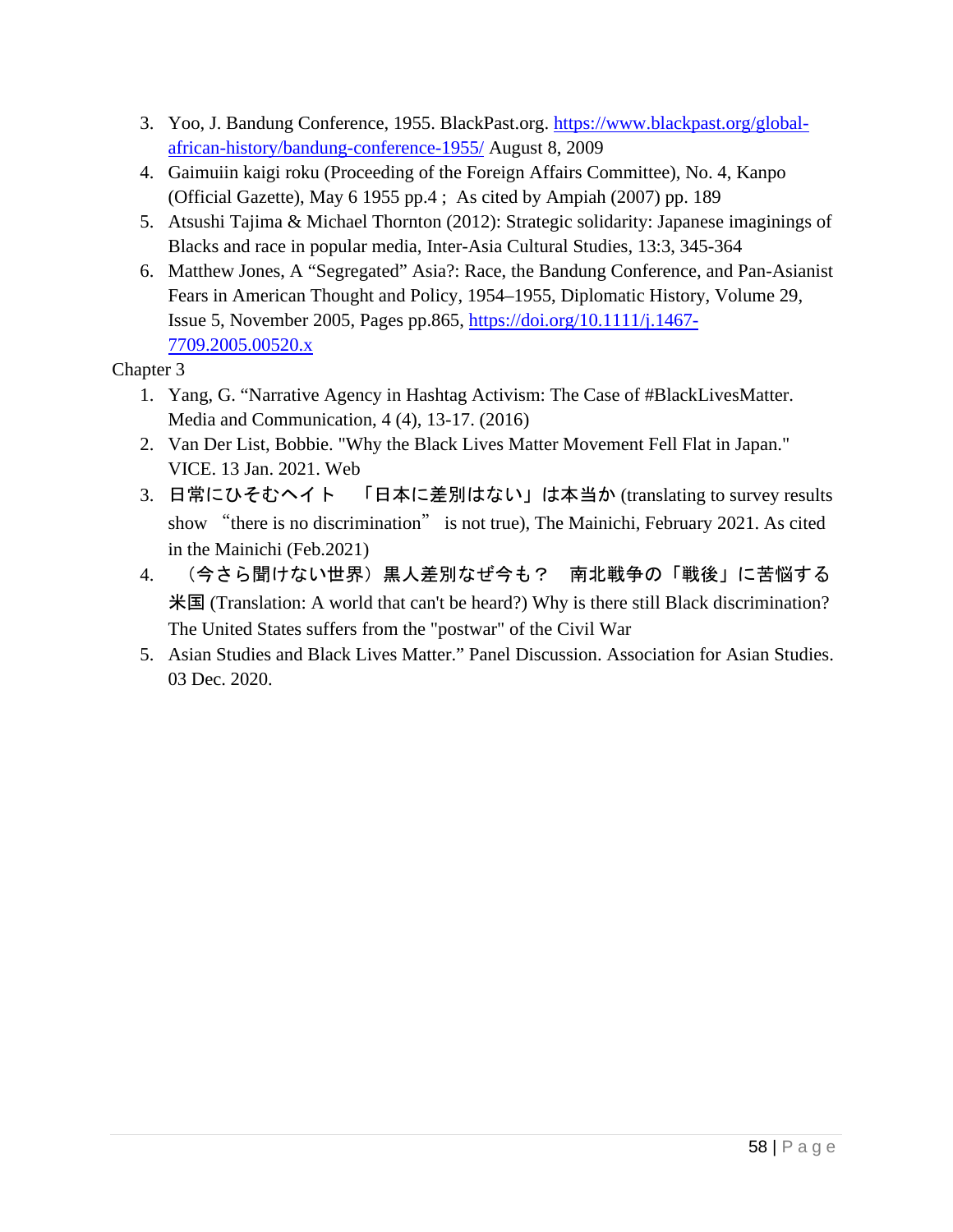3. Yoo, J. Bandung Conference, 1955. BlackPast.org. https://www.blackpast.org/global-african-history/bandung-conference-1955/ August 8, 2009
4. Gaimuiin kaigi roku (Proceeding of the Foreign Affairs Committee), No. 4, Kanpo (Official Gazette), May 6 1955 pp.4 ; As cited by Ampiah (2007) pp. 189
5. Atsushi Tajima & Michael Thornton (2012): Strategic solidarity: Japanese imaginings of Blacks and race in popular media, Inter-Asia Cultural Studies, 13:3, 345-364
6. Matthew Jones, A "Segregated" Asia?: Race, the Bandung Conference, and Pan-Asianist Fears in American Thought and Policy, 1954–1955, Diplomatic History, Volume 29, Issue 5, November 2005, Pages pp.865, https://doi.org/10.1111/j.1467-7709.2005.00520.x

Chapter 3

1. Yang, G. "Narrative Agency in Hashtag Activism: The Case of #BlackLivesMatter. Media and Communication, 4 (4), 13-17. (2016)
2. Van Der List, Bobbie. "Why the Black Lives Matter Movement Fell Flat in Japan." VICE. 13 Jan. 2021. Web
3. 日常にひそむヘイト　「日本に差別はない」は本当か (translating to survey results show "there is no discrimination" is not true), The Mainichi, February 2021. As cited in the Mainichi (Feb.2021)
4. （今さら聞けない世界）黒人差別なぜ今も？　南北戦争の「戦後」に苦悩する米国 (Translation: A world that can't be heard?) Why is there still Black discrimination? The United States suffers from the "postwar" of the Civil War
5. Asian Studies and Black Lives Matter." Panel Discussion. Association for Asian Studies. 03 Dec. 2020.